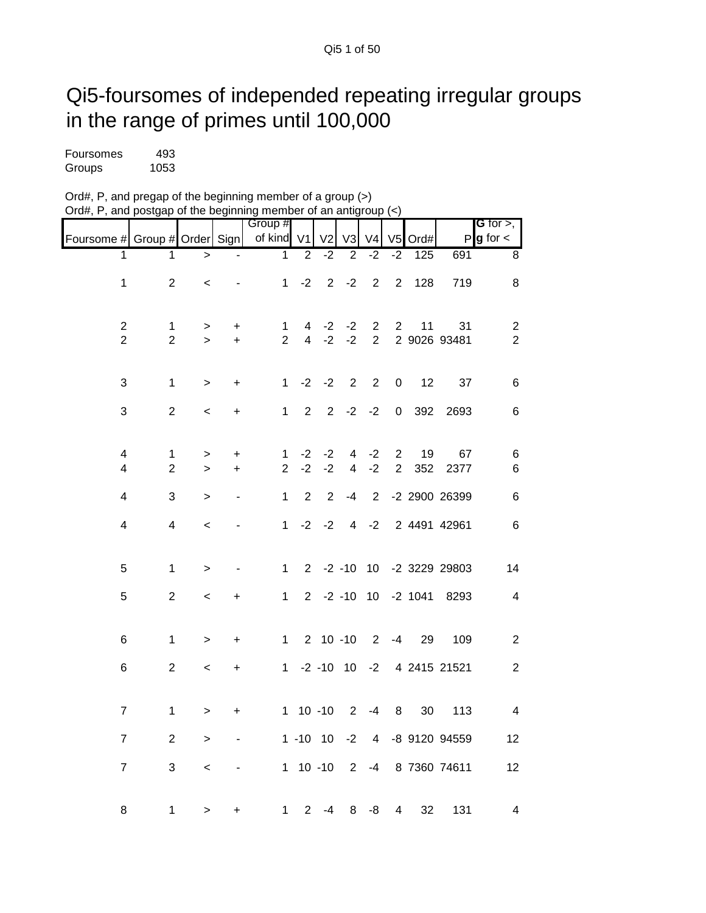# Qi5-foursomes of independed repeating irregular groups in the range of primes until 100,000

| | |
|---|---|
| Foursomes | 493 |
| Groups | 1053 |

Ord#, P, and pregap of the beginning member of a group (>)
Ord#, P, and postgap of the beginning member of an antigroup (<)

| Foursome # | Group # | Order | Sign | Group # of kind | V1 | V2 | V3 | V4 | V5 | Ord# | P | **G** for >, **g** for < |
|---|---|---|---|---|---|---|---|---|---|---|---|---|
| 1 | 1 | > | - | 1 | 2 | -2 | 2 | -2 | -2 | 125 | 691 | 8 |
| 1 | 2 | < | - | 1 | -2 | 2 | -2 | 2 | 2 | 128 | 719 | 8 |
| 2 | 1 | > | + | 1 | 4 | -2 | -2 | 2 | 2 | 11 | 31 | 2 |
| 2 | 2 | > | + | 2 | 4 | -2 | -2 | 2 | 2 | 9026 | 93481 | 2 |
| 3 | 1 | > | + | 1 | -2 | -2 | 2 | 2 | 0 | 12 | 37 | 6 |
| 3 | 2 | < | + | 1 | 2 | 2 | -2 | -2 | 0 | 392 | 2693 | 6 |
| 4 | 1 | > | + | 1 | -2 | -2 | 4 | -2 | 2 | 19 | 67 | 6 |
| 4 | 2 | > | + | 2 | -2 | -2 | 4 | -2 | 2 | 352 | 2377 | 6 |
| 4 | 3 | > | - | 1 | 2 | 2 | -4 | 2 | -2 | 2900 | 26399 | 6 |
| 4 | 4 | < | - | 1 | -2 | -2 | 4 | -2 | 2 | 4491 | 42961 | 6 |
| 5 | 1 | > | - | 1 | 2 | -2 | -10 | 10 | -2 | 3229 | 29803 | 14 |
| 5 | 2 | < | + | 1 | 2 | -2 | -10 | 10 | -2 | 1041 | 8293 | 4 |
| 6 | 1 | > | + | 1 | 2 | 10 | -10 | 2 | -4 | 29 | 109 | 2 |
| 6 | 2 | < | + | 1 | -2 | -10 | 10 | -2 | 4 | 2415 | 21521 | 2 |
| 7 | 1 | > | + | 1 | 10 | -10 | 2 | -4 | 8 | 30 | 113 | 4 |
| 7 | 2 | > | - | 1 | -10 | 10 | -2 | 4 | -8 | 9120 | 94559 | 12 |
| 7 | 3 | < | - | 1 | 10 | -10 | 2 | -4 | 8 | 7360 | 74611 | 12 |
| 8 | 1 | > | + | 1 | 2 | -4 | 8 | -8 | 4 | 32 | 131 | 4 |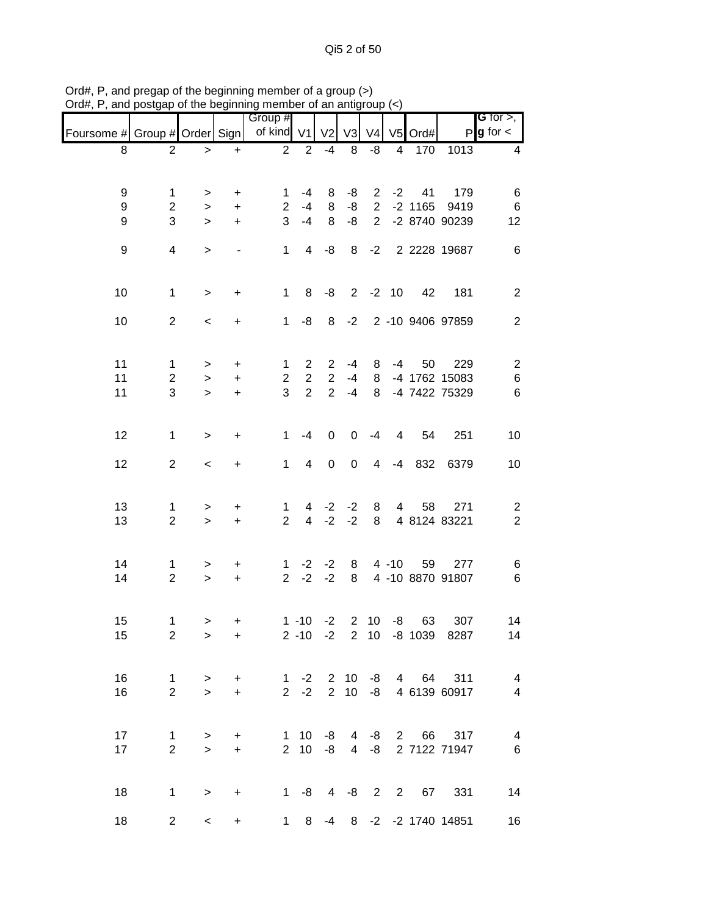Ord#, P, and pregap of the beginning member of a group (>)
Ord#, P, and postgap of the beginning member of an antigroup (<)

| Foursome # | Group # | Order | Sign | Group # of kind | V1 | V2 | V3 | V4 | V5 | Ord# | P | G for >, g for < |
|---|---|---|---|---|---|---|---|---|---|---|---|---|
| 8 | 2 | > | + | 2 | 2 | -4 | 8 | -8 | 4 | 170 | 1013 | 4 |
| 9 | 1 | > | + | 1 | -4 | 8 | -8 | 2 | -2 | 41 | 179 | 6 |
| 9 | 2 | > | + | 2 | -4 | 8 | -8 | 2 | -2 | 1165 | 9419 | 6 |
| 9 | 3 | > | + | 3 | -4 | 8 | -8 | 2 | -2 | 8740 | 90239 | 12 |
| 9 | 4 | > | - | 1 | 4 | -8 | 8 | -2 | 2 | 2228 | 19687 | 6 |
| 10 | 1 | > | + | 1 | 8 | -8 | 2 | -2 | 10 | 42 | 181 | 2 |
| 10 | 2 | < | + | 1 | -8 | 8 | -2 | 2 | -10 | 9406 | 97859 | 2 |
| 11 | 1 | > | + | 1 | 2 | 2 | -4 | 8 | -4 | 50 | 229 | 2 |
| 11 | 2 | > | + | 2 | 2 | 2 | -4 | 8 | -4 | 1762 | 15083 | 6 |
| 11 | 3 | > | + | 3 | 2 | 2 | -4 | 8 | -4 | 7422 | 75329 | 6 |
| 12 | 1 | > | + | 1 | -4 | 0 | 0 | -4 | 4 | 54 | 251 | 10 |
| 12 | 2 | < | + | 1 | 4 | 0 | 0 | 4 | -4 | 832 | 6379 | 10 |
| 13 | 1 | > | + | 1 | 4 | -2 | -2 | 8 | 4 | 58 | 271 | 2 |
| 13 | 2 | > | + | 2 | 4 | -2 | -2 | 8 | 4 | 8124 | 83221 | 2 |
| 14 | 1 | > | + | 1 | -2 | -2 | 8 | 4 | -10 | 59 | 277 | 6 |
| 14 | 2 | > | + | 2 | -2 | -2 | 8 | 4 | -10 | 8870 | 91807 | 6 |
| 15 | 1 | > | + | 1 | -10 | -2 | 2 | 10 | -8 | 63 | 307 | 14 |
| 15 | 2 | > | + | 2 | -10 | -2 | 2 | 10 | -8 | 1039 | 8287 | 14 |
| 16 | 1 | > | + | 1 | -2 | 2 | 10 | -8 | 4 | 64 | 311 | 4 |
| 16 | 2 | > | + | 2 | -2 | 2 | 10 | -8 | 4 | 6139 | 60917 | 4 |
| 17 | 1 | > | + | 1 | 10 | -8 | 4 | -8 | 2 | 66 | 317 | 4 |
| 17 | 2 | > | + | 2 | 10 | -8 | 4 | -8 | 2 | 7122 | 71947 | 6 |
| 18 | 1 | > | + | 1 | -8 | 4 | -8 | 2 | 2 | 67 | 331 | 14 |
| 18 | 2 | < | + | 1 | 8 | -4 | 8 | -2 | -2 | 1740 | 14851 | 16 |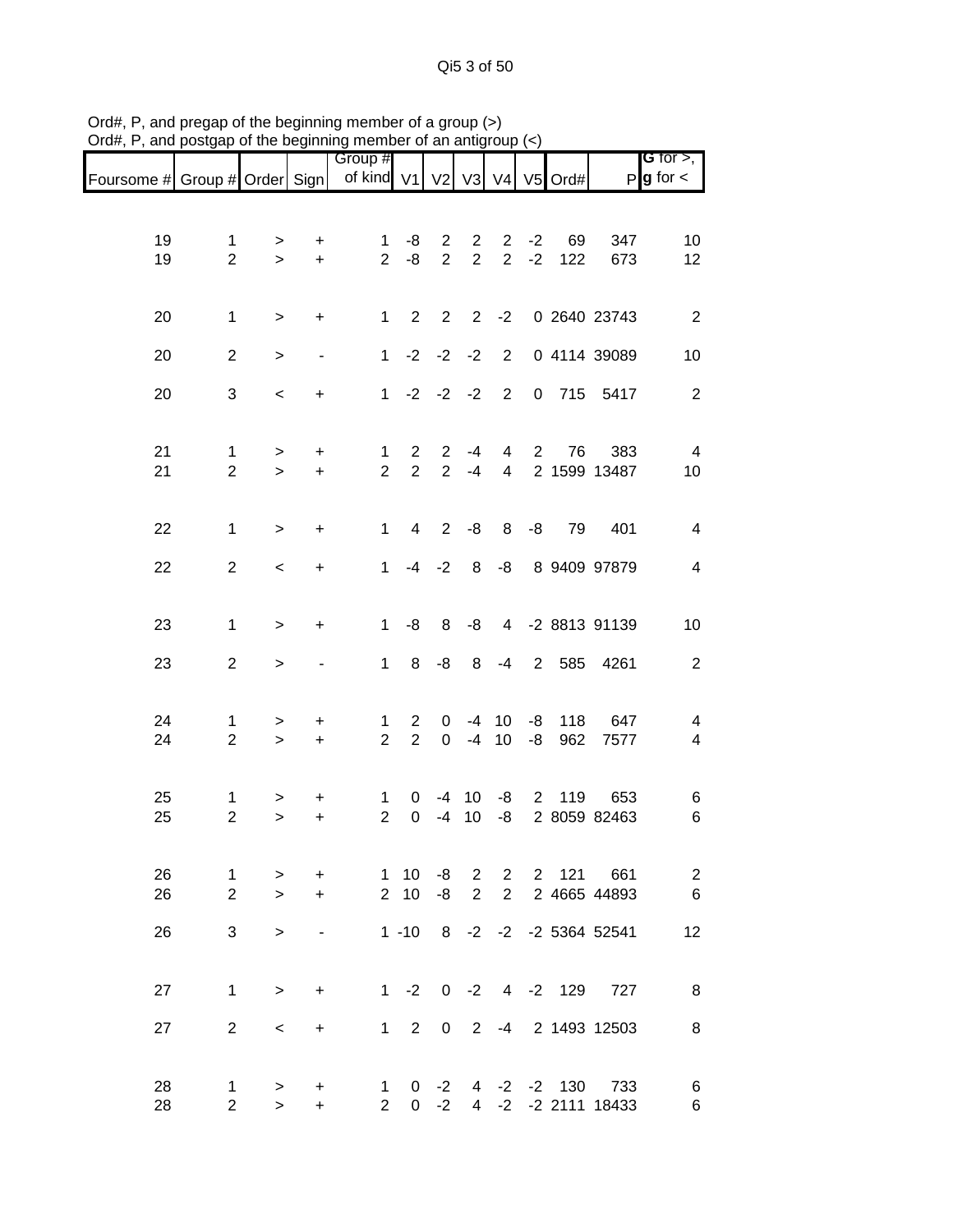Ord#, P, and pregap of the beginning member of a group (>)
Ord#, P, and postgap of the beginning member of an antigroup (<)

| Foursome # | Group # | Order | Sign | Group # of kind | V1 | V2 | V3 | V4 | V5 | Ord# | P | G for >, g for < |
|---|---|---|---|---|---|---|---|---|---|---|---|---|
| 19 | 1 | > | + | 1 | -8 | 2 | 2 | 2 | -2 | 69 | 347 | 10 |
| 19 | 2 | > | + | 2 | -8 | 2 | 2 | 2 | -2 | 122 | 673 | 12 |
| 20 | 1 | > | + | 1 | 2 | 2 | 2 | -2 | 0 | 2640 | 23743 | 2 |
| 20 | 2 | > | - | 1 | -2 | -2 | -2 | 2 | 0 | 4114 | 39089 | 10 |
| 20 | 3 | < | + | 1 | -2 | -2 | -2 | 2 | 0 | 715 | 5417 | 2 |
| 21 | 1 | > | + | 1 | 2 | 2 | -4 | 4 | 2 | 76 | 383 | 4 |
| 21 | 2 | > | + | 2 | 2 | 2 | -4 | 4 | 2 | 1599 | 13487 | 10 |
| 22 | 1 | > | + | 1 | 4 | 2 | -8 | 8 | -8 | 79 | 401 | 4 |
| 22 | 2 | < | + | 1 | -4 | -2 | 8 | -8 | 8 | 9409 | 97879 | 4 |
| 23 | 1 | > | + | 1 | -8 | 8 | -8 | 4 | -2 | 8813 | 91139 | 10 |
| 23 | 2 | > | - | 1 | 8 | -8 | 8 | -4 | 2 | 585 | 4261 | 2 |
| 24 | 1 | > | + | 1 | 2 | 0 | -4 | 10 | -8 | 118 | 647 | 4 |
| 24 | 2 | > | + | 2 | 2 | 0 | -4 | 10 | -8 | 962 | 7577 | 4 |
| 25 | 1 | > | + | 1 | 0 | -4 | 10 | -8 | 2 | 119 | 653 | 6 |
| 25 | 2 | > | + | 2 | 0 | -4 | 10 | -8 | 2 | 8059 | 82463 | 6 |
| 26 | 1 | > | + | 1 | 10 | -8 | 2 | 2 | 2 | 121 | 661 | 2 |
| 26 | 2 | > | + | 2 | 10 | -8 | 2 | 2 | 2 | 4665 | 44893 | 6 |
| 26 | 3 | > | - | 1 | -10 | 8 | -2 | -2 | -2 | 5364 | 52541 | 12 |
| 27 | 1 | > | + | 1 | -2 | 0 | -2 | 4 | -2 | 129 | 727 | 8 |
| 27 | 2 | < | + | 1 | 2 | 0 | 2 | -4 | 2 | 1493 | 12503 | 8 |
| 28 | 1 | > | + | 1 | 0 | -2 | 4 | -2 | -2 | 130 | 733 | 6 |
| 28 | 2 | > | + | 2 | 0 | -2 | 4 | -2 | -2 | 2111 | 18433 | 6 |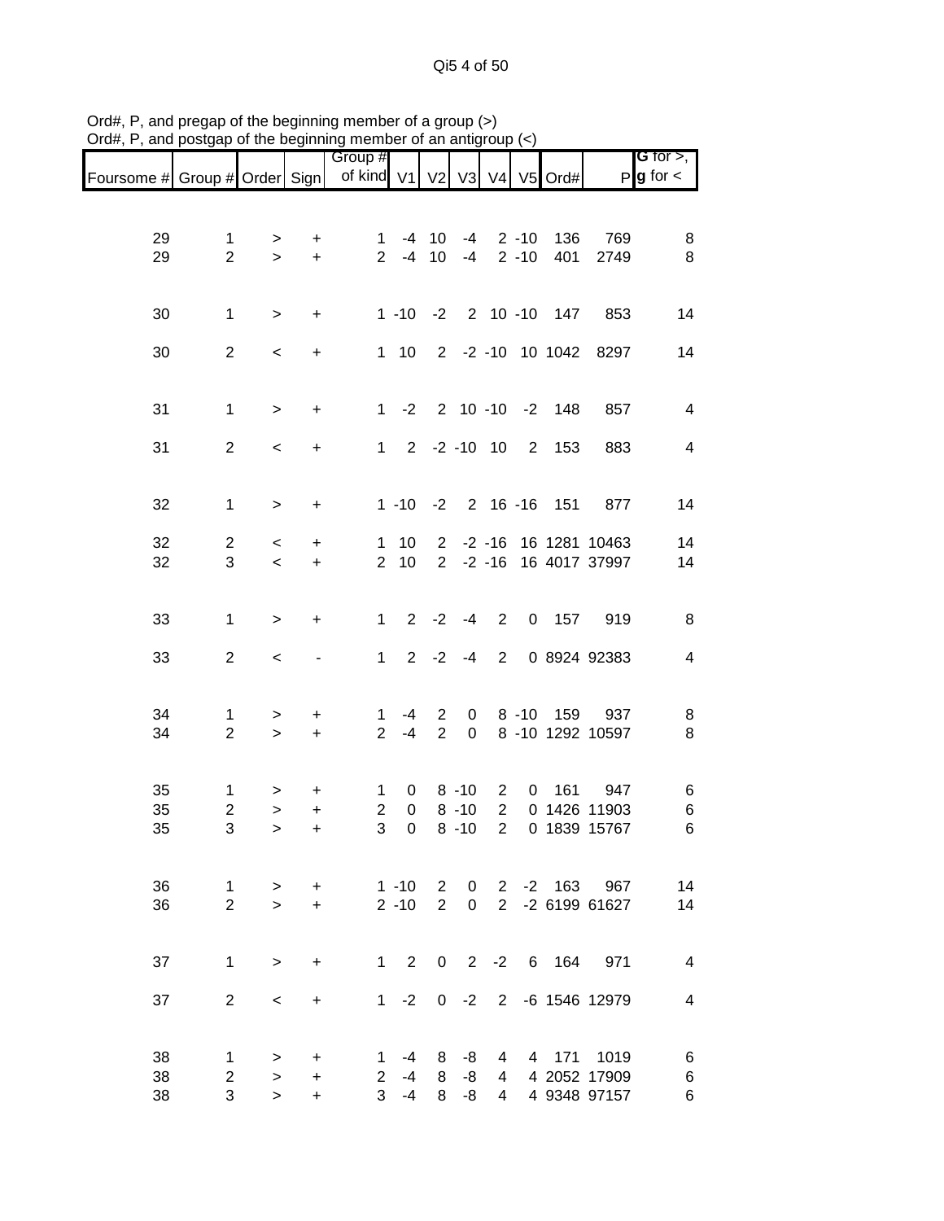Ord#, P, and pregap of the beginning member of a group (>)
Ord#, P, and postgap of the beginning member of an antigroup (<)

| Foursome # | Group # | Order | Sign | Group # of kind | V1 | V2 | V3 | V4 | V5 | Ord# | P | **G** for >, **g** for < |
|---|---|---|---|---|---|---|---|---|---|---|---|---|
| 29 | 1 | > | + | 1 | -4 | 10 | -4 | 2 | -10 | 136 | 769 | 8 |
| 29 | 2 | > | + | 2 | -4 | 10 | -4 | 2 | -10 | 401 | 2749 | 8 |
| 30 | 1 | > | + | 1 | -10 | -2 | 2 | 10 | -10 | 147 | 853 | 14 |
| 30 | 2 | < | + | 1 | 10 | 2 | -2 | -10 | 10 | 1042 | 8297 | 14 |
| 31 | 1 | > | + | 1 | -2 | 2 | 10 | -10 | -2 | 148 | 857 | 4 |
| 31 | 2 | < | + | 1 | 2 | -2 | -10 | 10 | 2 | 153 | 883 | 4 |
| 32 | 1 | > | + | 1 | -10 | -2 | 2 | 16 | -16 | 151 | 877 | 14 |
| 32 | 2 | < | + | 1 | 10 | 2 | -2 | -16 | 16 | 1281 | 10463 | 14 |
| 32 | 3 | < | + | 2 | 10 | 2 | -2 | -16 | 16 | 4017 | 37997 | 14 |
| 33 | 1 | > | + | 1 | 2 | -2 | -4 | 2 | 0 | 157 | 919 | 8 |
| 33 | 2 | < | - | 1 | 2 | -2 | -4 | 2 | 0 | 8924 | 92383 | 4 |
| 34 | 1 | > | + | 1 | -4 | 2 | 0 | 8 | -10 | 159 | 937 | 8 |
| 34 | 2 | > | + | 2 | -4 | 2 | 0 | 8 | -10 | 1292 | 10597 | 8 |
| 35 | 1 | > | + | 1 | 0 | 8 | -10 | 2 | 0 | 161 | 947 | 6 |
| 35 | 2 | > | + | 2 | 0 | 8 | -10 | 2 | 0 | 1426 | 11903 | 6 |
| 35 | 3 | > | + | 3 | 0 | 8 | -10 | 2 | 0 | 1839 | 15767 | 6 |
| 36 | 1 | > | + | 1 | -10 | 2 | 0 | 2 | -2 | 163 | 967 | 14 |
| 36 | 2 | > | + | 2 | -10 | 2 | 0 | 2 | -2 | 6199 | 61627 | 14 |
| 37 | 1 | > | + | 1 | 2 | 0 | 2 | -2 | 6 | 164 | 971 | 4 |
| 37 | 2 | < | + | 1 | -2 | 0 | -2 | 2 | -6 | 1546 | 12979 | 4 |
| 38 | 1 | > | + | 1 | -4 | 8 | -8 | 4 | 4 | 171 | 1019 | 6 |
| 38 | 2 | > | + | 2 | -4 | 8 | -8 | 4 | 4 | 2052 | 17909 | 6 |
| 38 | 3 | > | + | 3 | -4 | 8 | -8 | 4 | 4 | 9348 | 97157 | 6 |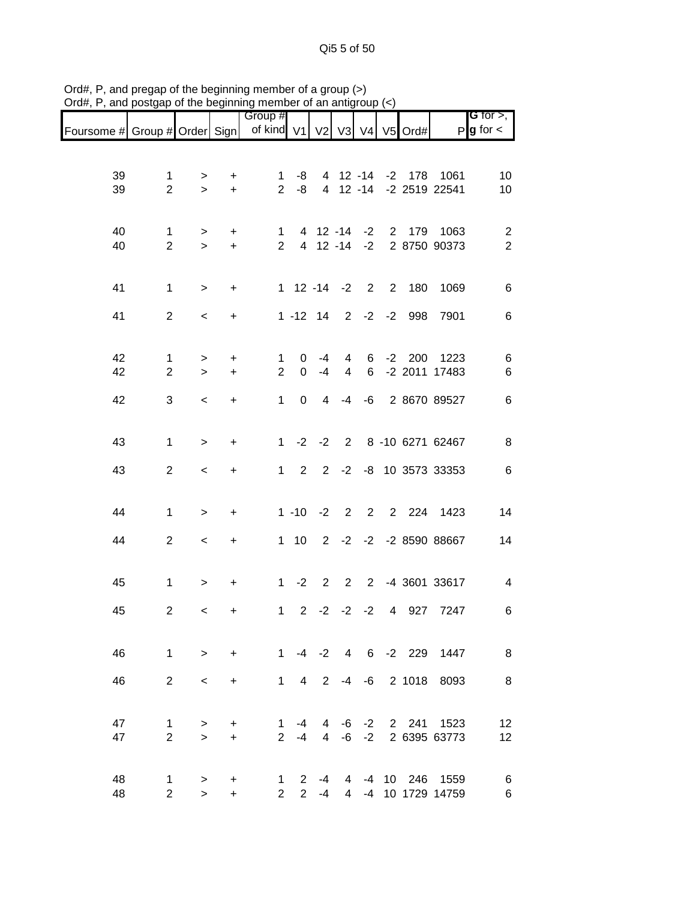Ord#, P, and pregap of the beginning member of a group (>)
Ord#, P, and postgap of the beginning member of an antigroup (<)

| Foursome # | Group # | Order | Sign | Group # of kind | V1 | V2 | V3 | V4 | V5 | Ord# | P | **G** for >, **g** for < |
|---|---|---|---|---|---|---|---|---|---|---|---|---|
| 39 | 1 | > | + | 1 | -8 | 4 | 12 | -14 | -2 | 178 | 1061 | 10 |
| 39 | 2 | > | + | 2 | -8 | 4 | 12 | -14 | -2 | 2519 | 22541 | 10 |
| 40 | 1 | > | + | 1 | 4 | 12 | -14 | -2 | 2 | 179 | 1063 | 2 |
| 40 | 2 | > | + | 2 | 4 | 12 | -14 | -2 | 2 | 8750 | 90373 | 2 |
| 41 | 1 | > | + | 1 | 12 | -14 | -2 | 2 | 2 | 180 | 1069 | 6 |
| 41 | 2 | < | + | 1 | -12 | 14 | 2 | -2 | -2 | 998 | 7901 | 6 |
| 42 | 1 | > | + | 1 | 0 | -4 | 4 | 6 | -2 | 200 | 1223 | 6 |
| 42 | 2 | > | + | 2 | 0 | -4 | 4 | 6 | -2 | 2011 | 17483 | 6 |
| 42 | 3 | < | + | 1 | 0 | 4 | -4 | -6 | 2 | 8670 | 89527 | 6 |
| 43 | 1 | > | + | 1 | -2 | -2 | 2 | 8 | -10 | 6271 | 62467 | 8 |
| 43 | 2 | < | + | 1 | 2 | 2 | -2 | -8 | 10 | 3573 | 33353 | 6 |
| 44 | 1 | > | + | 1 | -10 | -2 | 2 | 2 | 2 | 224 | 1423 | 14 |
| 44 | 2 | < | + | 1 | 10 | 2 | -2 | -2 | -2 | 8590 | 88667 | 14 |
| 45 | 1 | > | + | 1 | -2 | 2 | 2 | 2 | -4 | 3601 | 33617 | 4 |
| 45 | 2 | < | + | 1 | 2 | -2 | -2 | -2 | 4 | 927 | 7247 | 6 |
| 46 | 1 | > | + | 1 | -4 | -2 | 4 | 6 | -2 | 229 | 1447 | 8 |
| 46 | 2 | < | + | 1 | 4 | 2 | -4 | -6 | 2 | 1018 | 8093 | 8 |
| 47 | 1 | > | + | 1 | -4 | 4 | -6 | -2 | 2 | 241 | 1523 | 12 |
| 47 | 2 | > | + | 2 | -4 | 4 | -6 | -2 | 2 | 6395 | 63773 | 12 |
| 48 | 1 | > | + | 1 | 2 | -4 | 4 | -4 | 10 | 246 | 1559 | 6 |
| 48 | 2 | > | + | 2 | 2 | -4 | 4 | -4 | 10 | 1729 | 14759 | 6 |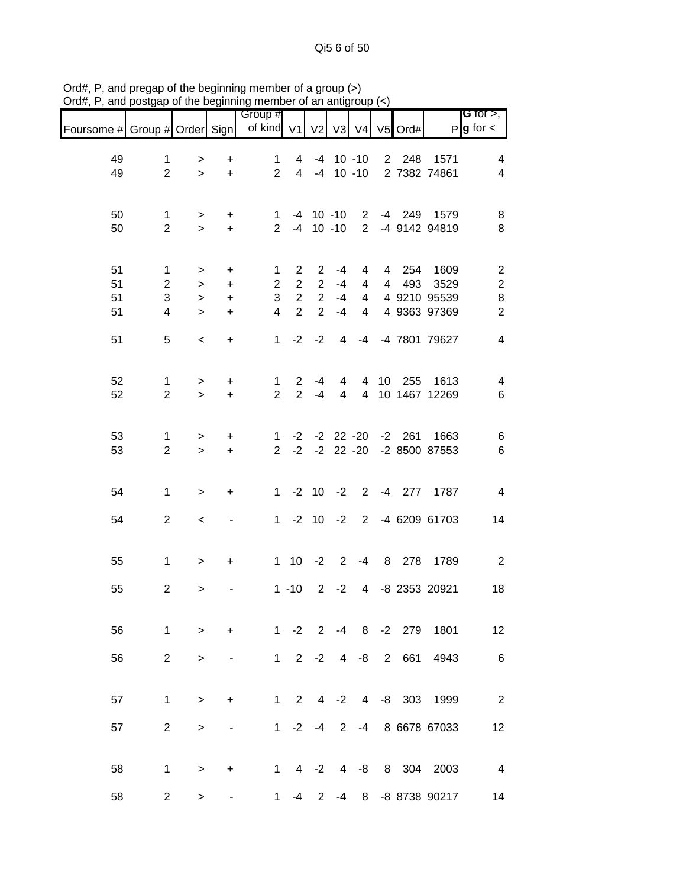Ord#, P, and pregap of the beginning member of a group (>)
Ord#, P, and postgap of the beginning member of an antigroup (<)

| Foursome # | Group # | Order | Sign | Group # of kind | V1 | V2 | V3 | V4 | V5 | Ord# | P | G for >, g for < |
|---|---|---|---|---|---|---|---|---|---|---|---|---|
| 49 | 1 | > | + | 1 | 4 | -4 | 10 | -10 | 2 | 248 | 1571 | 4 |
| 49 | 2 | > | + | 2 | 4 | -4 | 10 | -10 | 2 | 7382 | 74861 | 4 |
| 50 | 1 | > | + | 1 | -4 | 10 | -10 | 2 | -4 | 249 | 1579 | 8 |
| 50 | 2 | > | + | 2 | -4 | 10 | -10 | 2 | -4 | 9142 | 94819 | 8 |
| 51 | 1 | > | + | 1 | 2 | 2 | -4 | 4 | 4 | 254 | 1609 | 2 |
| 51 | 2 | > | + | 2 | 2 | 2 | -4 | 4 | 4 | 493 | 3529 | 2 |
| 51 | 3 | > | + | 3 | 2 | 2 | -4 | 4 | 4 | 9210 | 95539 | 8 |
| 51 | 4 | > | + | 4 | 2 | 2 | -4 | 4 | 4 | 9363 | 97369 | 2 |
| 51 | 5 | < | + | 1 | -2 | -2 | 4 | -4 | -4 | 7801 | 79627 | 4 |
| 52 | 1 | > | + | 1 | 2 | -4 | 4 | 4 | 10 | 255 | 1613 | 4 |
| 52 | 2 | > | + | 2 | 2 | -4 | 4 | 4 | 10 | 1467 | 12269 | 6 |
| 53 | 1 | > | + | 1 | -2 | -2 | 22 | -20 | -2 | 261 | 1663 | 6 |
| 53 | 2 | > | + | 2 | -2 | -2 | 22 | -20 | -2 | 8500 | 87553 | 6 |
| 54 | 1 | > | + | 1 | -2 | 10 | -2 | 2 | -4 | 277 | 1787 | 4 |
| 54 | 2 | < | - | 1 | -2 | 10 | -2 | 2 | -4 | 6209 | 61703 | 14 |
| 55 | 1 | > | + | 1 | 10 | -2 | 2 | -4 | 8 | 278 | 1789 | 2 |
| 55 | 2 | > | - | 1 | -10 | 2 | -2 | 4 | -8 | 2353 | 20921 | 18 |
| 56 | 1 | > | + | 1 | -2 | 2 | -4 | 8 | -2 | 279 | 1801 | 12 |
| 56 | 2 | > | - | 1 | 2 | -2 | 4 | -8 | 2 | 661 | 4943 | 6 |
| 57 | 1 | > | + | 1 | 2 | 4 | -2 | 4 | -8 | 303 | 1999 | 2 |
| 57 | 2 | > | - | 1 | -2 | -4 | 2 | -4 | 8 | 6678 | 67033 | 12 |
| 58 | 1 | > | + | 1 | 4 | -2 | 4 | -8 | 8 | 304 | 2003 | 4 |
| 58 | 2 | > | - | 1 | -4 | 2 | -4 | 8 | -8 | 8738 | 90217 | 14 |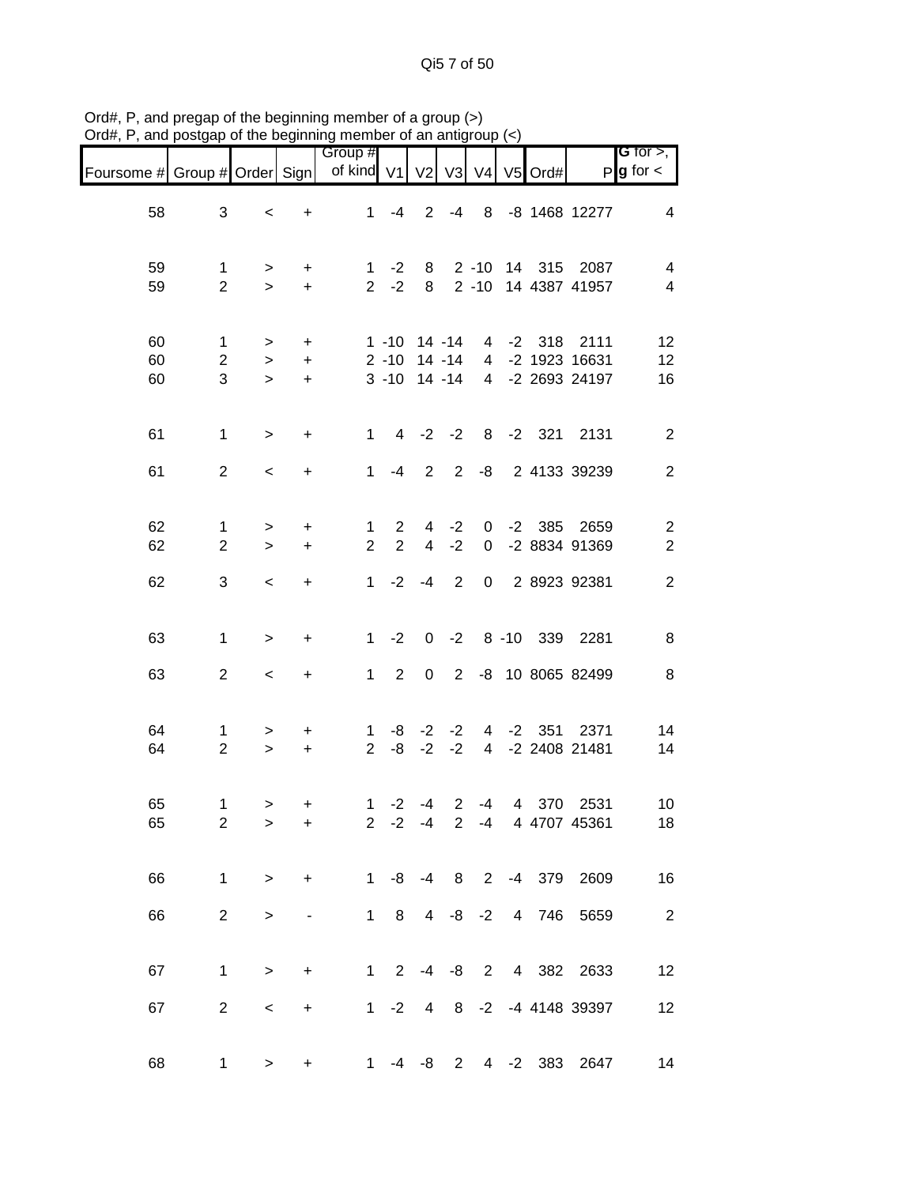Ord#, P, and pregap of the beginning member of a group (>)
Ord#, P, and postgap of the beginning member of an antigroup (<)

| Foursome # | Group # | Order | Sign | Group # of kind | V1 | V2 | V3 | V4 | V5 | Ord# | P | G for >, g for < |
|---|---|---|---|---|---|---|---|---|---|---|---|---|
| 58 | 3 | < | + | 1 | -4 | 2 | -4 | 8 | -8 | 1468 | 12277 | 4 |
| 59 | 1 | > | + | 1 | -2 | 8 | 2 | -10 | 14 | 315 | 2087 | 4 |
| 59 | 2 | > | + | 2 | -2 | 8 | 2 | -10 | 14 | 4387 | 41957 | 4 |
| 60 | 1 | > | + | 1 | -10 | 14 | -14 | 4 | -2 | 318 | 2111 | 12 |
| 60 | 2 | > | + | 2 | -10 | 14 | -14 | 4 | -2 | 1923 | 16631 | 12 |
| 60 | 3 | > | + | 3 | -10 | 14 | -14 | 4 | -2 | 2693 | 24197 | 16 |
| 61 | 1 | > | + | 1 | 4 | -2 | -2 | 8 | -2 | 321 | 2131 | 2 |
| 61 | 2 | < | + | 1 | -4 | 2 | 2 | -8 | 2 | 4133 | 39239 | 2 |
| 62 | 1 | > | + | 1 | 2 | 4 | -2 | 0 | -2 | 385 | 2659 | 2 |
| 62 | 2 | > | + | 2 | 2 | 4 | -2 | 0 | -2 | 8834 | 91369 | 2 |
| 62 | 3 | < | + | 1 | -2 | -4 | 2 | 0 | 2 | 8923 | 92381 | 2 |
| 63 | 1 | > | + | 1 | -2 | 0 | -2 | 8 | -10 | 339 | 2281 | 8 |
| 63 | 2 | < | + | 1 | 2 | 0 | 2 | -8 | 10 | 8065 | 82499 | 8 |
| 64 | 1 | > | + | 1 | -8 | -2 | -2 | 4 | -2 | 351 | 2371 | 14 |
| 64 | 2 | > | + | 2 | -8 | -2 | -2 | 4 | -2 | 2408 | 21481 | 14 |
| 65 | 1 | > | + | 1 | -2 | -4 | 2 | -4 | 4 | 370 | 2531 | 10 |
| 65 | 2 | > | + | 2 | -2 | -4 | 2 | -4 | 4 | 4707 | 45361 | 18 |
| 66 | 1 | > | + | 1 | -8 | -4 | 8 | 2 | -4 | 379 | 2609 | 16 |
| 66 | 2 | > | - | 1 | 8 | 4 | -8 | -2 | 4 | 746 | 5659 | 2 |
| 67 | 1 | > | + | 1 | 2 | -4 | -8 | 2 | 4 | 382 | 2633 | 12 |
| 67 | 2 | < | + | 1 | -2 | 4 | 8 | -2 | -4 | 4148 | 39397 | 12 |
| 68 | 1 | > | + | 1 | -4 | -8 | 2 | 4 | -2 | 383 | 2647 | 14 |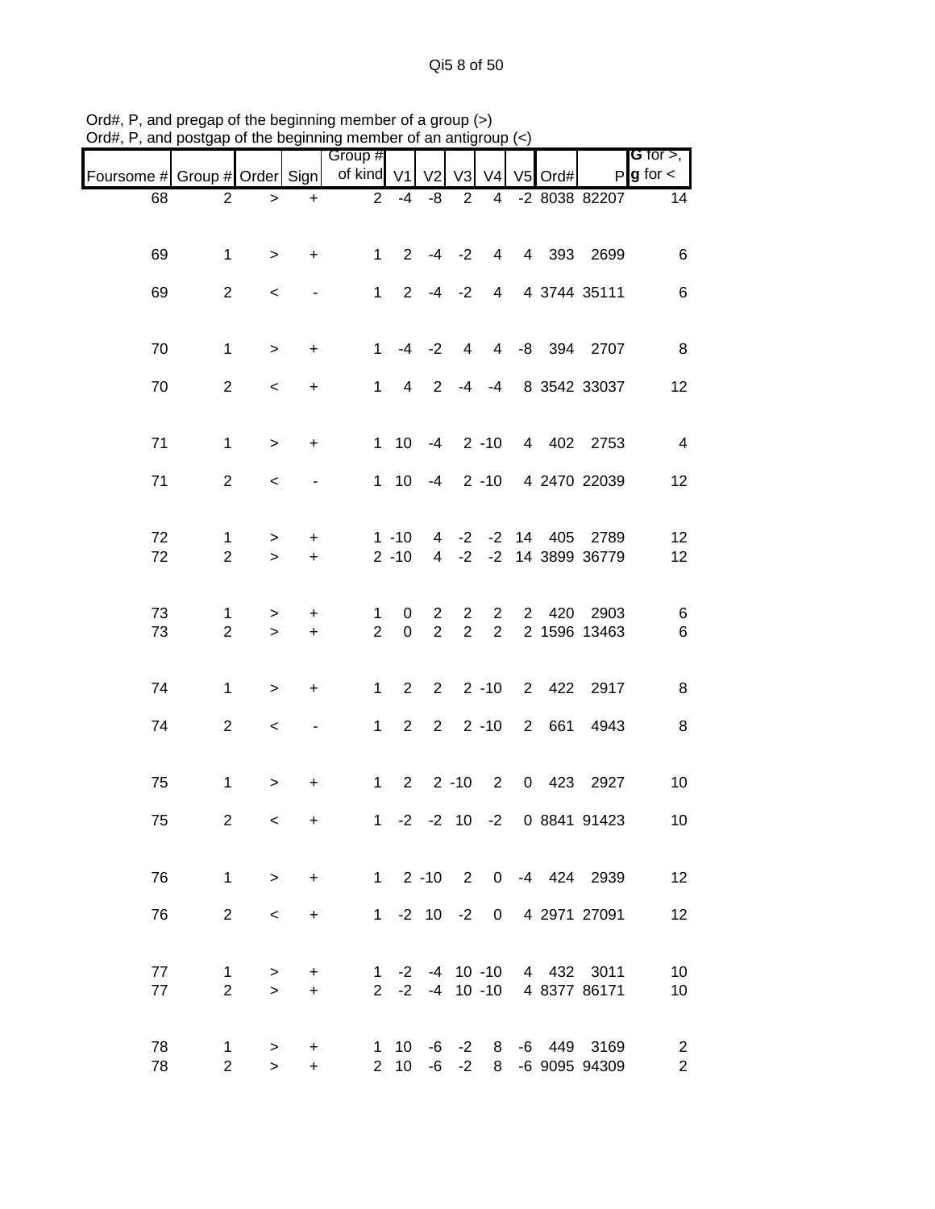Ord#, P, and pregap of the beginning member of a group (>)
Ord#, P, and postgap of the beginning member of an antigroup (<)

| Foursome # | Group # | Order | Sign | Group # of kind | V1 | V2 | V3 | V4 | V5 | Ord# | P | G for >, g for < |
|---|---|---|---|---|---|---|---|---|---|---|---|---|
| 68 | 2 | > | + | 2 | -4 | -8 | 2 | 4 | -2 | 8038 | 82207 | 14 |
| 69 | 1 | > | + | 1 | 2 | -4 | -2 | 4 | 4 | 393 | 2699 | 6 |
| 69 | 2 | < | - | 1 | 2 | -4 | -2 | 4 | 4 | 3744 | 35111 | 6 |
| 70 | 1 | > | + | 1 | -4 | -2 | 4 | 4 | -8 | 394 | 2707 | 8 |
| 70 | 2 | < | + | 1 | 4 | 2 | -4 | -4 | 8 | 3542 | 33037 | 12 |
| 71 | 1 | > | + | 1 | 10 | -4 | 2 | -10 | 4 | 402 | 2753 | 4 |
| 71 | 2 | < | - | 1 | 10 | -4 | 2 | -10 | 4 | 2470 | 22039 | 12 |
| 72 | 1 | > | + | 1 | -10 | 4 | -2 | -2 | 14 | 405 | 2789 | 12 |
| 72 | 2 | > | + | 2 | -10 | 4 | -2 | -2 | 14 | 3899 | 36779 | 12 |
| 73 | 1 | > | + | 1 | 0 | 2 | 2 | 2 | 2 | 420 | 2903 | 6 |
| 73 | 2 | > | + | 2 | 0 | 2 | 2 | 2 | 2 | 1596 | 13463 | 6 |
| 74 | 1 | > | + | 1 | 2 | 2 | 2 | -10 | 2 | 422 | 2917 | 8 |
| 74 | 2 | < | - | 1 | 2 | 2 | 2 | -10 | 2 | 661 | 4943 | 8 |
| 75 | 1 | > | + | 1 | 2 | 2 | -10 | 2 | 0 | 423 | 2927 | 10 |
| 75 | 2 | < | + | 1 | -2 | -2 | 10 | -2 | 0 | 8841 | 91423 | 10 |
| 76 | 1 | > | + | 1 | 2 | -10 | 2 | 0 | -4 | 424 | 2939 | 12 |
| 76 | 2 | < | + | 1 | -2 | 10 | -2 | 0 | 4 | 2971 | 27091 | 12 |
| 77 | 1 | > | + | 1 | -2 | -4 | 10 | -10 | 4 | 432 | 3011 | 10 |
| 77 | 2 | > | + | 2 | -2 | -4 | 10 | -10 | 4 | 8377 | 86171 | 10 |
| 78 | 1 | > | + | 1 | 10 | -6 | -2 | 8 | -6 | 449 | 3169 | 2 |
| 78 | 2 | > | + | 2 | 10 | -6 | -2 | 8 | -6 | 9095 | 94309 | 2 |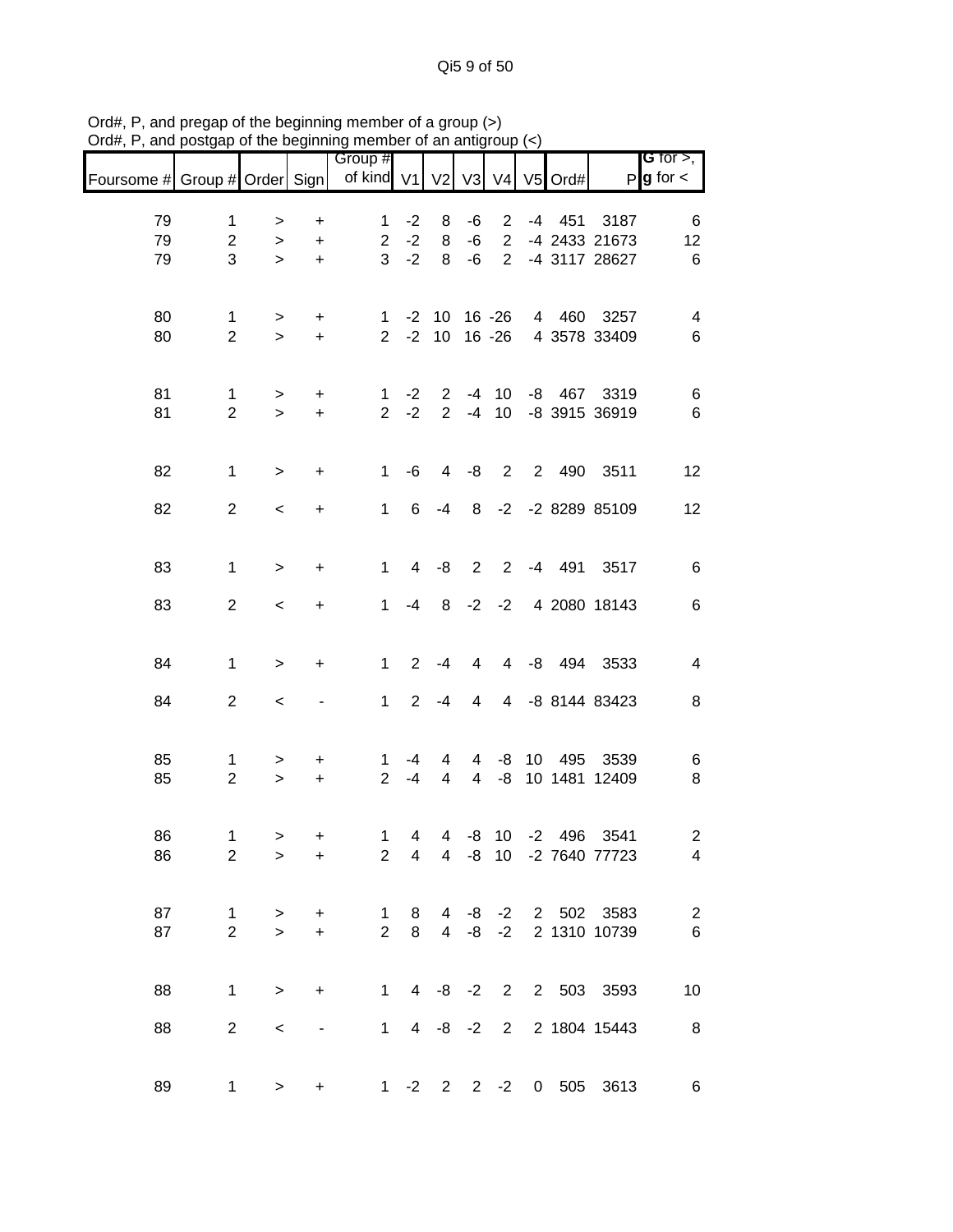Ord#, P, and pregap of the beginning member of a group (>)
Ord#, P, and postgap of the beginning member of an antigroup (<)

| Foursome # | Group # | Order | Sign | Group # of kind | V1 | V2 | V3 | V4 | V5 | Ord# | P | G for >, g for < |
|---|---|---|---|---|---|---|---|---|---|---|---|---|
| 79 | 1 | > | + | 1 | -2 | 8 | -6 | 2 | -4 | 451 | 3187 | 6 |
| 79 | 2 | > | + | 2 | -2 | 8 | -6 | 2 | -4 | 2433 | 21673 | 12 |
| 79 | 3 | > | + | 3 | -2 | 8 | -6 | 2 | -4 | 3117 | 28627 | 6 |
| 80 | 1 | > | + | 1 | -2 | 10 | 16 | -26 | 4 | 460 | 3257 | 4 |
| 80 | 2 | > | + | 2 | -2 | 10 | 16 | -26 | 4 | 3578 | 33409 | 6 |
| 81 | 1 | > | + | 1 | -2 | 2 | -4 | 10 | -8 | 467 | 3319 | 6 |
| 81 | 2 | > | + | 2 | -2 | 2 | -4 | 10 | -8 | 3915 | 36919 | 6 |
| 82 | 1 | > | + | 1 | -6 | 4 | -8 | 2 | 2 | 490 | 3511 | 12 |
| 82 | 2 | < | + | 1 | 6 | -4 | 8 | -2 | -2 | 8289 | 85109 | 12 |
| 83 | 1 | > | + | 1 | 4 | -8 | 2 | 2 | -4 | 491 | 3517 | 6 |
| 83 | 2 | < | + | 1 | -4 | 8 | -2 | -2 | 4 | 2080 | 18143 | 6 |
| 84 | 1 | > | + | 1 | 2 | -4 | 4 | 4 | -8 | 494 | 3533 | 4 |
| 84 | 2 | < | - | 1 | 2 | -4 | 4 | 4 | -8 | 8144 | 83423 | 8 |
| 85 | 1 | > | + | 1 | -4 | 4 | 4 | -8 | 10 | 495 | 3539 | 6 |
| 85 | 2 | > | + | 2 | -4 | 4 | 4 | -8 | 10 | 1481 | 12409 | 8 |
| 86 | 1 | > | + | 1 | 4 | 4 | -8 | 10 | -2 | 496 | 3541 | 2 |
| 86 | 2 | > | + | 2 | 4 | 4 | -8 | 10 | -2 | 7640 | 77723 | 4 |
| 87 | 1 | > | + | 1 | 8 | 4 | -8 | -2 | 2 | 502 | 3583 | 2 |
| 87 | 2 | > | + | 2 | 8 | 4 | -8 | -2 | 2 | 1310 | 10739 | 6 |
| 88 | 1 | > | + | 1 | 4 | -8 | -2 | 2 | 2 | 503 | 3593 | 10 |
| 88 | 2 | < | - | 1 | 4 | -8 | -2 | 2 | 2 | 1804 | 15443 | 8 |
| 89 | 1 | > | + | 1 | -2 | 2 | 2 | -2 | 0 | 505 | 3613 | 6 |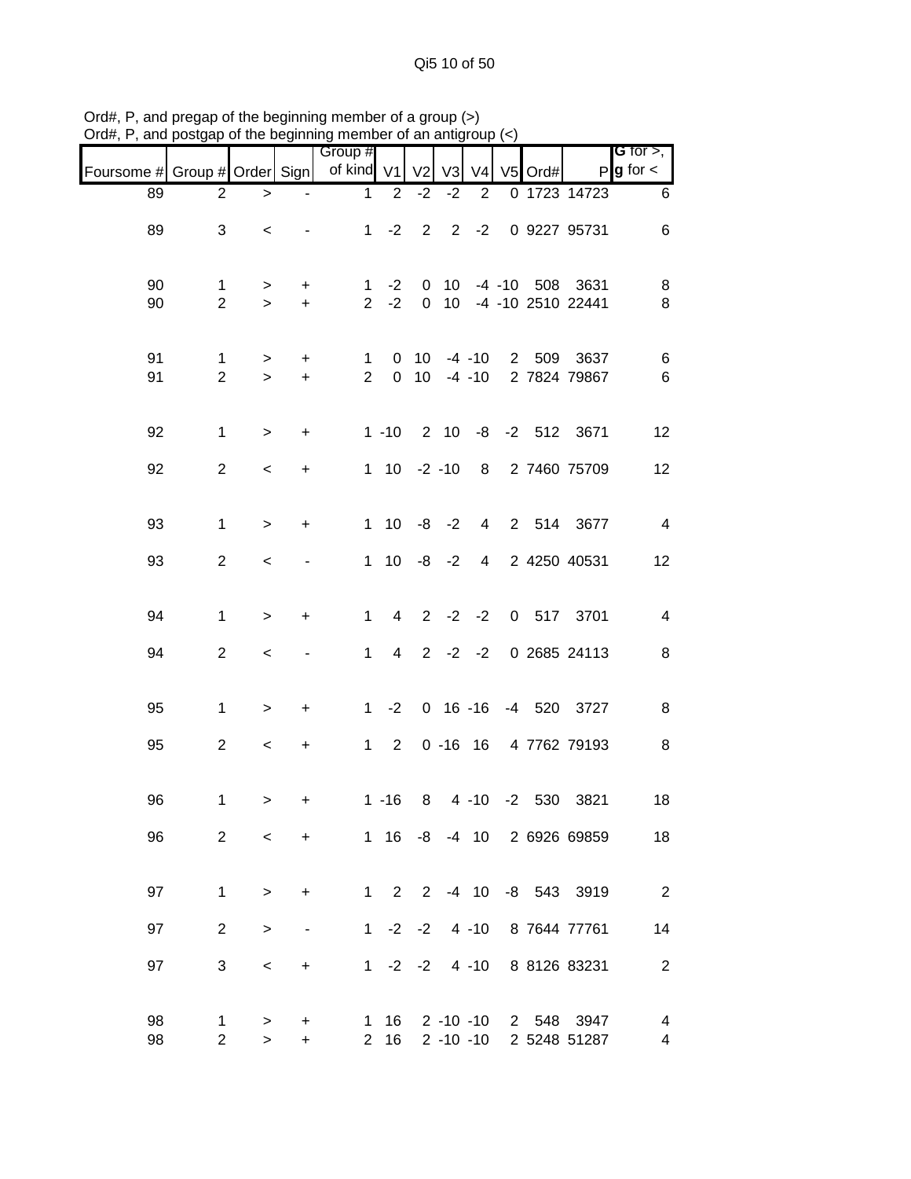Ord#, P, and pregap of the beginning member of a group (>)
Ord#, P, and postgap of the beginning member of an antigroup (<)

| Foursome # | Group # | Order | Sign | Group # of kind | V1 | V2 | V3 | V4 | V5 | Ord# | P | G for >, g for < |
|---|---|---|---|---|---|---|---|---|---|---|---|---|
| 89 | 2 | > | - | 1 | 2 | -2 | -2 | 2 | 0 | 1723 | 14723 | 6 |
| 89 | 3 | < | - | 1 | -2 | 2 | 2 | -2 | 0 | 9227 | 95731 | 6 |
| 90 | 1 | > | + | 1 | -2 | 0 | 10 | -4 | -10 | 508 | 3631 | 8 |
| 90 | 2 | > | + | 2 | -2 | 0 | 10 | -4 | -10 | 2510 | 22441 | 8 |
| 91 | 1 | > | + | 1 | 0 | 10 | -4 | -10 | 2 | 509 | 3637 | 6 |
| 91 | 2 | > | + | 2 | 0 | 10 | -4 | -10 | 2 | 7824 | 79867 | 6 |
| 92 | 1 | > | + | 1 | -10 | 2 | 10 | -8 | -2 | 512 | 3671 | 12 |
| 92 | 2 | < | + | 1 | 10 | -2 | -10 | 8 | 2 | 7460 | 75709 | 12 |
| 93 | 1 | > | + | 1 | 10 | -8 | -2 | 4 | 2 | 514 | 3677 | 4 |
| 93 | 2 | < | - | 1 | 10 | -8 | -2 | 4 | 2 | 4250 | 40531 | 12 |
| 94 | 1 | > | + | 1 | 4 | 2 | -2 | -2 | 0 | 517 | 3701 | 4 |
| 94 | 2 | < | - | 1 | 4 | 2 | -2 | -2 | 0 | 2685 | 24113 | 8 |
| 95 | 1 | > | + | 1 | -2 | 0 | 16 | -16 | -4 | 520 | 3727 | 8 |
| 95 | 2 | < | + | 1 | 2 | 0 | -16 | 16 | 4 | 7762 | 79193 | 8 |
| 96 | 1 | > | + | 1 | -16 | 8 | 4 | -10 | -2 | 530 | 3821 | 18 |
| 96 | 2 | < | + | 1 | 16 | -8 | -4 | 10 | 2 | 6926 | 69859 | 18 |
| 97 | 1 | > | + | 1 | 2 | 2 | -4 | 10 | -8 | 543 | 3919 | 2 |
| 97 | 2 | > | - | 1 | -2 | -2 | 4 | -10 | 8 | 7644 | 77761 | 14 |
| 97 | 3 | < | + | 1 | -2 | -2 | 4 | -10 | 8 | 8126 | 83231 | 2 |
| 98 | 1 | > | + | 1 | 16 | 2 | -10 | -10 | 2 | 548 | 3947 | 4 |
| 98 | 2 | > | + | 2 | 16 | 2 | -10 | -10 | 2 | 5248 | 51287 | 4 |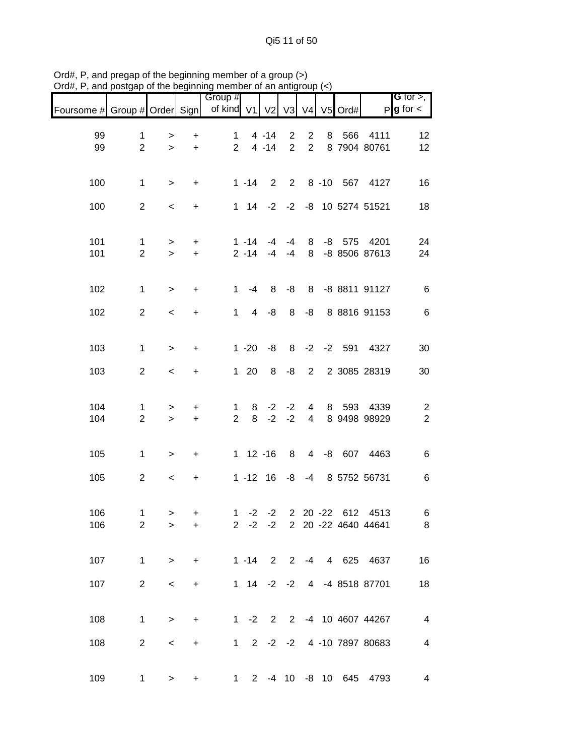Ord#, P, and pregap of the beginning member of a group (>)
Ord#, P, and postgap of the beginning member of an antigroup (<)

| Foursome # | Group # | Order | Sign | Group # of kind | V1 | V2 | V3 | V4 | V5 | Ord# | P | **G** for >, **g** for < |
|---|---|---|---|---|---|---|---|---|---|---|---|---|
| 99 | 1 | > | + | 1 | 4 | -14 | 2 | 2 | 8 | 566 | 4111 | 12 |
| 99 | 2 | > | + | 2 | 4 | -14 | 2 | 2 | 8 | 7904 | 80761 | 12 |
| 100 | 1 | > | + | 1 | -14 | 2 | 2 | 8 | -10 | 567 | 4127 | 16 |
| 100 | 2 | < | + | 1 | 14 | -2 | -2 | -8 | 10 | 5274 | 51521 | 18 |
| 101 | 1 | > | + | 1 | -14 | -4 | -4 | 8 | -8 | 575 | 4201 | 24 |
| 101 | 2 | > | + | 2 | -14 | -4 | -4 | 8 | -8 | 8506 | 87613 | 24 |
| 102 | 1 | > | + | 1 | -4 | 8 | -8 | 8 | -8 | 8811 | 91127 | 6 |
| 102 | 2 | < | + | 1 | 4 | -8 | 8 | -8 | 8 | 8816 | 91153 | 6 |
| 103 | 1 | > | + | 1 | -20 | -8 | 8 | -2 | -2 | 591 | 4327 | 30 |
| 103 | 2 | < | + | 1 | 20 | 8 | -8 | 2 | 2 | 3085 | 28319 | 30 |
| 104 | 1 | > | + | 1 | 8 | -2 | -2 | 4 | 8 | 593 | 4339 | 2 |
| 104 | 2 | > | + | 2 | 8 | -2 | -2 | 4 | 8 | 9498 | 98929 | 2 |
| 105 | 1 | > | + | 1 | 12 | -16 | 8 | 4 | -8 | 607 | 4463 | 6 |
| 105 | 2 | < | + | 1 | -12 | 16 | -8 | -4 | 8 | 5752 | 56731 | 6 |
| 106 | 1 | > | + | 1 | -2 | -2 | 2 | 20 | -22 | 612 | 4513 | 6 |
| 106 | 2 | > | + | 2 | -2 | -2 | 2 | 20 | -22 | 4640 | 44641 | 8 |
| 107 | 1 | > | + | 1 | -14 | 2 | 2 | -4 | 4 | 625 | 4637 | 16 |
| 107 | 2 | < | + | 1 | 14 | -2 | -2 | 4 | -4 | 8518 | 87701 | 18 |
| 108 | 1 | > | + | 1 | -2 | 2 | 2 | -4 | 10 | 4607 | 44267 | 4 |
| 108 | 2 | < | + | 1 | 2 | -2 | -2 | 4 | -10 | 7897 | 80683 | 4 |
| 109 | 1 | > | + | 1 | 2 | -4 | 10 | -8 | 10 | 645 | 4793 | 4 |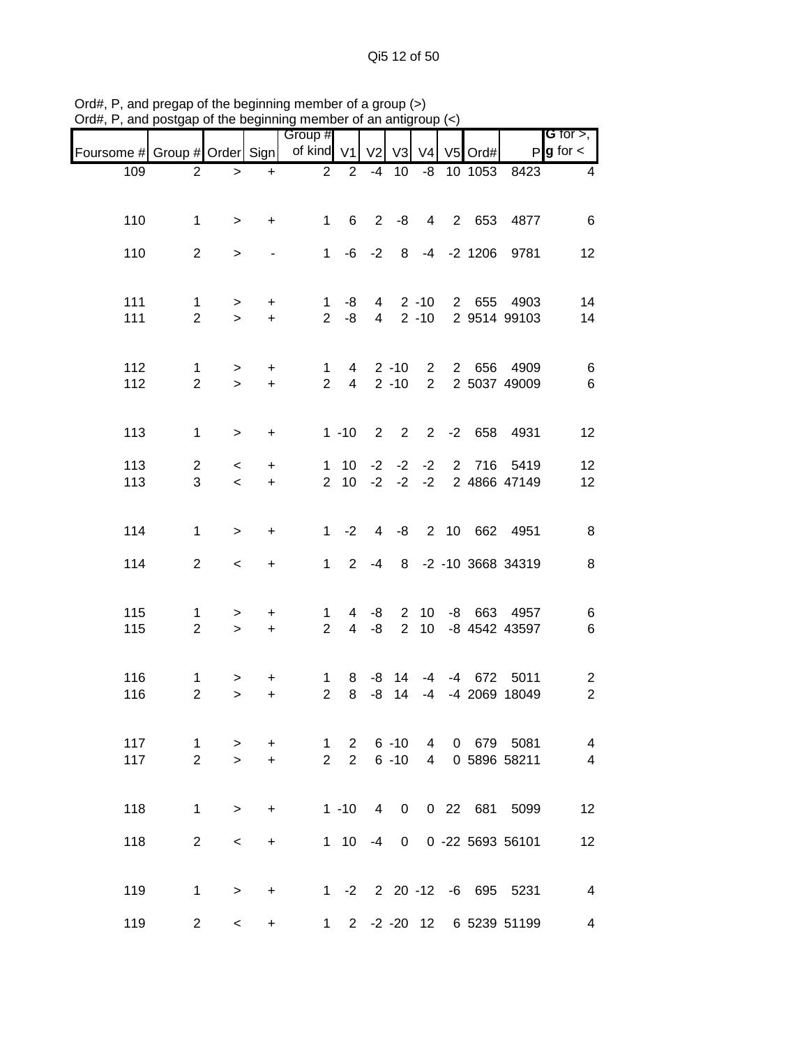Ord#, P, and pregap of the beginning member of a group (>)
Ord#, P, and postgap of the beginning member of an antigroup (<)

| Foursome # | Group # | Order | Sign | Group # of kind | V1 | V2 | V3 | V4 | V5 | Ord# | P | G for >, g for < |
|---|---|---|---|---|---|---|---|---|---|---|---|---|
| 109 | 2 | > | + | 2 | 2 | -4 | 10 | -8 | 10 | 1053 | 8423 | 4 |
| 110 | 1 | > | + | 1 | 6 | 2 | -8 | 4 | 2 | 653 | 4877 | 6 |
| 110 | 2 | > | - | 1 | -6 | -2 | 8 | -4 | -2 | 1206 | 9781 | 12 |
| 111 | 1 | > | + | 1 | -8 | 4 | 2 | -10 | 2 | 655 | 4903 | 14 |
| 111 | 2 | > | + | 2 | -8 | 4 | 2 | -10 | 2 | 9514 | 99103 | 14 |
| 112 | 1 | > | + | 1 | 4 | 2 | -10 | 2 | 2 | 656 | 4909 | 6 |
| 112 | 2 | > | + | 2 | 4 | 2 | -10 | 2 | 2 | 5037 | 49009 | 6 |
| 113 | 1 | > | + | 1 | -10 | 2 | 2 | 2 | -2 | 658 | 4931 | 12 |
| 113 | 2 | < | + | 1 | 10 | -2 | -2 | -2 | 2 | 716 | 5419 | 12 |
| 113 | 3 | < | + | 2 | 10 | -2 | -2 | -2 | 2 | 4866 | 47149 | 12 |
| 114 | 1 | > | + | 1 | -2 | 4 | -8 | 2 | 10 | 662 | 4951 | 8 |
| 114 | 2 | < | + | 1 | 2 | -4 | 8 | -2 | -10 | 3668 | 34319 | 8 |
| 115 | 1 | > | + | 1 | 4 | -8 | 2 | 10 | -8 | 663 | 4957 | 6 |
| 115 | 2 | > | + | 2 | 4 | -8 | 2 | 10 | -8 | 4542 | 43597 | 6 |
| 116 | 1 | > | + | 1 | 8 | -8 | 14 | -4 | -4 | 672 | 5011 | 2 |
| 116 | 2 | > | + | 2 | 8 | -8 | 14 | -4 | -4 | 2069 | 18049 | 2 |
| 117 | 1 | > | + | 1 | 2 | 6 | -10 | 4 | 0 | 679 | 5081 | 4 |
| 117 | 2 | > | + | 2 | 2 | 6 | -10 | 4 | 0 | 5896 | 58211 | 4 |
| 118 | 1 | > | + | 1 | -10 | 4 | 0 | 0 | 22 | 681 | 5099 | 12 |
| 118 | 2 | < | + | 1 | 10 | -4 | 0 | 0 | -22 | 5693 | 56101 | 12 |
| 119 | 1 | > | + | 1 | -2 | 2 | 20 | -12 | -6 | 695 | 5231 | 4 |
| 119 | 2 | < | + | 1 | 2 | -2 | -20 | 12 | 6 | 5239 | 51199 | 4 |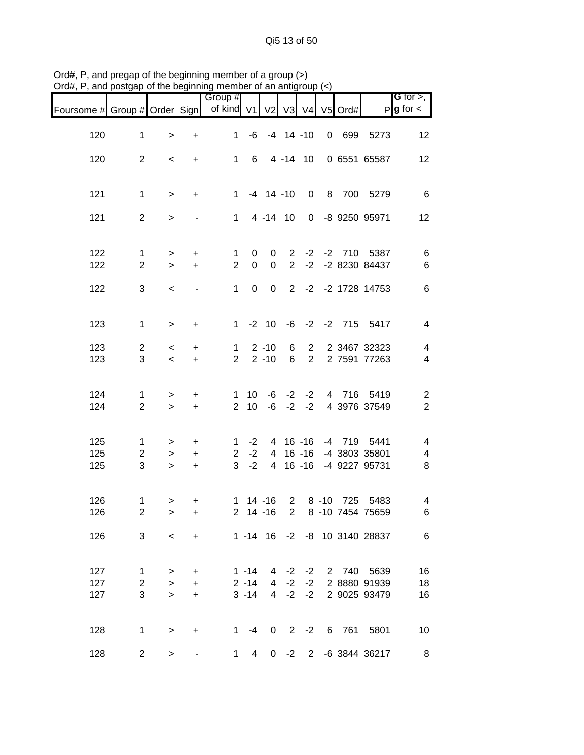Ord#, P, and pregap of the beginning member of a group (>)
Ord#, P, and postgap of the beginning member of an antigroup (<)

| Foursome # | Group # | Order | Sign | Group # of kind | V1 | V2 | V3 | V4 | V5 | Ord# | P | G for >, g for < |
|---|---|---|---|---|---|---|---|---|---|---|---|---|
| 120 | 1 | > | + | 1 | -6 | -4 | 14 | -10 | 0 | 699 | 5273 | 12 |
| 120 | 2 | < | + | 1 | 6 | 4 | -14 | 10 | 0 | 6551 | 65587 | 12 |
| 121 | 1 | > | + | 1 | -4 | 14 | -10 | 0 | 8 | 700 | 5279 | 6 |
| 121 | 2 | > | - | 1 | 4 | -14 | 10 | 0 | -8 | 9250 | 95971 | 12 |
| 122 | 1 | > | + | 1 | 0 | 0 | 2 | -2 | -2 | 710 | 5387 | 6 |
| 122 | 2 | > | + | 2 | 0 | 0 | 2 | -2 | -2 | 8230 | 84437 | 6 |
| 122 | 3 | < | - | 1 | 0 | 0 | 2 | -2 | -2 | 1728 | 14753 | 6 |
| 123 | 1 | > | + | 1 | -2 | 10 | -6 | -2 | -2 | 715 | 5417 | 4 |
| 123 | 2 | < | + | 1 | 2 | -10 | 6 | 2 | 2 | 3467 | 32323 | 4 |
| 123 | 3 | < | + | 2 | 2 | -10 | 6 | 2 | 2 | 7591 | 77263 | 4 |
| 124 | 1 | > | + | 1 | 10 | -6 | -2 | -2 | 4 | 716 | 5419 | 2 |
| 124 | 2 | > | + | 2 | 10 | -6 | -2 | -2 | 4 | 3976 | 37549 | 2 |
| 125 | 1 | > | + | 1 | -2 | 4 | 16 | -16 | -4 | 719 | 5441 | 4 |
| 125 | 2 | > | + | 2 | -2 | 4 | 16 | -16 | -4 | 3803 | 35801 | 4 |
| 125 | 3 | > | + | 3 | -2 | 4 | 16 | -16 | -4 | 9227 | 95731 | 8 |
| 126 | 1 | > | + | 1 | 14 | -16 | 2 | 8 | -10 | 725 | 5483 | 4 |
| 126 | 2 | > | + | 2 | 14 | -16 | 2 | 8 | -10 | 7454 | 75659 | 6 |
| 126 | 3 | < | + | 1 | -14 | 16 | -2 | -8 | 10 | 3140 | 28837 | 6 |
| 127 | 1 | > | + | 1 | -14 | 4 | -2 | -2 | 2 | 740 | 5639 | 16 |
| 127 | 2 | > | + | 2 | -14 | 4 | -2 | -2 | 2 | 8880 | 91939 | 18 |
| 127 | 3 | > | + | 3 | -14 | 4 | -2 | -2 | 2 | 9025 | 93479 | 16 |
| 128 | 1 | > | + | 1 | -4 | 0 | 2 | -2 | 6 | 761 | 5801 | 10 |
| 128 | 2 | > | - | 1 | 4 | 0 | -2 | 2 | -6 | 3844 | 36217 | 8 |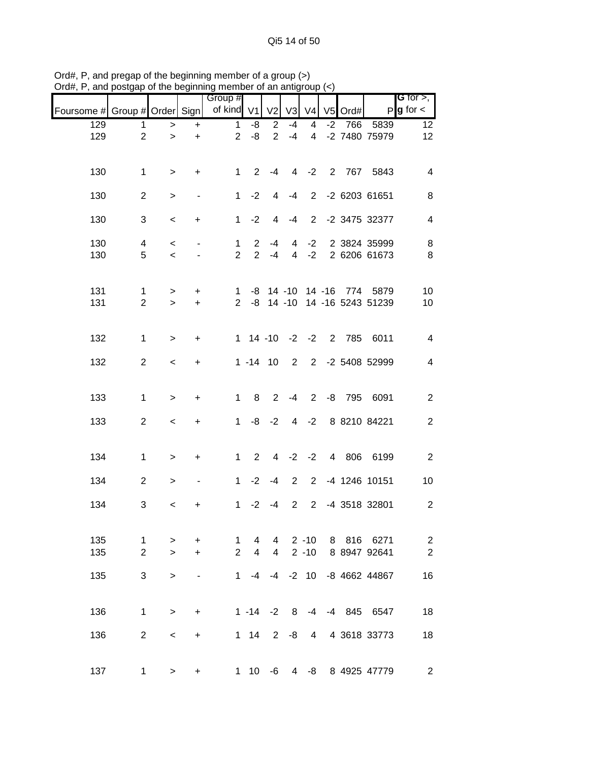Ord#, P, and pregap of the beginning member of a group (>)
Ord#, P, and postgap of the beginning member of an antigroup (<)

| Foursome # | Group # | Order | Sign | Group # of kind | V1 | V2 | V3 | V4 | V5 | Ord# | P | G for >, g for < |
|---|---|---|---|---|---|---|---|---|---|---|---|---|
| 129 | 1 | > | + | 1 | -8 | 2 | -4 | 4 | -2 | 766 | 5839 | 12 |
| 129 | 2 | > | + | 2 | -8 | 2 | -4 | 4 | -2 | 7480 | 75979 | 12 |
| 130 | 1 | > | + | 1 | 2 | -4 | 4 | -2 | 2 | 767 | 5843 | 4 |
| 130 | 2 | > | - | 1 | -2 | 4 | -4 | 2 | -2 | 6203 | 61651 | 8 |
| 130 | 3 | < | + | 1 | -2 | 4 | -4 | 2 | -2 | 3475 | 32377 | 4 |
| 130 | 4 | < | - | 1 | 2 | -4 | 4 | -2 | 2 | 3824 | 35999 | 8 |
| 130 | 5 | < | - | 2 | 2 | -4 | 4 | -2 | 2 | 6206 | 61673 | 8 |
| 131 | 1 | > | + | 1 | -8 | 14 | -10 | 14 | -16 | 774 | 5879 | 10 |
| 131 | 2 | > | + | 2 | -8 | 14 | -10 | 14 | -16 | 5243 | 51239 | 10 |
| 132 | 1 | > | + | 1 | 14 | -10 | -2 | -2 | 2 | 785 | 6011 | 4 |
| 132 | 2 | < | + | 1 | -14 | 10 | 2 | 2 | -2 | 5408 | 52999 | 4 |
| 133 | 1 | > | + | 1 | 8 | 2 | -4 | 2 | -8 | 795 | 6091 | 2 |
| 133 | 2 | < | + | 1 | -8 | -2 | 4 | -2 | 8 | 8210 | 84221 | 2 |
| 134 | 1 | > | + | 1 | 2 | 4 | -2 | -2 | 4 | 806 | 6199 | 2 |
| 134 | 2 | > | - | 1 | -2 | -4 | 2 | 2 | -4 | 1246 | 10151 | 10 |
| 134 | 3 | < | + | 1 | -2 | -4 | 2 | 2 | -4 | 3518 | 32801 | 2 |
| 135 | 1 | > | + | 1 | 4 | 4 | 2 | -10 | 8 | 816 | 6271 | 2 |
| 135 | 2 | > | + | 2 | 4 | 4 | 2 | -10 | 8 | 8947 | 92641 | 2 |
| 135 | 3 | > | - | 1 | -4 | -4 | -2 | 10 | -8 | 4662 | 44867 | 16 |
| 136 | 1 | > | + | 1 | -14 | -2 | 8 | -4 | -4 | 845 | 6547 | 18 |
| 136 | 2 | < | + | 1 | 14 | 2 | -8 | 4 | 4 | 3618 | 33773 | 18 |
| 137 | 1 | > | + | 1 | 10 | -6 | 4 | -8 | 8 | 4925 | 47779 | 2 |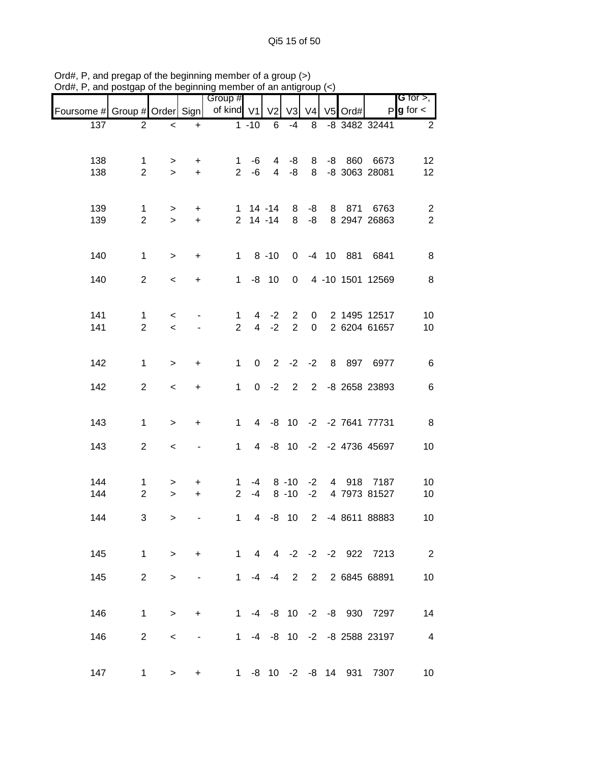Ord#, P, and pregap of the beginning member of a group (>)
Ord#, P, and postgap of the beginning member of an antigroup (<)

| Foursome # | Group # | Order | Sign | Group # of kind | V1 | V2 | V3 | V4 | V5 | Ord# | P | G for >, g for < |
|---|---|---|---|---|---|---|---|---|---|---|---|---|
| 137 | 2 | < | + | 1 | -10 | 6 | -4 | 8 | -8 | 3482 | 32441 | 2 |
| | | | | | | | | | | | | |
| 138 | 1 | > | + | 1 | -6 | 4 | -8 | 8 | -8 | 860 | 6673 | 12 |
| 138 | 2 | > | + | 2 | -6 | 4 | -8 | 8 | -8 | 3063 | 28081 | 12 |
| | | | | | | | | | | | | |
| 139 | 1 | > | + | 1 | 14 | -14 | 8 | -8 | 8 | 871 | 6763 | 2 |
| 139 | 2 | > | + | 2 | 14 | -14 | 8 | -8 | 8 | 2947 | 26863 | 2 |
| | | | | | | | | | | | | |
| 140 | 1 | > | + | 1 | 8 | -10 | 0 | -4 | 10 | 881 | 6841 | 8 |
| 140 | 2 | < | + | 1 | -8 | 10 | 0 | 4 | -10 | 1501 | 12569 | 8 |
| | | | | | | | | | | | | |
| 141 | 1 | < | - | 1 | 4 | -2 | 2 | 0 | 2 | 1495 | 12517 | 10 |
| 141 | 2 | < | - | 2 | 4 | -2 | 2 | 0 | 2 | 6204 | 61657 | 10 |
| | | | | | | | | | | | | |
| 142 | 1 | > | + | 1 | 0 | 2 | -2 | -2 | 8 | 897 | 6977 | 6 |
| 142 | 2 | < | + | 1 | 0 | -2 | 2 | 2 | -8 | 2658 | 23893 | 6 |
| | | | | | | | | | | | | |
| 143 | 1 | > | + | 1 | 4 | -8 | 10 | -2 | -2 | 7641 | 77731 | 8 |
| 143 | 2 | < | - | 1 | 4 | -8 | 10 | -2 | -2 | 4736 | 45697 | 10 |
| | | | | | | | | | | | | |
| 144 | 1 | > | + | 1 | -4 | 8 | -10 | -2 | 4 | 918 | 7187 | 10 |
| 144 | 2 | > | + | 2 | -4 | 8 | -10 | -2 | 4 | 7973 | 81527 | 10 |
| 144 | 3 | > | - | 1 | 4 | -8 | 10 | 2 | -4 | 8611 | 88883 | 10 |
| | | | | | | | | | | | | |
| 145 | 1 | > | + | 1 | 4 | 4 | -2 | -2 | -2 | 922 | 7213 | 2 |
| 145 | 2 | > | - | 1 | -4 | -4 | 2 | 2 | 2 | 6845 | 68891 | 10 |
| | | | | | | | | | | | | |
| 146 | 1 | > | + | 1 | -4 | -8 | 10 | -2 | -8 | 930 | 7297 | 14 |
| 146 | 2 | < | - | 1 | -4 | -8 | 10 | -2 | -8 | 2588 | 23197 | 4 |
| | | | | | | | | | | | | |
| 147 | 1 | > | + | 1 | -8 | 10 | -2 | -8 | 14 | 931 | 7307 | 10 |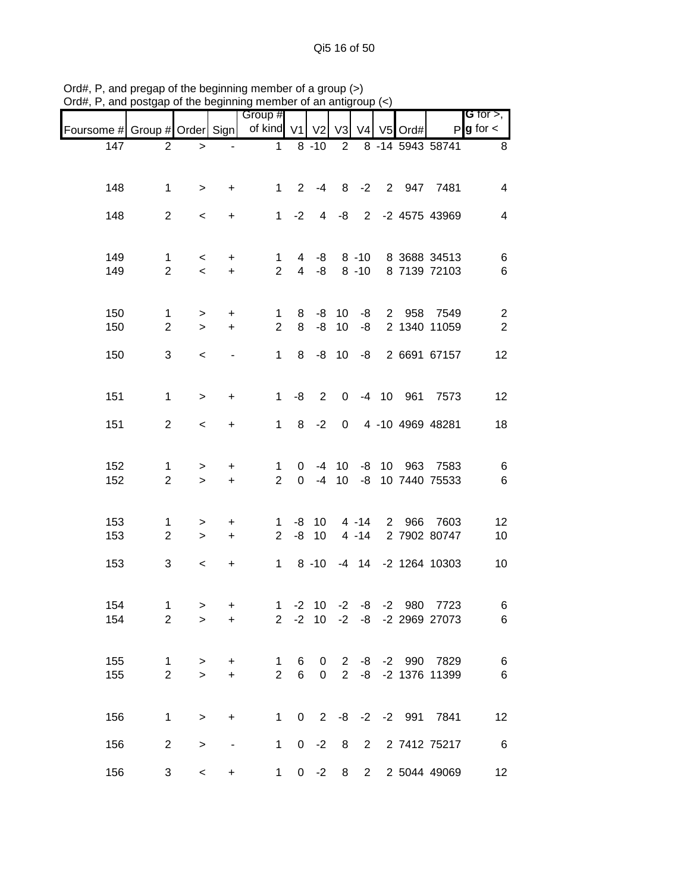Ord#, P, and pregap of the beginning member of a group (>)
Ord#, P, and postgap of the beginning member of an antigroup (<)

| Foursome # | Group # | Order | Sign | Group # of kind | V1 | V2 | V3 | V4 | V5 | Ord# | P | G for >, g for < |
|---|---|---|---|---|---|---|---|---|---|---|---|---|
| 147 | 2 | > | - | 1 | 8 | -10 | 2 | 8 | -14 | 5943 | 58741 | 8 |
| 148 | 1 | > | + | 1 | 2 | -4 | 8 | -2 | 2 | 947 | 7481 | 4 |
| 148 | 2 | < | + | 1 | -2 | 4 | -8 | 2 | -2 | 4575 | 43969 | 4 |
| 149 | 1 | < | + | 1 | 4 | -8 | 8 | -10 | 8 | 3688 | 34513 | 6 |
| 149 | 2 | < | + | 2 | 4 | -8 | 8 | -10 | 8 | 7139 | 72103 | 6 |
| 150 | 1 | > | + | 1 | 8 | -8 | 10 | -8 | 2 | 958 | 7549 | 2 |
| 150 | 2 | > | + | 2 | 8 | -8 | 10 | -8 | 2 | 1340 | 11059 | 2 |
| 150 | 3 | < | - | 1 | 8 | -8 | 10 | -8 | 2 | 6691 | 67157 | 12 |
| 151 | 1 | > | + | 1 | -8 | 2 | 0 | -4 | 10 | 961 | 7573 | 12 |
| 151 | 2 | < | + | 1 | 8 | -2 | 0 | 4 | -10 | 4969 | 48281 | 18 |
| 152 | 1 | > | + | 1 | 0 | -4 | 10 | -8 | 10 | 963 | 7583 | 6 |
| 152 | 2 | > | + | 2 | 0 | -4 | 10 | -8 | 10 | 7440 | 75533 | 6 |
| 153 | 1 | > | + | 1 | -8 | 10 | 4 | -14 | 2 | 966 | 7603 | 12 |
| 153 | 2 | > | + | 2 | -8 | 10 | 4 | -14 | 2 | 7902 | 80747 | 10 |
| 153 | 3 | < | + | 1 | 8 | -10 | -4 | 14 | -2 | 1264 | 10303 | 10 |
| 154 | 1 | > | + | 1 | -2 | 10 | -2 | -8 | -2 | 980 | 7723 | 6 |
| 154 | 2 | > | + | 2 | -2 | 10 | -2 | -8 | -2 | 2969 | 27073 | 6 |
| 155 | 1 | > | + | 1 | 6 | 0 | 2 | -8 | -2 | 990 | 7829 | 6 |
| 155 | 2 | > | + | 2 | 6 | 0 | 2 | -8 | -2 | 1376 | 11399 | 6 |
| 156 | 1 | > | + | 1 | 0 | 2 | -8 | -2 | -2 | 991 | 7841 | 12 |
| 156 | 2 | > | - | 1 | 0 | -2 | 8 | 2 | 2 | 7412 | 75217 | 6 |
| 156 | 3 | < | + | 1 | 0 | -2 | 8 | 2 | 2 | 5044 | 49069 | 12 |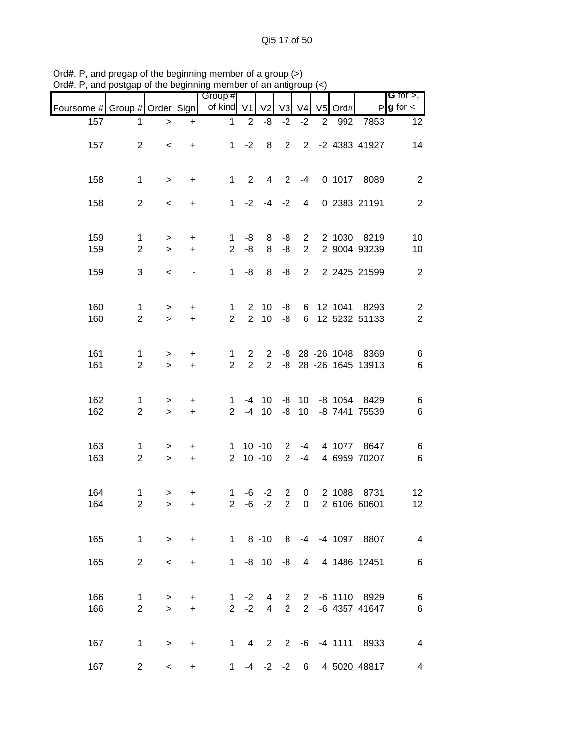Ord#, P, and pregap of the beginning member of a group (>)
Ord#, P, and postgap of the beginning member of an antigroup (<)

| Foursome # | Group # | Order | Sign | Group # of kind | V1 | V2 | V3 | V4 | V5 | Ord# | P | G for >, g for < |
|---|---|---|---|---|---|---|---|---|---|---|---|---|
| 157 | 1 | > | + | 1 | 2 | -8 | -2 | -2 | 2 | 992 | 7853 | 12 |
| 157 | 2 | < | + | 1 | -2 | 8 | 2 | 2 | -2 | 4383 | 41927 | 14 |
| 158 | 1 | > | + | 1 | 2 | 4 | 2 | -4 | 0 | 1017 | 8089 | 2 |
| 158 | 2 | < | + | 1 | -2 | -4 | -2 | 4 | 0 | 2383 | 21191 | 2 |
| 159 | 1 | > | + | 1 | -8 | 8 | -8 | 2 | 2 | 1030 | 8219 | 10 |
| 159 | 2 | > | + | 2 | -8 | 8 | -8 | 2 | 2 | 9004 | 93239 | 10 |
| 159 | 3 | < | - | 1 | -8 | 8 | -8 | 2 | 2 | 2425 | 21599 | 2 |
| 160 | 1 | > | + | 1 | 2 | 10 | -8 | 6 | 12 | 1041 | 8293 | 2 |
| 160 | 2 | > | + | 2 | 2 | 10 | -8 | 6 | 12 | 5232 | 51133 | 2 |
| 161 | 1 | > | + | 1 | 2 | 2 | -8 | 28 | -26 | 1048 | 8369 | 6 |
| 161 | 2 | > | + | 2 | 2 | 2 | -8 | 28 | -26 | 1645 | 13913 | 6 |
| 162 | 1 | > | + | 1 | -4 | 10 | -8 | 10 | -8 | 1054 | 8429 | 6 |
| 162 | 2 | > | + | 2 | -4 | 10 | -8 | 10 | -8 | 7441 | 75539 | 6 |
| 163 | 1 | > | + | 1 | 10 | -10 | 2 | -4 | 4 | 1077 | 8647 | 6 |
| 163 | 2 | > | + | 2 | 10 | -10 | 2 | -4 | 4 | 6959 | 70207 | 6 |
| 164 | 1 | > | + | 1 | -6 | -2 | 2 | 0 | 2 | 1088 | 8731 | 12 |
| 164 | 2 | > | + | 2 | -6 | -2 | 2 | 0 | 2 | 6106 | 60601 | 12 |
| 165 | 1 | > | + | 1 | 8 | -10 | 8 | -4 | -4 | 1097 | 8807 | 4 |
| 165 | 2 | < | + | 1 | -8 | 10 | -8 | 4 | 4 | 1486 | 12451 | 6 |
| 166 | 1 | > | + | 1 | -2 | 4 | 2 | 2 | -6 | 1110 | 8929 | 6 |
| 166 | 2 | > | + | 2 | -2 | 4 | 2 | 2 | -6 | 4357 | 41647 | 6 |
| 167 | 1 | > | + | 1 | 4 | 2 | 2 | -6 | -4 | 1111 | 8933 | 4 |
| 167 | 2 | < | + | 1 | -4 | -2 | -2 | 6 | 4 | 5020 | 48817 | 4 |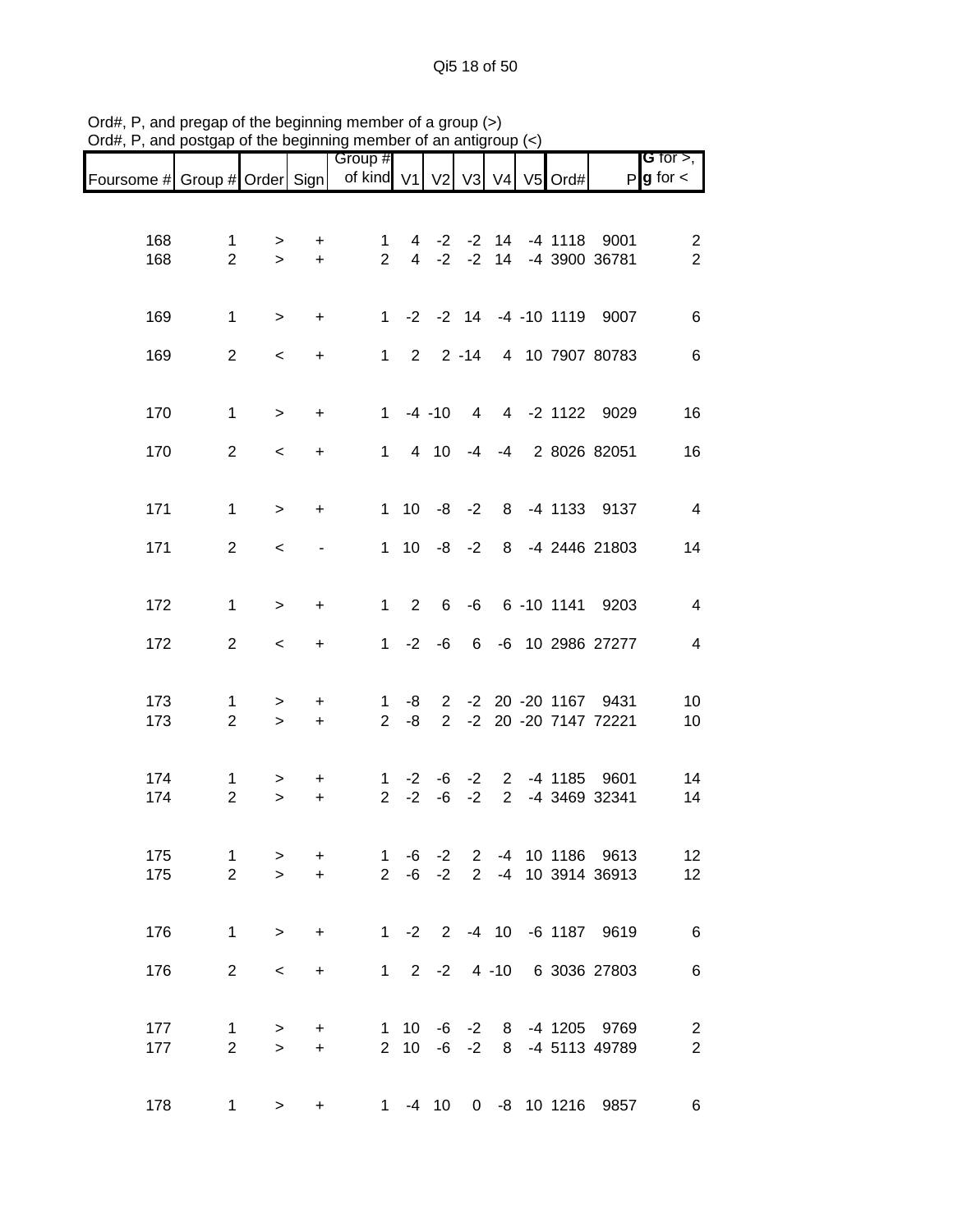Ord#, P, and pregap of the beginning member of a group (>)
Ord#, P, and postgap of the beginning member of an antigroup (<)

| Foursome # | Group # | Order | Sign | Group # of kind | V1 | V2 | V3 | V4 | V5 | Ord# | P | G for >, g for < |
|---|---|---|---|---|---|---|---|---|---|---|---|---|
| 168 | 1 | > | + | 1 | 4 | -2 | -2 | 14 | -4 | 1118 | 9001 | 2 |
| 168 | 2 | > | + | 2 | 4 | -2 | -2 | 14 | -4 | 3900 | 36781 | 2 |
| 169 | 1 | > | + | 1 | -2 | -2 | 14 | -4 | -10 | 1119 | 9007 | 6 |
| 169 | 2 | < | + | 1 | 2 | 2 | -14 | 4 | 10 | 7907 | 80783 | 6 |
| 170 | 1 | > | + | 1 | -4 | -10 | 4 | 4 | -2 | 1122 | 9029 | 16 |
| 170 | 2 | < | + | 1 | 4 | 10 | -4 | -4 | 2 | 8026 | 82051 | 16 |
| 171 | 1 | > | + | 1 | 10 | -8 | -2 | 8 | -4 | 1133 | 9137 | 4 |
| 171 | 2 | < | - | 1 | 10 | -8 | -2 | 8 | -4 | 2446 | 21803 | 14 |
| 172 | 1 | > | + | 1 | 2 | 6 | -6 | 6 | -10 | 1141 | 9203 | 4 |
| 172 | 2 | < | + | 1 | -2 | -6 | 6 | -6 | 10 | 2986 | 27277 | 4 |
| 173 | 1 | > | + | 1 | -8 | 2 | -2 | 20 | -20 | 1167 | 9431 | 10 |
| 173 | 2 | > | + | 2 | -8 | 2 | -2 | 20 | -20 | 7147 | 72221 | 10 |
| 174 | 1 | > | + | 1 | -2 | -6 | -2 | 2 | -4 | 1185 | 9601 | 14 |
| 174 | 2 | > | + | 2 | -2 | -6 | -2 | 2 | -4 | 3469 | 32341 | 14 |
| 175 | 1 | > | + | 1 | -6 | -2 | 2 | -4 | 10 | 1186 | 9613 | 12 |
| 175 | 2 | > | + | 2 | -6 | -2 | 2 | -4 | 10 | 3914 | 36913 | 12 |
| 176 | 1 | > | + | 1 | -2 | 2 | -4 | 10 | -6 | 1187 | 9619 | 6 |
| 176 | 2 | < | + | 1 | 2 | -2 | 4 | -10 | 6 | 3036 | 27803 | 6 |
| 177 | 1 | > | + | 1 | 10 | -6 | -2 | 8 | -4 | 1205 | 9769 | 2 |
| 177 | 2 | > | + | 2 | 10 | -6 | -2 | 8 | -4 | 5113 | 49789 | 2 |
| 178 | 1 | > | + | 1 | -4 | 10 | 0 | -8 | 10 | 1216 | 9857 | 6 |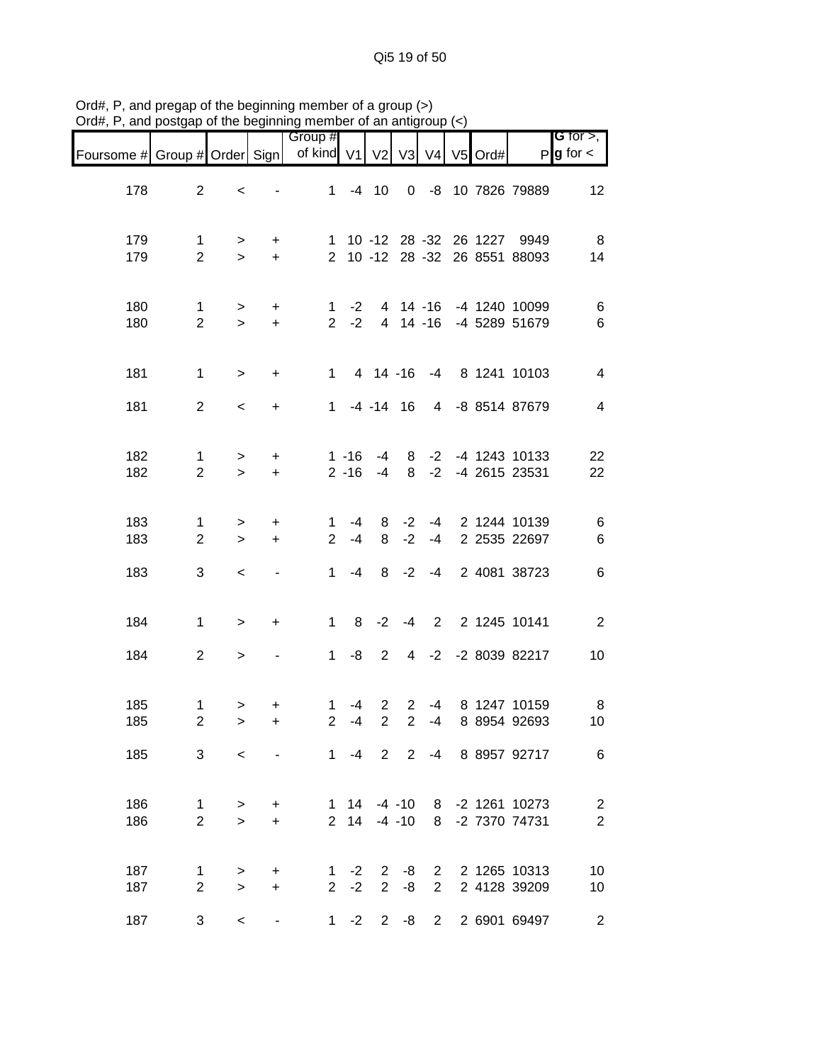Ord#, P, and pregap of the beginning member of a group (>)
Ord#, P, and postgap of the beginning member of an antigroup (<)

| Foursome # | Group # | Order | Sign | Group # of kind | V1 | V2 | V3 | V4 | V5 | Ord# | P | G for >, g for < |
|---|---|---|---|---|---|---|---|---|---|---|---|---|
| 178 | 2 | < | - | 1 | -4 | 10 | 0 | -8 | 10 | 7826 | 79889 | 12 |
| 179 | 1 | > | + | 1 | 10 | -12 | 28 | -32 | 26 | 1227 | 9949 | 8 |
| 179 | 2 | > | + | 2 | 10 | -12 | 28 | -32 | 26 | 8551 | 88093 | 14 |
| 180 | 1 | > | + | 1 | -2 | 4 | 14 | -16 | -4 | 1240 | 10099 | 6 |
| 180 | 2 | > | + | 2 | -2 | 4 | 14 | -16 | -4 | 5289 | 51679 | 6 |
| 181 | 1 | > | + | 1 | 4 | 14 | -16 | -4 | 8 | 1241 | 10103 | 4 |
| 181 | 2 | < | + | 1 | -4 | -14 | 16 | 4 | -8 | 8514 | 87679 | 4 |
| 182 | 1 | > | + | 1 | -16 | -4 | 8 | -2 | -4 | 1243 | 10133 | 22 |
| 182 | 2 | > | + | 2 | -16 | -4 | 8 | -2 | -4 | 2615 | 23531 | 22 |
| 183 | 1 | > | + | 1 | -4 | 8 | -2 | -4 | 2 | 1244 | 10139 | 6 |
| 183 | 2 | > | + | 2 | -4 | 8 | -2 | -4 | 2 | 2535 | 22697 | 6 |
| 183 | 3 | < | - | 1 | -4 | 8 | -2 | -4 | 2 | 4081 | 38723 | 6 |
| 184 | 1 | > | + | 1 | 8 | -2 | -4 | 2 | 2 | 1245 | 10141 | 2 |
| 184 | 2 | > | - | 1 | -8 | 2 | 4 | -2 | -2 | 8039 | 82217 | 10 |
| 185 | 1 | > | + | 1 | -4 | 2 | 2 | -4 | 8 | 1247 | 10159 | 8 |
| 185 | 2 | > | + | 2 | -4 | 2 | 2 | -4 | 8 | 8954 | 92693 | 10 |
| 185 | 3 | < | - | 1 | -4 | 2 | 2 | -4 | 8 | 8957 | 92717 | 6 |
| 186 | 1 | > | + | 1 | 14 | -4 | -10 | 8 | -2 | 1261 | 10273 | 2 |
| 186 | 2 | > | + | 2 | 14 | -4 | -10 | 8 | -2 | 7370 | 74731 | 2 |
| 187 | 1 | > | + | 1 | -2 | 2 | -8 | 2 | 2 | 1265 | 10313 | 10 |
| 187 | 2 | > | + | 2 | -2 | 2 | -8 | 2 | 2 | 4128 | 39209 | 10 |
| 187 | 3 | < | - | 1 | -2 | 2 | -8 | 2 | 2 | 6901 | 69497 | 2 |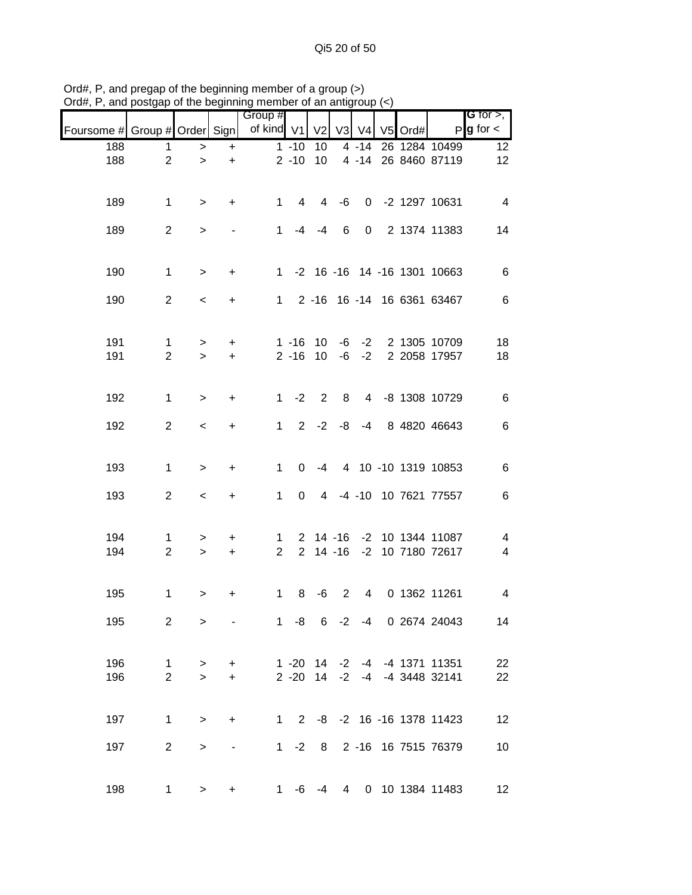Ord#, P, and pregap of the beginning member of a group (>)
Ord#, P, and postgap of the beginning member of an antigroup (<)

| Foursome # | Group # | Order | Sign | Group # of kind | V1 | V2 | V3 | V4 | V5 | Ord# | P | G for >, g for < |
|---|---|---|---|---|---|---|---|---|---|---|---|---|
| 188 | 1 | > | + | 1 | -10 | 10 | 4 | -14 | 26 | 1284 | 10499 | 12 |
| 188 | 2 | > | + | 2 | -10 | 10 | 4 | -14 | 26 | 8460 | 87119 | 12 |
| 189 | 1 | > | + | 1 | 4 | 4 | -6 | 0 | -2 | 1297 | 10631 | 4 |
| 189 | 2 | > | - | 1 | -4 | -4 | 6 | 0 | 2 | 1374 | 11383 | 14 |
| 190 | 1 | > | + | 1 | -2 | 16 | -16 | 14 | -16 | 1301 | 10663 | 6 |
| 190 | 2 | < | + | 1 | 2 | -16 | 16 | -14 | 16 | 6361 | 63467 | 6 |
| 191 | 1 | > | + | 1 | -16 | 10 | -6 | -2 | 2 | 1305 | 10709 | 18 |
| 191 | 2 | > | + | 2 | -16 | 10 | -6 | -2 | 2 | 2058 | 17957 | 18 |
| 192 | 1 | > | + | 1 | -2 | 2 | 8 | 4 | -8 | 1308 | 10729 | 6 |
| 192 | 2 | < | + | 1 | 2 | -2 | -8 | -4 | 8 | 4820 | 46643 | 6 |
| 193 | 1 | > | + | 1 | 0 | -4 | 4 | 10 | -10 | 1319 | 10853 | 6 |
| 193 | 2 | < | + | 1 | 0 | 4 | -4 | -10 | 10 | 7621 | 77557 | 6 |
| 194 | 1 | > | + | 1 | 2 | 14 | -16 | -2 | 10 | 1344 | 11087 | 4 |
| 194 | 2 | > | + | 2 | 2 | 14 | -16 | -2 | 10 | 7180 | 72617 | 4 |
| 195 | 1 | > | + | 1 | 8 | -6 | 2 | 4 | 0 | 1362 | 11261 | 4 |
| 195 | 2 | > | - | 1 | -8 | 6 | -2 | -4 | 0 | 2674 | 24043 | 14 |
| 196 | 1 | > | + | 1 | -20 | 14 | -2 | -4 | -4 | 1371 | 11351 | 22 |
| 196 | 2 | > | + | 2 | -20 | 14 | -2 | -4 | -4 | 3448 | 32141 | 22 |
| 197 | 1 | > | + | 1 | 2 | -8 | -2 | 16 | -16 | 1378 | 11423 | 12 |
| 197 | 2 | > | - | 1 | -2 | 8 | 2 | -16 | 16 | 7515 | 76379 | 10 |
| 198 | 1 | > | + | 1 | -6 | -4 | 4 | 0 | 10 | 1384 | 11483 | 12 |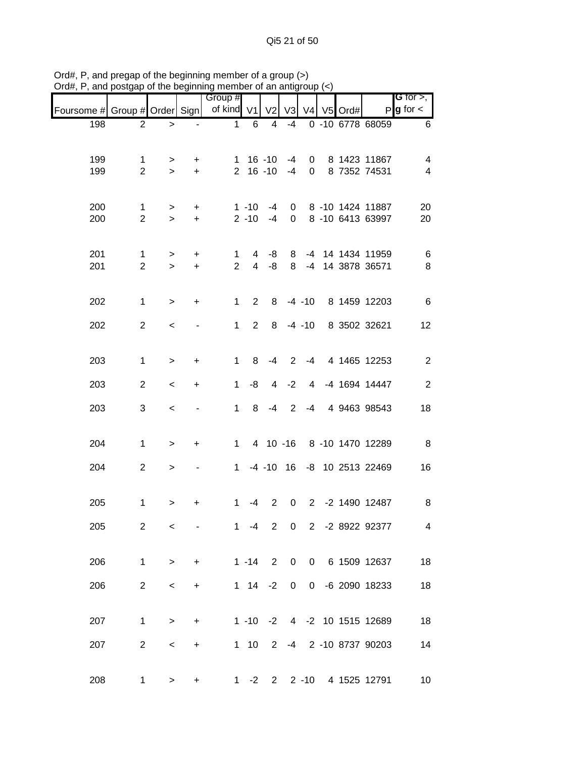Ord#, P, and pregap of the beginning member of a group (>)
Ord#, P, and postgap of the beginning member of an antigroup (<)

| Foursome # | Group # | Order | Sign | Group # of kind | V1 | V2 | V3 | V4 | V5 | Ord# | P | G for >, g for < |
|---|---|---|---|---|---|---|---|---|---|---|---|---|
| 198 | 2 | > | - | 1 | 6 | 4 | -4 | 0 | -10 | 6778 | 68059 | 6 |
| 199 | 1 | > | + | 1 | 16 | -10 | -4 | 0 | 8 | 1423 | 11867 | 4 |
| 199 | 2 | > | + | 2 | 16 | -10 | -4 | 0 | 8 | 7352 | 74531 | 4 |
| 200 | 1 | > | + | 1 | -10 | -4 | 0 | 8 | -10 | 1424 | 11887 | 20 |
| 200 | 2 | > | + | 2 | -10 | -4 | 0 | 8 | -10 | 6413 | 63997 | 20 |
| 201 | 1 | > | + | 1 | 4 | -8 | 8 | -4 | 14 | 1434 | 11959 | 6 |
| 201 | 2 | > | + | 2 | 4 | -8 | 8 | -4 | 14 | 3878 | 36571 | 8 |
| 202 | 1 | > | + | 1 | 2 | 8 | -4 | -10 | 8 | 1459 | 12203 | 6 |
| 202 | 2 | < | - | 1 | 2 | 8 | -4 | -10 | 8 | 3502 | 32621 | 12 |
| 203 | 1 | > | + | 1 | 8 | -4 | 2 | -4 | 4 | 1465 | 12253 | 2 |
| 203 | 2 | < | + | 1 | -8 | 4 | -2 | 4 | -4 | 1694 | 14447 | 2 |
| 203 | 3 | < | - | 1 | 8 | -4 | 2 | -4 | 4 | 9463 | 98543 | 18 |
| 204 | 1 | > | + | 1 | 4 | 10 | -16 | 8 | -10 | 1470 | 12289 | 8 |
| 204 | 2 | > | - | 1 | -4 | -10 | 16 | -8 | 10 | 2513 | 22469 | 16 |
| 205 | 1 | > | + | 1 | -4 | 2 | 0 | 2 | -2 | 1490 | 12487 | 8 |
| 205 | 2 | < | - | 1 | -4 | 2 | 0 | 2 | -2 | 8922 | 92377 | 4 |
| 206 | 1 | > | + | 1 | -14 | 2 | 0 | 0 | 6 | 1509 | 12637 | 18 |
| 206 | 2 | < | + | 1 | 14 | -2 | 0 | 0 | -6 | 2090 | 18233 | 18 |
| 207 | 1 | > | + | 1 | -10 | -2 | 4 | -2 | 10 | 1515 | 12689 | 18 |
| 207 | 2 | < | + | 1 | 10 | 2 | -4 | 2 | -10 | 8737 | 90203 | 14 |
| 208 | 1 | > | + | 1 | -2 | 2 | 2 | -10 | 4 | 1525 | 12791 | 10 |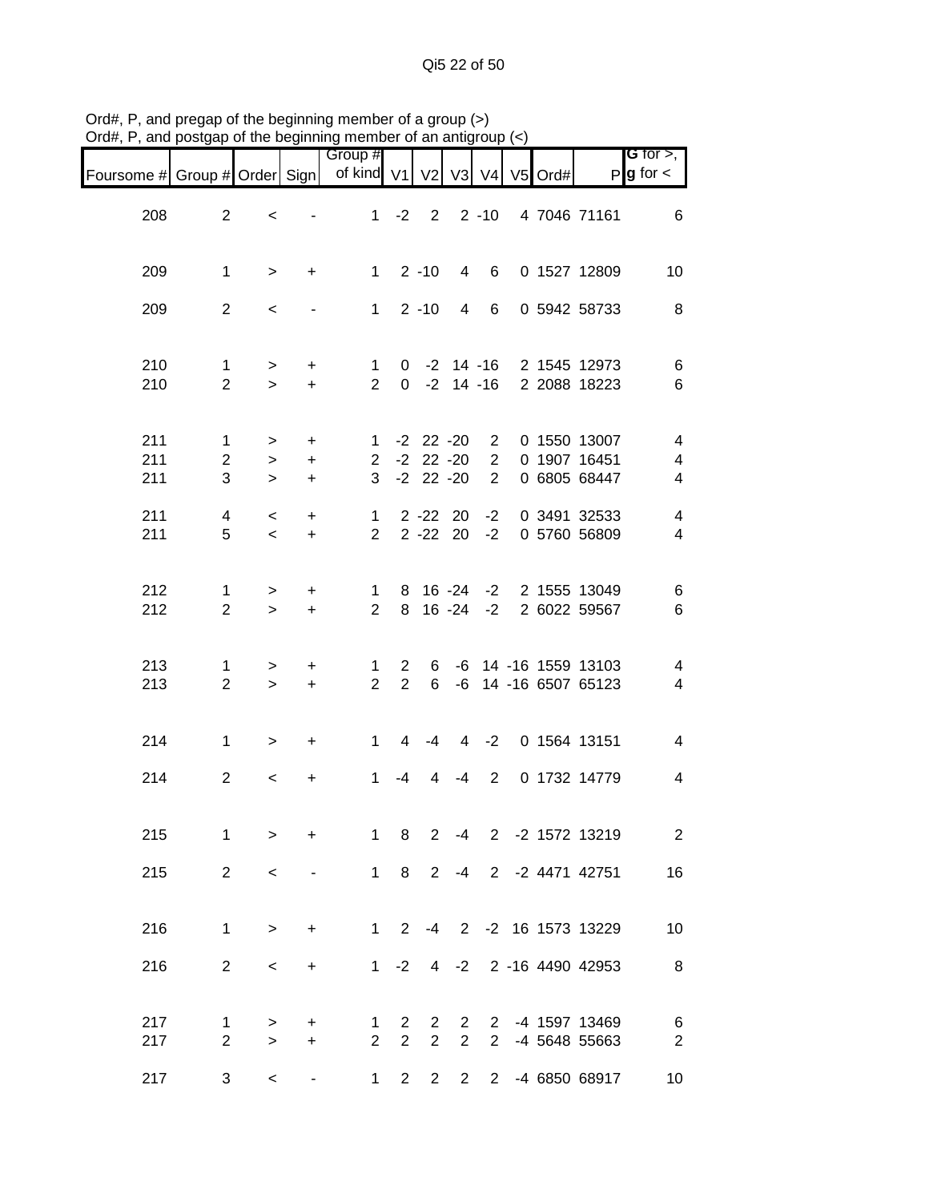Ord#, P, and pregap of the beginning member of a group (>)
Ord#, P, and postgap of the beginning member of an antigroup (<)

| Foursome # | Group # | Order | Sign | Group # of kind | V1 | V2 | V3 | V4 | V5 | Ord# | P | G for >, g for < |
|---|---|---|---|---|---|---|---|---|---|---|---|---|
| 208 | 2 | < | - | 1 | -2 | 2 | 2 | -10 | 4 | 7046 | 71161 | 6 |
| 209 | 1 | > | + | 1 | 2 | -10 | 4 | 6 | 0 | 1527 | 12809 | 10 |
| 209 | 2 | < | - | 1 | 2 | -10 | 4 | 6 | 0 | 5942 | 58733 | 8 |
| 210 | 1 | > | + | 1 | 0 | -2 | 14 | -16 | 2 | 1545 | 12973 | 6 |
| 210 | 2 | > | + | 2 | 0 | -2 | 14 | -16 | 2 | 2088 | 18223 | 6 |
| 211 | 1 | > | + | 1 | -2 | 22 | -20 | 2 | 0 | 1550 | 13007 | 4 |
| 211 | 2 | > | + | 2 | -2 | 22 | -20 | 2 | 0 | 1907 | 16451 | 4 |
| 211 | 3 | > | + | 3 | -2 | 22 | -20 | 2 | 0 | 6805 | 68447 | 4 |
| 211 | 4 | < | + | 1 | 2 | -22 | 20 | -2 | 0 | 3491 | 32533 | 4 |
| 211 | 5 | < | + | 2 | 2 | -22 | 20 | -2 | 0 | 5760 | 56809 | 4 |
| 212 | 1 | > | + | 1 | 8 | 16 | -24 | -2 | 2 | 1555 | 13049 | 6 |
| 212 | 2 | > | + | 2 | 8 | 16 | -24 | -2 | 2 | 6022 | 59567 | 6 |
| 213 | 1 | > | + | 1 | 2 | 6 | -6 | 14 | -16 | 1559 | 13103 | 4 |
| 213 | 2 | > | + | 2 | 2 | 6 | -6 | 14 | -16 | 6507 | 65123 | 4 |
| 214 | 1 | > | + | 1 | 4 | -4 | 4 | -2 | 0 | 1564 | 13151 | 4 |
| 214 | 2 | < | + | 1 | -4 | 4 | -4 | 2 | 0 | 1732 | 14779 | 4 |
| 215 | 1 | > | + | 1 | 8 | 2 | -4 | 2 | -2 | 1572 | 13219 | 2 |
| 215 | 2 | < | - | 1 | 8 | 2 | -4 | 2 | -2 | 4471 | 42751 | 16 |
| 216 | 1 | > | + | 1 | 2 | -4 | 2 | -2 | 16 | 1573 | 13229 | 10 |
| 216 | 2 | < | + | 1 | -2 | 4 | -2 | 2 | -16 | 4490 | 42953 | 8 |
| 217 | 1 | > | + | 1 | 2 | 2 | 2 | 2 | -4 | 1597 | 13469 | 6 |
| 217 | 2 | > | + | 2 | 2 | 2 | 2 | 2 | -4 | 5648 | 55663 | 2 |
| 217 | 3 | < | - | 1 | 2 | 2 | 2 | 2 | -4 | 6850 | 68917 | 10 |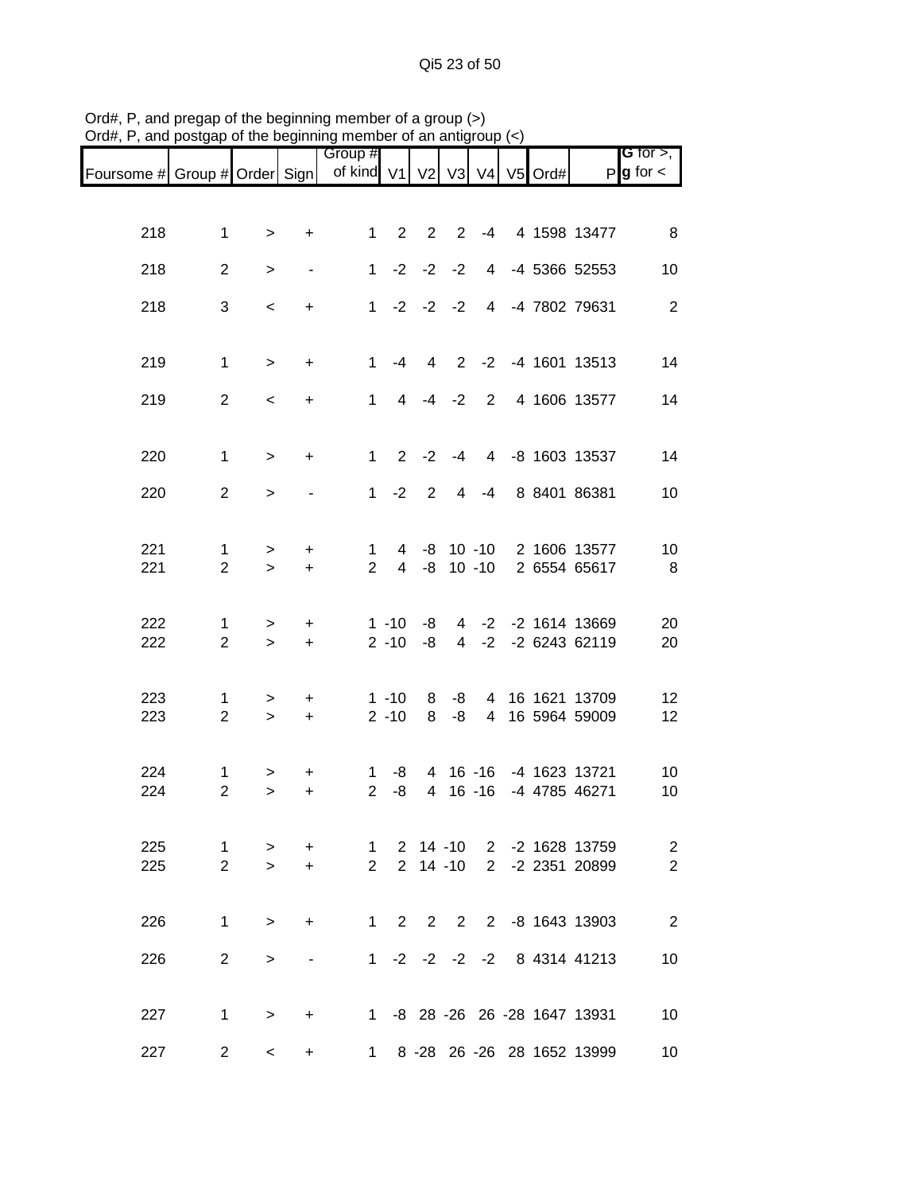Ord#, P, and pregap of the beginning member of a group (>)
Ord#, P, and postgap of the beginning member of an antigroup (<)

| Foursome # | Group # | Order | Sign | Group # of kind | V1 | V2 | V3 | V4 | V5 | Ord# | P | **G** for >, **g** for < |
|---|---|---|---|---|---|---|---|---|---|---|---|---|
| 218 | 1 | > | + | 1 | 2 | 2 | 2 | -4 | 4 | 1598 | 13477 | 8 |
| 218 | 2 | > | - | 1 | -2 | -2 | -2 | 4 | -4 | 5366 | 52553 | 10 |
| 218 | 3 | < | + | 1 | -2 | -2 | -2 | 4 | -4 | 7802 | 79631 | 2 |
| 219 | 1 | > | + | 1 | -4 | 4 | 2 | -2 | -4 | 1601 | 13513 | 14 |
| 219 | 2 | < | + | 1 | 4 | -4 | -2 | 2 | 4 | 1606 | 13577 | 14 |
| 220 | 1 | > | + | 1 | 2 | -2 | -4 | 4 | -8 | 1603 | 13537 | 14 |
| 220 | 2 | > | - | 1 | -2 | 2 | 4 | -4 | 8 | 8401 | 86381 | 10 |
| 221 | 1 | > | + | 1 | 4 | -8 | 10 | -10 | 2 | 1606 | 13577 | 10 |
| 221 | 2 | > | + | 2 | 4 | -8 | 10 | -10 | 2 | 6554 | 65617 | 8 |
| 222 | 1 | > | + | 1 | -10 | -8 | 4 | -2 | -2 | 1614 | 13669 | 20 |
| 222 | 2 | > | + | 2 | -10 | -8 | 4 | -2 | -2 | 6243 | 62119 | 20 |
| 223 | 1 | > | + | 1 | -10 | 8 | -8 | 4 | 16 | 1621 | 13709 | 12 |
| 223 | 2 | > | + | 2 | -10 | 8 | -8 | 4 | 16 | 5964 | 59009 | 12 |
| 224 | 1 | > | + | 1 | -8 | 4 | 16 | -16 | -4 | 1623 | 13721 | 10 |
| 224 | 2 | > | + | 2 | -8 | 4 | 16 | -16 | -4 | 4785 | 46271 | 10 |
| 225 | 1 | > | + | 1 | 2 | 14 | -10 | 2 | -2 | 1628 | 13759 | 2 |
| 225 | 2 | > | + | 2 | 2 | 14 | -10 | 2 | -2 | 2351 | 20899 | 2 |
| 226 | 1 | > | + | 1 | 2 | 2 | 2 | 2 | -8 | 1643 | 13903 | 2 |
| 226 | 2 | > | - | 1 | -2 | -2 | -2 | -2 | 8 | 4314 | 41213 | 10 |
| 227 | 1 | > | + | 1 | -8 | 28 | -26 | 26 | -28 | 1647 | 13931 | 10 |
| 227 | 2 | < | + | 1 | 8 | -28 | 26 | -26 | 28 | 1652 | 13999 | 10 |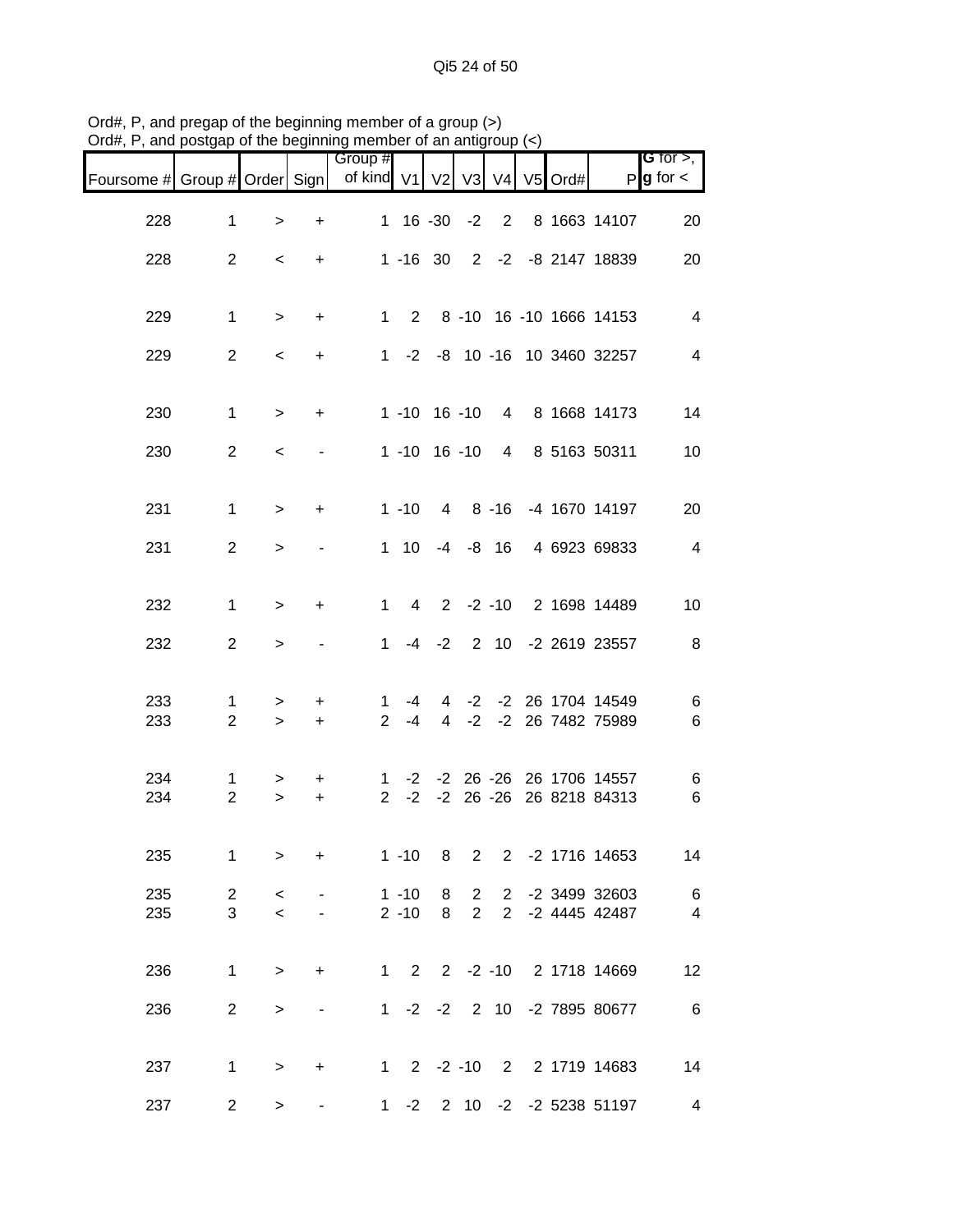Ord#, P, and pregap of the beginning member of a group (>)
Ord#, P, and postgap of the beginning member of an antigroup (<)

| Foursome # | Group # | Order | Sign | Group # of kind | V1 | V2 | V3 | V4 | V5 | Ord# | P | G for >, g for < |
|---|---|---|---|---|---|---|---|---|---|---|---|---|
| 228 | 1 | > | + | 1 | 16 | -30 | -2 | 2 | 8 | 1663 | 14107 | 20 |
| 228 | 2 | < | + | 1 | -16 | 30 | 2 | -2 | -8 | 2147 | 18839 | 20 |
| 229 | 1 | > | + | 1 | 2 | 8 | -10 | 16 | -10 | 1666 | 14153 | 4 |
| 229 | 2 | < | + | 1 | -2 | -8 | 10 | -16 | 10 | 3460 | 32257 | 4 |
| 230 | 1 | > | + | 1 | -10 | 16 | -10 | 4 | 8 | 1668 | 14173 | 14 |
| 230 | 2 | < | - | 1 | -10 | 16 | -10 | 4 | 8 | 5163 | 50311 | 10 |
| 231 | 1 | > | + | 1 | -10 | 4 | 8 | -16 | -4 | 1670 | 14197 | 20 |
| 231 | 2 | > | - | 1 | 10 | -4 | -8 | 16 | 4 | 6923 | 69833 | 4 |
| 232 | 1 | > | + | 1 | 4 | 2 | -2 | -10 | 2 | 1698 | 14489 | 10 |
| 232 | 2 | > | - | 1 | -4 | -2 | 2 | 10 | -2 | 2619 | 23557 | 8 |
| 233 | 1 | > | + | 1 | -4 | 4 | -2 | -2 | 26 | 1704 | 14549 | 6 |
| 233 | 2 | > | + | 2 | -4 | 4 | -2 | -2 | 26 | 7482 | 75989 | 6 |
| 234 | 1 | > | + | 1 | -2 | -2 | 26 | -26 | 26 | 1706 | 14557 | 6 |
| 234 | 2 | > | + | 2 | -2 | -2 | 26 | -26 | 26 | 8218 | 84313 | 6 |
| 235 | 1 | > | + | 1 | -10 | 8 | 2 | 2 | -2 | 1716 | 14653 | 14 |
| 235 | 2 | < | - | 1 | -10 | 8 | 2 | 2 | -2 | 3499 | 32603 | 6 |
| 235 | 3 | < | - | 2 | -10 | 8 | 2 | 2 | -2 | 4445 | 42487 | 4 |
| 236 | 1 | > | + | 1 | 2 | 2 | -2 | -10 | 2 | 1718 | 14669 | 12 |
| 236 | 2 | > | - | 1 | -2 | -2 | 2 | 10 | -2 | 7895 | 80677 | 6 |
| 237 | 1 | > | + | 1 | 2 | -2 | -10 | 2 | 2 | 1719 | 14683 | 14 |
| 237 | 2 | > | - | 1 | -2 | 2 | 10 | -2 | -2 | 5238 | 51197 | 4 |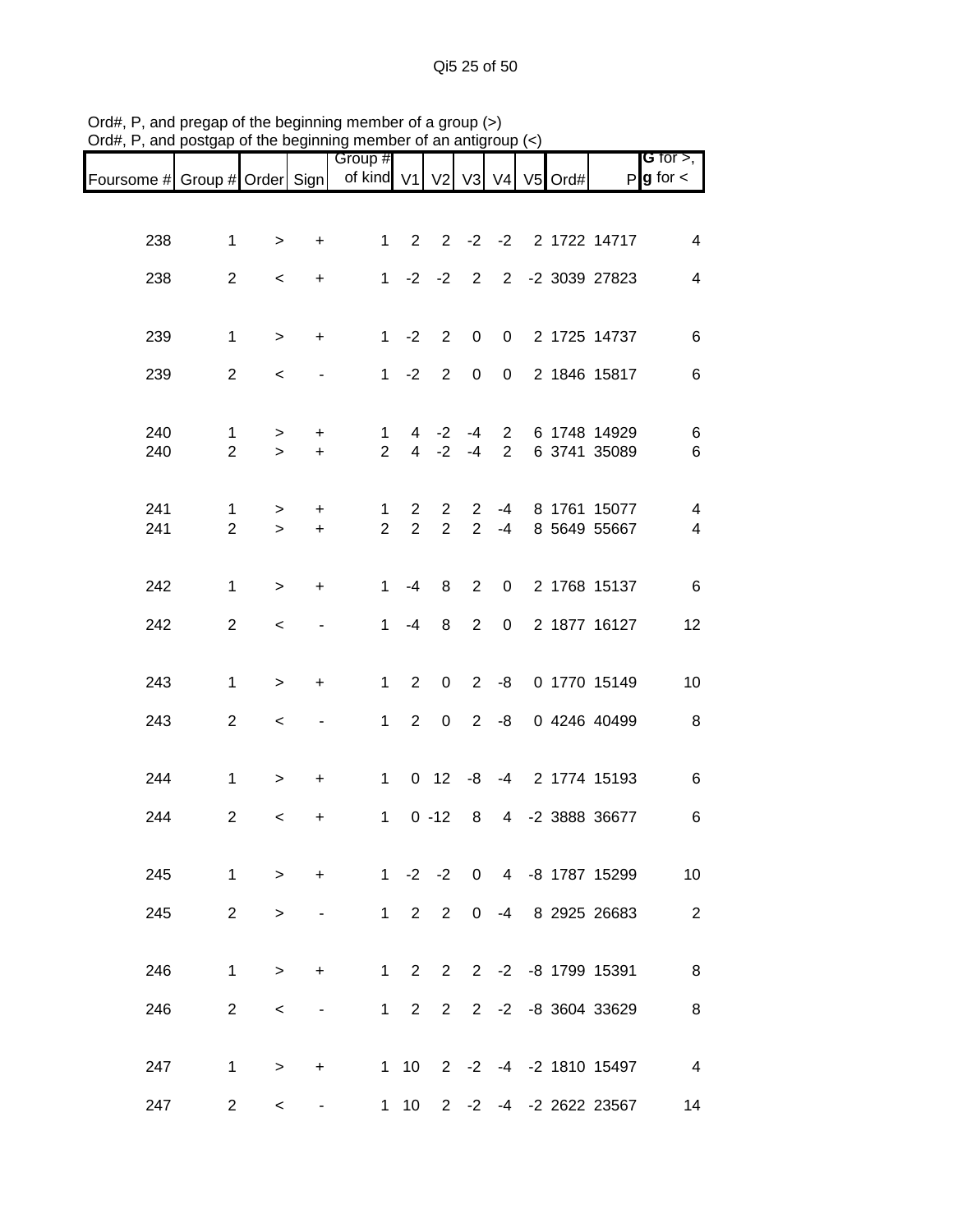Ord#, P, and pregap of the beginning member of a group (>)
Ord#, P, and postgap of the beginning member of an antigroup (<)

| Foursome # | Group # | Order | Sign | Group # of kind | V1 | V2 | V3 | V4 | V5 | Ord# | P | G for >, g for < |
|---|---|---|---|---|---|---|---|---|---|---|---|---|
| 238 | 1 | > | + | 1 | 2 | 2 | -2 | -2 | 2 | 1722 | 14717 | 4 |
| 238 | 2 | < | + | 1 | -2 | -2 | 2 | 2 | -2 | 3039 | 27823 | 4 |
| 239 | 1 | > | + | 1 | -2 | 2 | 0 | 0 | 2 | 1725 | 14737 | 6 |
| 239 | 2 | < | - | 1 | -2 | 2 | 0 | 0 | 2 | 1846 | 15817 | 6 |
| 240 | 1 | > | + | 1 | 4 | -2 | -4 | 2 | 6 | 1748 | 14929 | 6 |
| 240 | 2 | > | + | 2 | 4 | -2 | -4 | 2 | 6 | 3741 | 35089 | 6 |
| 241 | 1 | > | + | 1 | 2 | 2 | 2 | -4 | 8 | 1761 | 15077 | 4 |
| 241 | 2 | > | + | 2 | 2 | 2 | 2 | -4 | 8 | 5649 | 55667 | 4 |
| 242 | 1 | > | + | 1 | -4 | 8 | 2 | 0 | 2 | 1768 | 15137 | 6 |
| 242 | 2 | < | - | 1 | -4 | 8 | 2 | 0 | 2 | 1877 | 16127 | 12 |
| 243 | 1 | > | + | 1 | 2 | 0 | 2 | -8 | 0 | 1770 | 15149 | 10 |
| 243 | 2 | < | - | 1 | 2 | 0 | 2 | -8 | 0 | 4246 | 40499 | 8 |
| 244 | 1 | > | + | 1 | 0 | 12 | -8 | -4 | 2 | 1774 | 15193 | 6 |
| 244 | 2 | < | + | 1 | 0 | -12 | 8 | 4 | -2 | 3888 | 36677 | 6 |
| 245 | 1 | > | + | 1 | -2 | -2 | 0 | 4 | -8 | 1787 | 15299 | 10 |
| 245 | 2 | > | - | 1 | 2 | 2 | 0 | -4 | 8 | 2925 | 26683 | 2 |
| 246 | 1 | > | + | 1 | 2 | 2 | 2 | -2 | -8 | 1799 | 15391 | 8 |
| 246 | 2 | < | - | 1 | 2 | 2 | 2 | -2 | -8 | 3604 | 33629 | 8 |
| 247 | 1 | > | + | 1 | 10 | 2 | -2 | -4 | -2 | 1810 | 15497 | 4 |
| 247 | 2 | < | - | 1 | 10 | 2 | -2 | -4 | -2 | 2622 | 23567 | 14 |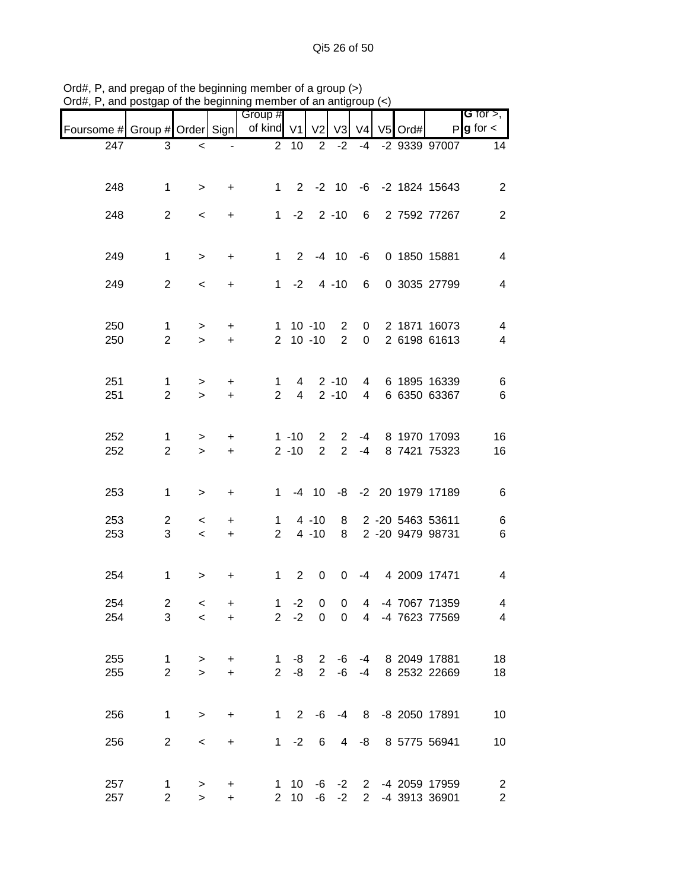Ord#, P, and pregap of the beginning member of a group (>)
Ord#, P, and postgap of the beginning member of an antigroup (<)

| Foursome # | Group # | Order | Sign | Group # of kind | V1 | V2 | V3 | V4 | V5 | Ord# | P | G for >, g for < |
|---|---|---|---|---|---|---|---|---|---|---|---|---|
| 247 | 3 | < | - | 2 | 10 | 2 | -2 | -4 | -2 | 9339 | 97007 | 14 |
| 248 | 1 | > | + | 1 | 2 | -2 | 10 | -6 | -2 | 1824 | 15643 | 2 |
| 248 | 2 | < | + | 1 | -2 | 2 | -10 | 6 | 2 | 7592 | 77267 | 2 |
| 249 | 1 | > | + | 1 | 2 | -4 | 10 | -6 | 0 | 1850 | 15881 | 4 |
| 249 | 2 | < | + | 1 | -2 | 4 | -10 | 6 | 0 | 3035 | 27799 | 4 |
| 250 | 1 | > | + | 1 | 10 | -10 | 2 | 0 | 2 | 1871 | 16073 | 4 |
| 250 | 2 | > | + | 2 | 10 | -10 | 2 | 0 | 2 | 6198 | 61613 | 4 |
| 251 | 1 | > | + | 1 | 4 | 2 | -10 | 4 | 6 | 1895 | 16339 | 6 |
| 251 | 2 | > | + | 2 | 4 | 2 | -10 | 4 | 6 | 6350 | 63367 | 6 |
| 252 | 1 | > | + | 1 | -10 | 2 | 2 | -4 | 8 | 1970 | 17093 | 16 |
| 252 | 2 | > | + | 2 | -10 | 2 | 2 | -4 | 8 | 7421 | 75323 | 16 |
| 253 | 1 | > | + | 1 | -4 | 10 | -8 | -2 | 20 | 1979 | 17189 | 6 |
| 253 | 2 | < | + | 1 | 4 | -10 | 8 | 2 | -20 | 5463 | 53611 | 6 |
| 253 | 3 | < | + | 2 | 4 | -10 | 8 | 2 | -20 | 9479 | 98731 | 6 |
| 254 | 1 | > | + | 1 | 2 | 0 | 0 | -4 | 4 | 2009 | 17471 | 4 |
| 254 | 2 | < | + | 1 | -2 | 0 | 0 | 4 | -4 | 7067 | 71359 | 4 |
| 254 | 3 | < | + | 2 | -2 | 0 | 0 | 4 | -4 | 7623 | 77569 | 4 |
| 255 | 1 | > | + | 1 | -8 | 2 | -6 | -4 | 8 | 2049 | 17881 | 18 |
| 255 | 2 | > | + | 2 | -8 | 2 | -6 | -4 | 8 | 2532 | 22669 | 18 |
| 256 | 1 | > | + | 1 | 2 | -6 | -4 | 8 | -8 | 2050 | 17891 | 10 |
| 256 | 2 | < | + | 1 | -2 | 6 | 4 | -8 | 8 | 5775 | 56941 | 10 |
| 257 | 1 | > | + | 1 | 10 | -6 | -2 | 2 | -4 | 2059 | 17959 | 2 |
| 257 | 2 | > | + | 2 | 10 | -6 | -2 | 2 | -4 | 3913 | 36901 | 2 |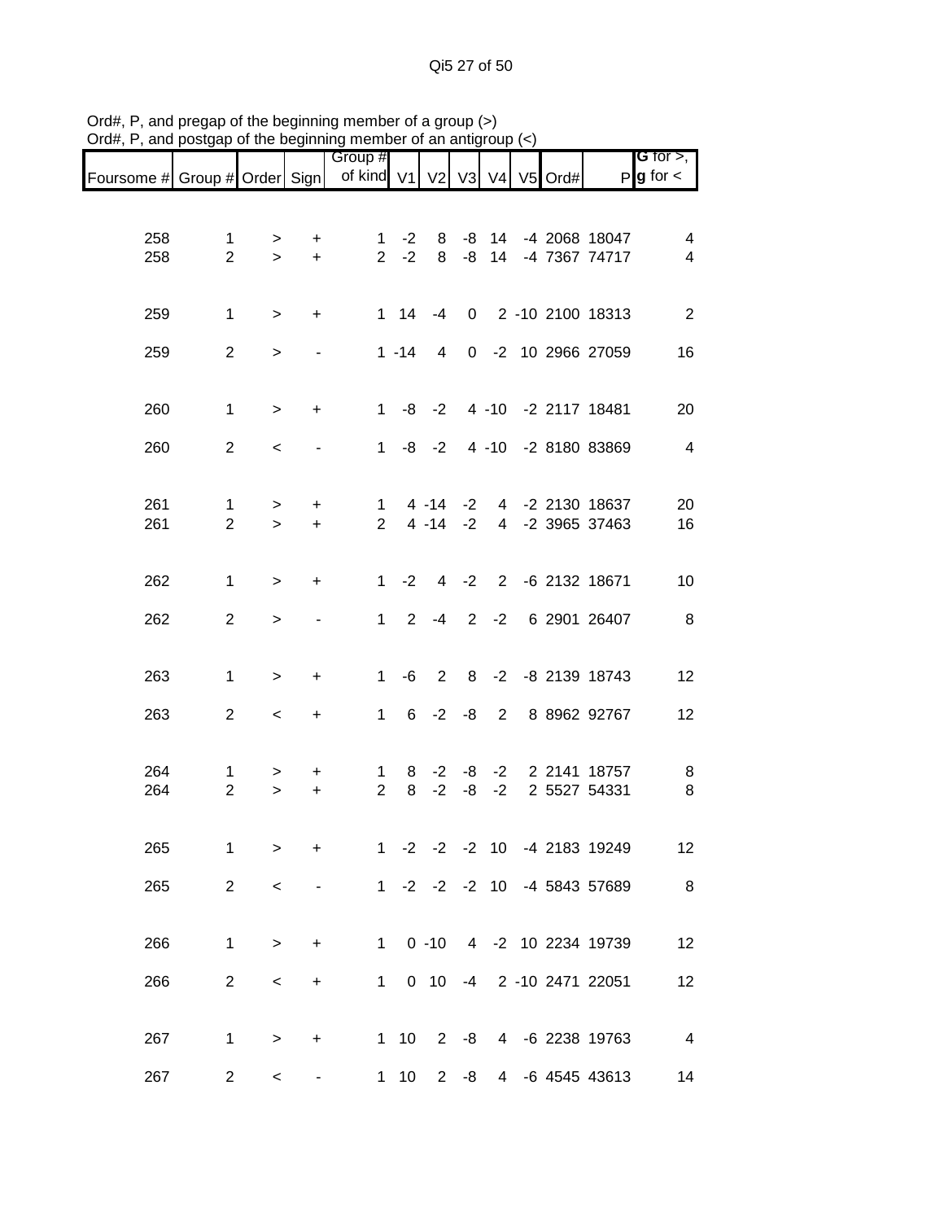Ord#, P, and pregap of the beginning member of a group (>)
Ord#, P, and postgap of the beginning member of an antigroup (<)

| Foursome # | Group # | Order | Sign | Group # of kind | V1 | V2 | V3 | V4 | V5 | Ord# | P | G for >, g for < |
|---|---|---|---|---|---|---|---|---|---|---|---|---|
| 258 | 1 | > | + | 1 | -2 | 8 | -8 | 14 | -4 | 2068 | 18047 | 4 |
| 258 | 2 | > | + | 2 | -2 | 8 | -8 | 14 | -4 | 7367 | 74717 | 4 |
| 259 | 1 | > | + | 1 | 14 | -4 | 0 | 2 | -10 | 2100 | 18313 | 2 |
| 259 | 2 | > | - | 1 | -14 | 4 | 0 | -2 | 10 | 2966 | 27059 | 16 |
| 260 | 1 | > | + | 1 | -8 | -2 | 4 | -10 | -2 | 2117 | 18481 | 20 |
| 260 | 2 | < | - | 1 | -8 | -2 | 4 | -10 | -2 | 8180 | 83869 | 4 |
| 261 | 1 | > | + | 1 | 4 | -14 | -2 | 4 | -2 | 2130 | 18637 | 20 |
| 261 | 2 | > | + | 2 | 4 | -14 | -2 | 4 | -2 | 3965 | 37463 | 16 |
| 262 | 1 | > | + | 1 | -2 | 4 | -2 | 2 | -6 | 2132 | 18671 | 10 |
| 262 | 2 | > | - | 1 | 2 | -4 | 2 | -2 | 6 | 2901 | 26407 | 8 |
| 263 | 1 | > | + | 1 | -6 | 2 | 8 | -2 | -8 | 2139 | 18743 | 12 |
| 263 | 2 | < | + | 1 | 6 | -2 | -8 | 2 | 8 | 8962 | 92767 | 12 |
| 264 | 1 | > | + | 1 | 8 | -2 | -8 | -2 | 2 | 2141 | 18757 | 8 |
| 264 | 2 | > | + | 2 | 8 | -2 | -8 | -2 | 2 | 5527 | 54331 | 8 |
| 265 | 1 | > | + | 1 | -2 | -2 | -2 | 10 | -4 | 2183 | 19249 | 12 |
| 265 | 2 | < | - | 1 | -2 | -2 | -2 | 10 | -4 | 5843 | 57689 | 8 |
| 266 | 1 | > | + | 1 | 0 | -10 | 4 | -2 | 10 | 2234 | 19739 | 12 |
| 266 | 2 | < | + | 1 | 0 | 10 | -4 | 2 | -10 | 2471 | 22051 | 12 |
| 267 | 1 | > | + | 1 | 10 | 2 | -8 | 4 | -6 | 2238 | 19763 | 4 |
| 267 | 2 | < | - | 1 | 10 | 2 | -8 | 4 | -6 | 4545 | 43613 | 14 |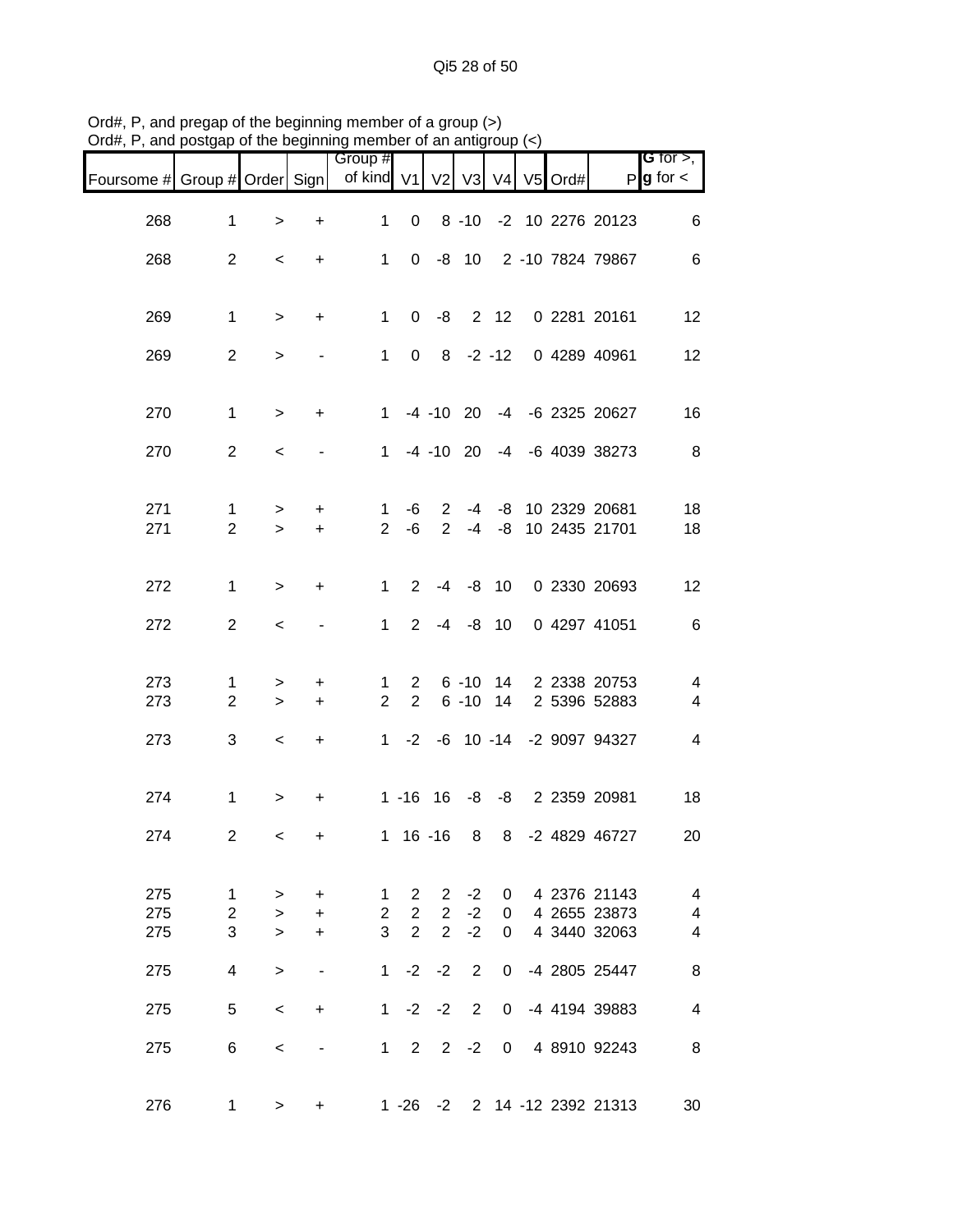Ord#, P, and pregap of the beginning member of a group (>)
Ord#, P, and postgap of the beginning member of an antigroup (<)

| Foursome # | Group # | Order | Sign | Group # of kind | V1 | V2 | V3 | V4 | V5 | Ord# | P | G for >, g for < |
|---|---|---|---|---|---|---|---|---|---|---|---|---|
| 268 | 1 | > | + | 1 | 0 | 8 | -10 | -2 | 10 | 2276 | 20123 | 6 |
| 268 | 2 | < | + | 1 | 0 | -8 | 10 | 2 | -10 | 7824 | 79867 | 6 |
| 269 | 1 | > | + | 1 | 0 | -8 | 2 | 12 | 0 | 2281 | 20161 | 12 |
| 269 | 2 | > | - | 1 | 0 | 8 | -2 | -12 | 0 | 4289 | 40961 | 12 |
| 270 | 1 | > | + | 1 | -4 | -10 | 20 | -4 | -6 | 2325 | 20627 | 16 |
| 270 | 2 | < | - | 1 | -4 | -10 | 20 | -4 | -6 | 4039 | 38273 | 8 |
| 271 | 1 | > | + | 1 | -6 | 2 | -4 | -8 | 10 | 2329 | 20681 | 18 |
| 271 | 2 | > | + | 2 | -6 | 2 | -4 | -8 | 10 | 2435 | 21701 | 18 |
| 272 | 1 | > | + | 1 | 2 | -4 | -8 | 10 | 0 | 2330 | 20693 | 12 |
| 272 | 2 | < | - | 1 | 2 | -4 | -8 | 10 | 0 | 4297 | 41051 | 6 |
| 273 | 1 | > | + | 1 | 2 | 6 | -10 | 14 | 2 | 2338 | 20753 | 4 |
| 273 | 2 | > | + | 2 | 2 | 6 | -10 | 14 | 2 | 5396 | 52883 | 4 |
| 273 | 3 | < | + | 1 | -2 | -6 | 10 | -14 | -2 | 9097 | 94327 | 4 |
| 274 | 1 | > | + | 1 | -16 | 16 | -8 | -8 | 2 | 2359 | 20981 | 18 |
| 274 | 2 | < | + | 1 | 16 | -16 | 8 | 8 | -2 | 4829 | 46727 | 20 |
| 275 | 1 | > | + | 1 | 2 | 2 | -2 | 0 | 4 | 2376 | 21143 | 4 |
| 275 | 2 | > | + | 2 | 2 | 2 | -2 | 0 | 4 | 2655 | 23873 | 4 |
| 275 | 3 | > | + | 3 | 2 | 2 | -2 | 0 | 4 | 3440 | 32063 | 4 |
| 275 | 4 | > | - | 1 | -2 | -2 | 2 | 0 | -4 | 2805 | 25447 | 8 |
| 275 | 5 | < | + | 1 | -2 | -2 | 2 | 0 | -4 | 4194 | 39883 | 4 |
| 275 | 6 | < | - | 1 | 2 | 2 | -2 | 0 | 4 | 8910 | 92243 | 8 |
| 276 | 1 | > | + | 1 | -26 | -2 | 2 | 14 | -12 | 2392 | 21313 | 30 |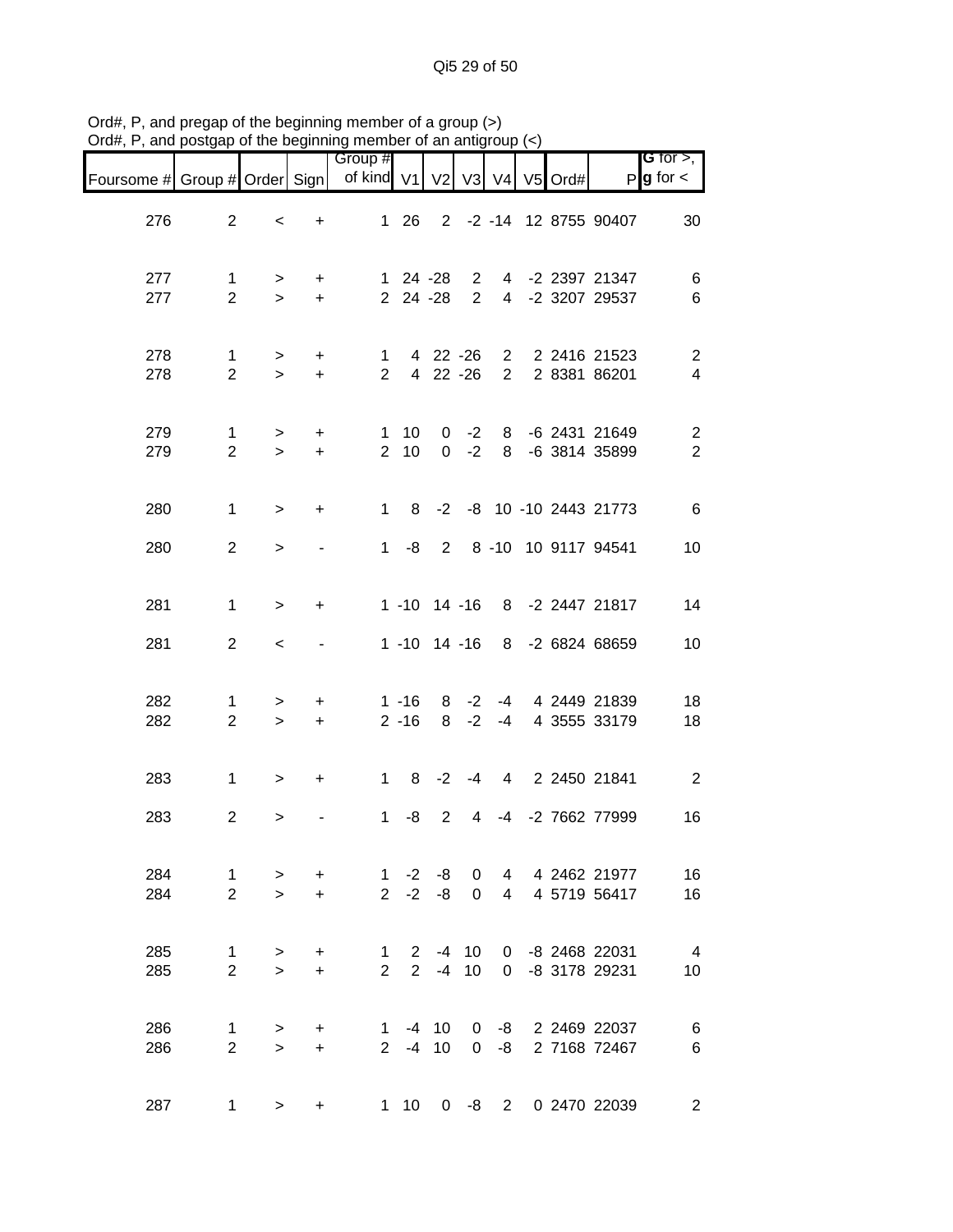Ord#, P, and pregap of the beginning member of a group (>)
Ord#, P, and postgap of the beginning member of an antigroup (<)

| Foursome # | Group # | Order | Sign | Group # of kind | V1 | V2 | V3 | V4 | V5 | Ord# | P | **G** for >, **g** for < |
|---|---|---|---|---|---|---|---|---|---|---|---|---|
| 276 | 2 | < | + | 1 | 26 | 2 | -2 | -14 | 12 | 8755 | 90407 | 30 |
| 277 | 1 | > | + | 1 | 24 | -28 | 2 | 4 | -2 | 2397 | 21347 | 6 |
| 277 | 2 | > | + | 2 | 24 | -28 | 2 | 4 | -2 | 3207 | 29537 | 6 |
| 278 | 1 | > | + | 1 | 4 | 22 | -26 | 2 | 2 | 2416 | 21523 | 2 |
| 278 | 2 | > | + | 2 | 4 | 22 | -26 | 2 | 2 | 8381 | 86201 | 4 |
| 279 | 1 | > | + | 1 | 10 | 0 | -2 | 8 | -6 | 2431 | 21649 | 2 |
| 279 | 2 | > | + | 2 | 10 | 0 | -2 | 8 | -6 | 3814 | 35899 | 2 |
| 280 | 1 | > | + | 1 | 8 | -2 | -8 | 10 | -10 | 2443 | 21773 | 6 |
| 280 | 2 | > | - | 1 | -8 | 2 | 8 | -10 | 10 | 9117 | 94541 | 10 |
| 281 | 1 | > | + | 1 | -10 | 14 | -16 | 8 | -2 | 2447 | 21817 | 14 |
| 281 | 2 | < | - | 1 | -10 | 14 | -16 | 8 | -2 | 6824 | 68659 | 10 |
| 282 | 1 | > | + | 1 | -16 | 8 | -2 | -4 | 4 | 2449 | 21839 | 18 |
| 282 | 2 | > | + | 2 | -16 | 8 | -2 | -4 | 4 | 3555 | 33179 | 18 |
| 283 | 1 | > | + | 1 | 8 | -2 | -4 | 4 | 2 | 2450 | 21841 | 2 |
| 283 | 2 | > | - | 1 | -8 | 2 | 4 | -4 | -2 | 7662 | 77999 | 16 |
| 284 | 1 | > | + | 1 | -2 | -8 | 0 | 4 | 4 | 2462 | 21977 | 16 |
| 284 | 2 | > | + | 2 | -2 | -8 | 0 | 4 | 4 | 5719 | 56417 | 16 |
| 285 | 1 | > | + | 1 | 2 | -4 | 10 | 0 | -8 | 2468 | 22031 | 4 |
| 285 | 2 | > | + | 2 | 2 | -4 | 10 | 0 | -8 | 3178 | 29231 | 10 |
| 286 | 1 | > | + | 1 | -4 | 10 | 0 | -8 | 2 | 2469 | 22037 | 6 |
| 286 | 2 | > | + | 2 | -4 | 10 | 0 | -8 | 2 | 7168 | 72467 | 6 |
| 287 | 1 | > | + | 1 | 10 | 0 | -8 | 2 | 0 | 2470 | 22039 | 2 |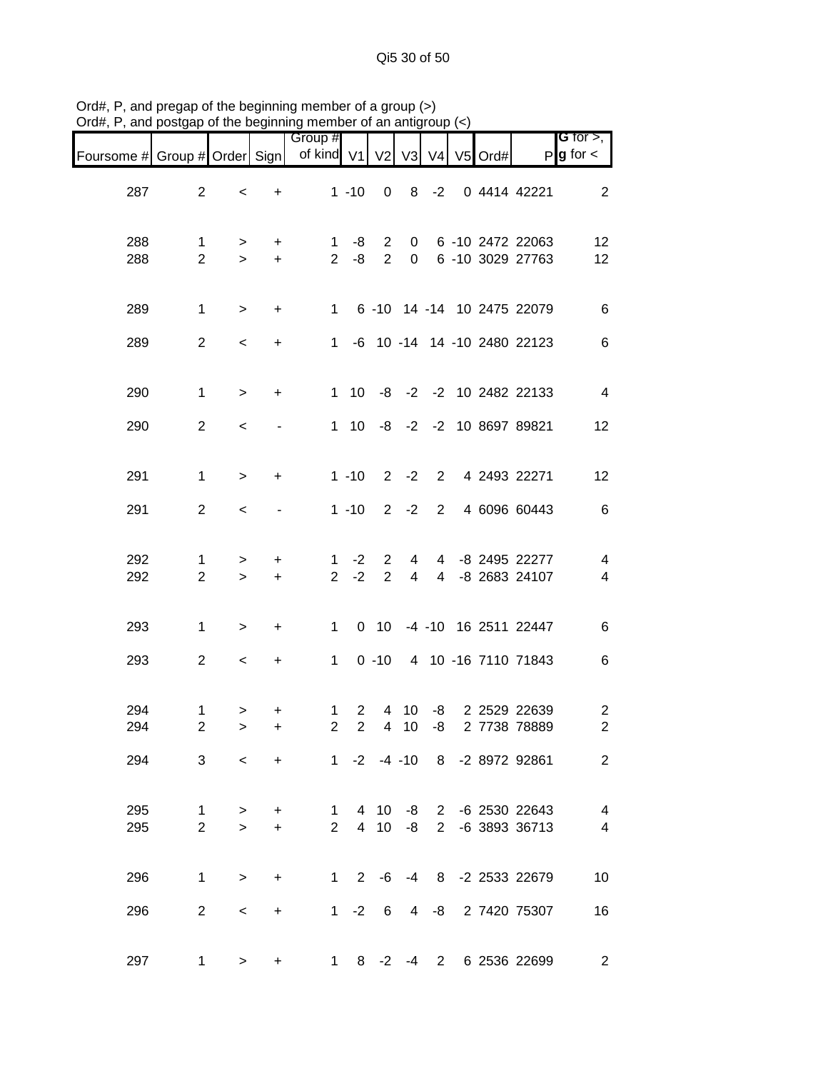Ord#, P, and pregap of the beginning member of a group (>)
Ord#, P, and postgap of the beginning member of an antigroup (<)

| Foursome # | Group # | Order | Sign | Group # of kind | V1 | V2 | V3 | V4 | V5 | Ord# | P | G for >, g for < |
|---|---|---|---|---|---|---|---|---|---|---|---|---|
| 287 | 2 | < | + | 1 | -10 | 0 | 8 | -2 | 0 | 4414 | 42221 | 2 |
| 288 | 1 | > | + | 1 | -8 | 2 | 0 | 6 | -10 | 2472 | 22063 | 12 |
| 288 | 2 | > | + | 2 | -8 | 2 | 0 | 6 | -10 | 3029 | 27763 | 12 |
| 289 | 1 | > | + | 1 | 6 | -10 | 14 | -14 | 10 | 2475 | 22079 | 6 |
| 289 | 2 | < | + | 1 | -6 | 10 | -14 | 14 | -10 | 2480 | 22123 | 6 |
| 290 | 1 | > | + | 1 | 10 | -8 | -2 | -2 | 10 | 2482 | 22133 | 4 |
| 290 | 2 | < | - | 1 | 10 | -8 | -2 | -2 | 10 | 8697 | 89821 | 12 |
| 291 | 1 | > | + | 1 | -10 | 2 | -2 | 2 | 4 | 2493 | 22271 | 12 |
| 291 | 2 | < | - | 1 | -10 | 2 | -2 | 2 | 4 | 6096 | 60443 | 6 |
| 292 | 1 | > | + | 1 | -2 | 2 | 4 | 4 | -8 | 2495 | 22277 | 4 |
| 292 | 2 | > | + | 2 | -2 | 2 | 4 | 4 | -8 | 2683 | 24107 | 4 |
| 293 | 1 | > | + | 1 | 0 | 10 | -4 | -10 | 16 | 2511 | 22447 | 6 |
| 293 | 2 | < | + | 1 | 0 | -10 | 4 | 10 | -16 | 7110 | 71843 | 6 |
| 294 | 1 | > | + | 1 | 2 | 4 | 10 | -8 | 2 | 2529 | 22639 | 2 |
| 294 | 2 | > | + | 2 | 2 | 4 | 10 | -8 | 2 | 7738 | 78889 | 2 |
| 294 | 3 | < | + | 1 | -2 | -4 | -10 | 8 | -2 | 8972 | 92861 | 2 |
| 295 | 1 | > | + | 1 | 4 | 10 | -8 | 2 | -6 | 2530 | 22643 | 4 |
| 295 | 2 | > | + | 2 | 4 | 10 | -8 | 2 | -6 | 3893 | 36713 | 4 |
| 296 | 1 | > | + | 1 | 2 | -6 | -4 | 8 | -2 | 2533 | 22679 | 10 |
| 296 | 2 | < | + | 1 | -2 | 6 | 4 | -8 | 2 | 7420 | 75307 | 16 |
| 297 | 1 | > | + | 1 | 8 | -2 | -4 | 2 | 6 | 2536 | 22699 | 2 |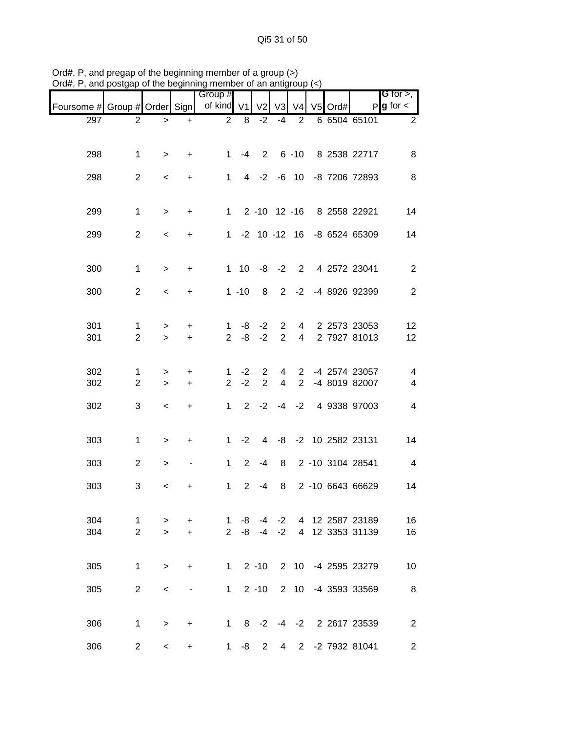Ord#, P, and pregap of the beginning member of a group (>)
Ord#, P, and postgap of the beginning member of an antigroup (<)

| Foursome # | Group # | Order | Sign | Group # of kind | V1 | V2 | V3 | V4 | V5 | Ord# | P | G for >, g for < |
|---|---|---|---|---|---|---|---|---|---|---|---|---|
| 297 | 2 | > | + | 2 | 8 | -2 | -4 | 2 | 6 | 6504 | 65101 | 2 |
| 298 | 1 | > | + | 1 | -4 | 2 | 6 | -10 | 8 | 2538 | 22717 | 8 |
| 298 | 2 | < | + | 1 | 4 | -2 | -6 | 10 | -8 | 7206 | 72893 | 8 |
| 299 | 1 | > | + | 1 | 2 | -10 | 12 | -16 | 8 | 2558 | 22921 | 14 |
| 299 | 2 | < | + | 1 | -2 | 10 | -12 | 16 | -8 | 6524 | 65309 | 14 |
| 300 | 1 | > | + | 1 | 10 | -8 | -2 | 2 | 4 | 2572 | 23041 | 2 |
| 300 | 2 | < | + | 1 | -10 | 8 | 2 | -2 | -4 | 8926 | 92399 | 2 |
| 301 | 1 | > | + | 1 | -8 | -2 | 2 | 4 | 2 | 2573 | 23053 | 12 |
| 301 | 2 | > | + | 2 | -8 | -2 | 2 | 4 | 2 | 7927 | 81013 | 12 |
| 302 | 1 | > | + | 1 | -2 | 2 | 4 | 2 | -4 | 2574 | 23057 | 4 |
| 302 | 2 | > | + | 2 | -2 | 2 | 4 | 2 | -4 | 8019 | 82007 | 4 |
| 302 | 3 | < | + | 1 | 2 | -2 | -4 | -2 | 4 | 9338 | 97003 | 4 |
| 303 | 1 | > | + | 1 | -2 | 4 | -8 | -2 | 10 | 2582 | 23131 | 14 |
| 303 | 2 | > | - | 1 | 2 | -4 | 8 | 2 | -10 | 3104 | 28541 | 4 |
| 303 | 3 | < | + | 1 | 2 | -4 | 8 | 2 | -10 | 6643 | 66629 | 14 |
| 304 | 1 | > | + | 1 | -8 | -4 | -2 | 4 | 12 | 2587 | 23189 | 16 |
| 304 | 2 | > | + | 2 | -8 | -4 | -2 | 4 | 12 | 3353 | 31139 | 16 |
| 305 | 1 | > | + | 1 | 2 | -10 | 2 | 10 | -4 | 2595 | 23279 | 10 |
| 305 | 2 | < | - | 1 | 2 | -10 | 2 | 10 | -4 | 3593 | 33569 | 8 |
| 306 | 1 | > | + | 1 | 8 | -2 | -4 | -2 | 2 | 2617 | 23539 | 2 |
| 306 | 2 | < | + | 1 | -8 | 2 | 4 | 2 | -2 | 7932 | 81041 | 2 |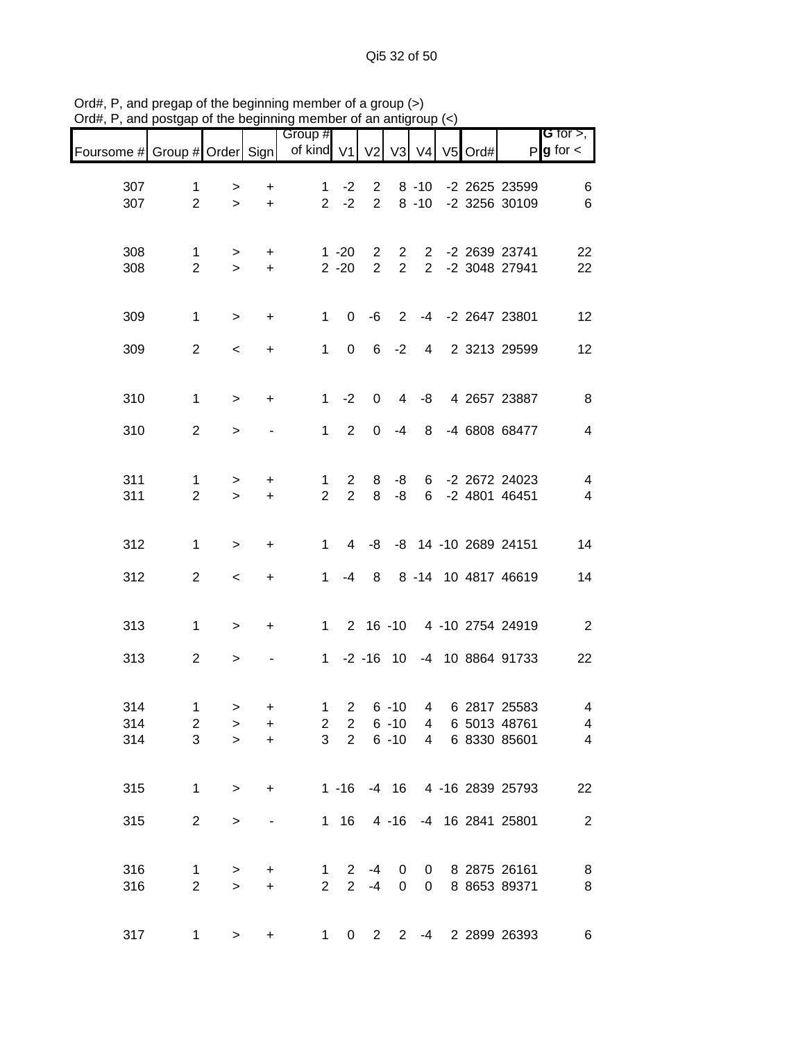Ord#, P, and pregap of the beginning member of a group (>)
Ord#, P, and postgap of the beginning member of an antigroup (<)

| Foursome # | Group # | Order | Sign | Group # of kind | V1 | V2 | V3 | V4 | V5 | Ord# | P | G for >, g for < |
|---|---|---|---|---|---|---|---|---|---|---|---|---|
| 307 | 1 | > | + | 1 | -2 | 2 | 8 | -10 | -2 | 2625 | 23599 | 6 |
| 307 | 2 | > | + | 2 | -2 | 2 | 8 | -10 | -2 | 3256 | 30109 | 6 |
| 308 | 1 | > | + | 1 | -20 | 2 | 2 | 2 | -2 | 2639 | 23741 | 22 |
| 308 | 2 | > | + | 2 | -20 | 2 | 2 | 2 | -2 | 3048 | 27941 | 22 |
| 309 | 1 | > | + | 1 | 0 | -6 | 2 | -4 | -2 | 2647 | 23801 | 12 |
| 309 | 2 | < | + | 1 | 0 | 6 | -2 | 4 | 2 | 3213 | 29599 | 12 |
| 310 | 1 | > | + | 1 | -2 | 0 | 4 | -8 | 4 | 2657 | 23887 | 8 |
| 310 | 2 | > | - | 1 | 2 | 0 | -4 | 8 | -4 | 6808 | 68477 | 4 |
| 311 | 1 | > | + | 1 | 2 | 8 | -8 | 6 | -2 | 2672 | 24023 | 4 |
| 311 | 2 | > | + | 2 | 2 | 8 | -8 | 6 | -2 | 4801 | 46451 | 4 |
| 312 | 1 | > | + | 1 | 4 | -8 | -8 | 14 | -10 | 2689 | 24151 | 14 |
| 312 | 2 | < | + | 1 | -4 | 8 | 8 | -14 | 10 | 4817 | 46619 | 14 |
| 313 | 1 | > | + | 1 | 2 | 16 | -10 | 4 | -10 | 2754 | 24919 | 2 |
| 313 | 2 | > | - | 1 | -2 | -16 | 10 | -4 | 10 | 8864 | 91733 | 22 |
| 314 | 1 | > | + | 1 | 2 | 6 | -10 | 4 | 6 | 2817 | 25583 | 4 |
| 314 | 2 | > | + | 2 | 2 | 6 | -10 | 4 | 6 | 5013 | 48761 | 4 |
| 314 | 3 | > | + | 3 | 2 | 6 | -10 | 4 | 6 | 8330 | 85601 | 4 |
| 315 | 1 | > | + | 1 | -16 | -4 | 16 | 4 | -16 | 2839 | 25793 | 22 |
| 315 | 2 | > | - | 1 | 16 | 4 | -16 | -4 | 16 | 2841 | 25801 | 2 |
| 316 | 1 | > | + | 1 | 2 | -4 | 0 | 0 | 8 | 2875 | 26161 | 8 |
| 316 | 2 | > | + | 2 | 2 | -4 | 0 | 0 | 8 | 8653 | 89371 | 8 |
| 317 | 1 | > | + | 1 | 0 | 2 | 2 | -4 | 2 | 2899 | 26393 | 6 |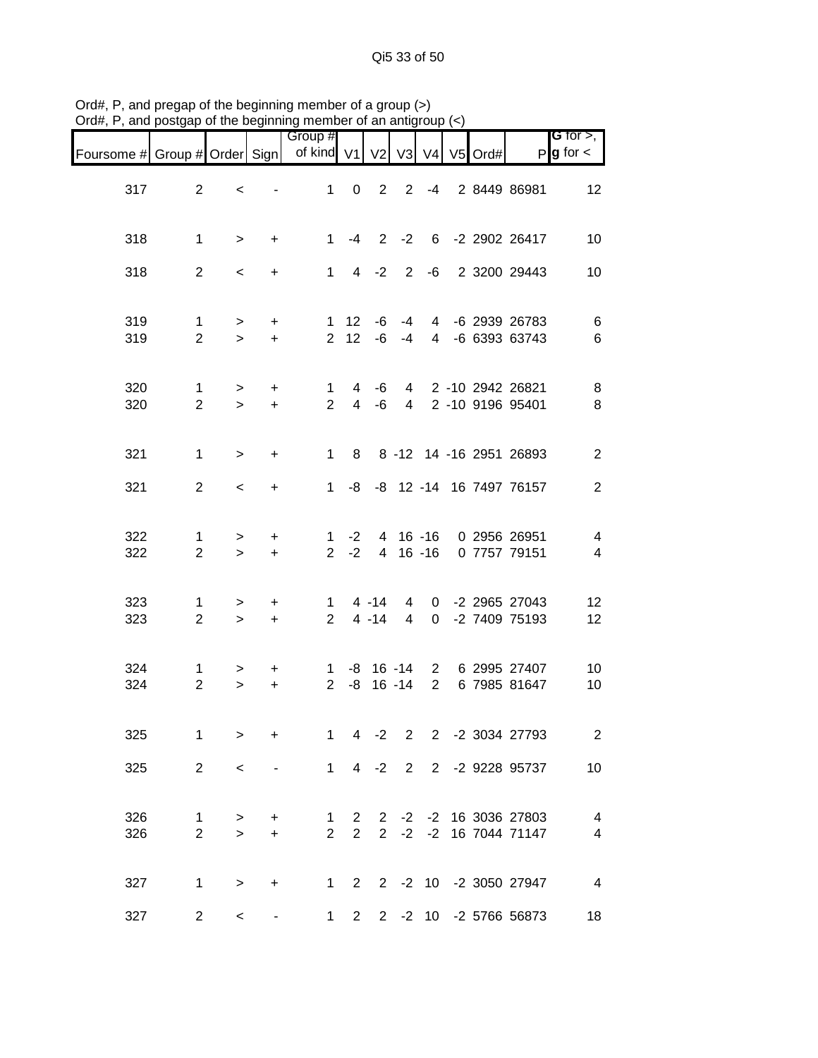Ord#, P, and pregap of the beginning member of a group (>)
Ord#, P, and postgap of the beginning member of an antigroup (<)

| Foursome # | Group # | Order | Sign | Group # of kind | V1 | V2 | V3 | V4 | V5 | Ord# | P | **G** for >, **g** for < |
|---|---|---|---|---|---|---|---|---|---|---|---|---|
| 317 | 2 | < | - | 1 | 0 | 2 | 2 | -4 | 2 | 8449 | 86981 | 12 |
| 318 | 1 | > | + | 1 | -4 | 2 | -2 | 6 | -2 | 2902 | 26417 | 10 |
| 318 | 2 | < | + | 1 | 4 | -2 | 2 | -6 | 2 | 3200 | 29443 | 10 |
| 319 | 1 | > | + | 1 | 12 | -6 | -4 | 4 | -6 | 2939 | 26783 | 6 |
| 319 | 2 | > | + | 2 | 12 | -6 | -4 | 4 | -6 | 6393 | 63743 | 6 |
| 320 | 1 | > | + | 1 | 4 | -6 | 4 | 2 | -10 | 2942 | 26821 | 8 |
| 320 | 2 | > | + | 2 | 4 | -6 | 4 | 2 | -10 | 9196 | 95401 | 8 |
| 321 | 1 | > | + | 1 | 8 | 8 | -12 | 14 | -16 | 2951 | 26893 | 2 |
| 321 | 2 | < | + | 1 | -8 | -8 | 12 | -14 | 16 | 7497 | 76157 | 2 |
| 322 | 1 | > | + | 1 | -2 | 4 | 16 | -16 | 0 | 2956 | 26951 | 4 |
| 322 | 2 | > | + | 2 | -2 | 4 | 16 | -16 | 0 | 7757 | 79151 | 4 |
| 323 | 1 | > | + | 1 | 4 | -14 | 4 | 0 | -2 | 2965 | 27043 | 12 |
| 323 | 2 | > | + | 2 | 4 | -14 | 4 | 0 | -2 | 7409 | 75193 | 12 |
| 324 | 1 | > | + | 1 | -8 | 16 | -14 | 2 | 6 | 2995 | 27407 | 10 |
| 324 | 2 | > | + | 2 | -8 | 16 | -14 | 2 | 6 | 7985 | 81647 | 10 |
| 325 | 1 | > | + | 1 | 4 | -2 | 2 | 2 | -2 | 3034 | 27793 | 2 |
| 325 | 2 | < | - | 1 | 4 | -2 | 2 | 2 | -2 | 9228 | 95737 | 10 |
| 326 | 1 | > | + | 1 | 2 | 2 | -2 | -2 | 16 | 3036 | 27803 | 4 |
| 326 | 2 | > | + | 2 | 2 | 2 | -2 | -2 | 16 | 7044 | 71147 | 4 |
| 327 | 1 | > | + | 1 | 2 | 2 | -2 | 10 | -2 | 3050 | 27947 | 4 |
| 327 | 2 | < | - | 1 | 2 | 2 | -2 | 10 | -2 | 5766 | 56873 | 18 |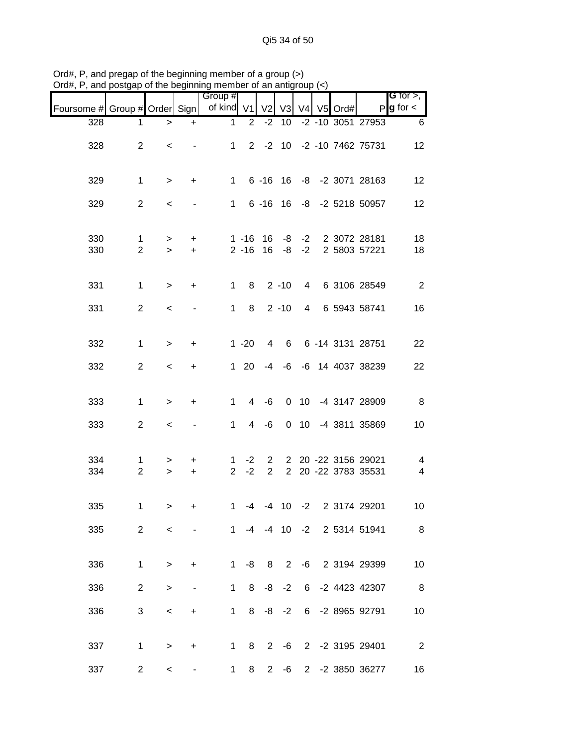Ord#, P, and pregap of the beginning member of a group (>)
Ord#, P, and postgap of the beginning member of an antigroup (<)

| Foursome # | Group # | Order | Sign | Group # of kind | V1 | V2 | V3 | V4 | V5 | Ord# | P | G for >, g for < |
|---|---|---|---|---|---|---|---|---|---|---|---|---|
| 328 | 1 | > | + | 1 | 2 | -2 | 10 | -2 | -10 | 3051 | 27953 | 6 |
| 328 | 2 | < | - | 1 | 2 | -2 | 10 | -2 | -10 | 7462 | 75731 | 12 |
| 329 | 1 | > | + | 1 | 6 | -16 | 16 | -8 | -2 | 3071 | 28163 | 12 |
| 329 | 2 | < | - | 1 | 6 | -16 | 16 | -8 | -2 | 5218 | 50957 | 12 |
| 330 | 1 | > | + | 1 | -16 | 16 | -8 | -2 | 2 | 3072 | 28181 | 18 |
| 330 | 2 | > | + | 2 | -16 | 16 | -8 | -2 | 2 | 5803 | 57221 | 18 |
| 331 | 1 | > | + | 1 | 8 | 2 | -10 | 4 | 6 | 3106 | 28549 | 2 |
| 331 | 2 | < | - | 1 | 8 | 2 | -10 | 4 | 6 | 5943 | 58741 | 16 |
| 332 | 1 | > | + | 1 | -20 | 4 | 6 | 6 | -14 | 3131 | 28751 | 22 |
| 332 | 2 | < | + | 1 | 20 | -4 | -6 | -6 | 14 | 4037 | 38239 | 22 |
| 333 | 1 | > | + | 1 | 4 | -6 | 0 | 10 | -4 | 3147 | 28909 | 8 |
| 333 | 2 | < | - | 1 | 4 | -6 | 0 | 10 | -4 | 3811 | 35869 | 10 |
| 334 | 1 | > | + | 1 | -2 | 2 | 2 | 20 | -22 | 3156 | 29021 | 4 |
| 334 | 2 | > | + | 2 | -2 | 2 | 2 | 20 | -22 | 3783 | 35531 | 4 |
| 335 | 1 | > | + | 1 | -4 | -4 | 10 | -2 | 2 | 3174 | 29201 | 10 |
| 335 | 2 | < | - | 1 | -4 | -4 | 10 | -2 | 2 | 5314 | 51941 | 8 |
| 336 | 1 | > | + | 1 | -8 | 8 | 2 | -6 | 2 | 3194 | 29399 | 10 |
| 336 | 2 | > | - | 1 | 8 | -8 | -2 | 6 | -2 | 4423 | 42307 | 8 |
| 336 | 3 | < | + | 1 | 8 | -8 | -2 | 6 | -2 | 8965 | 92791 | 10 |
| 337 | 1 | > | + | 1 | 8 | 2 | -6 | 2 | -2 | 3195 | 29401 | 2 |
| 337 | 2 | < | - | 1 | 8 | 2 | -6 | 2 | -2 | 3850 | 36277 | 16 |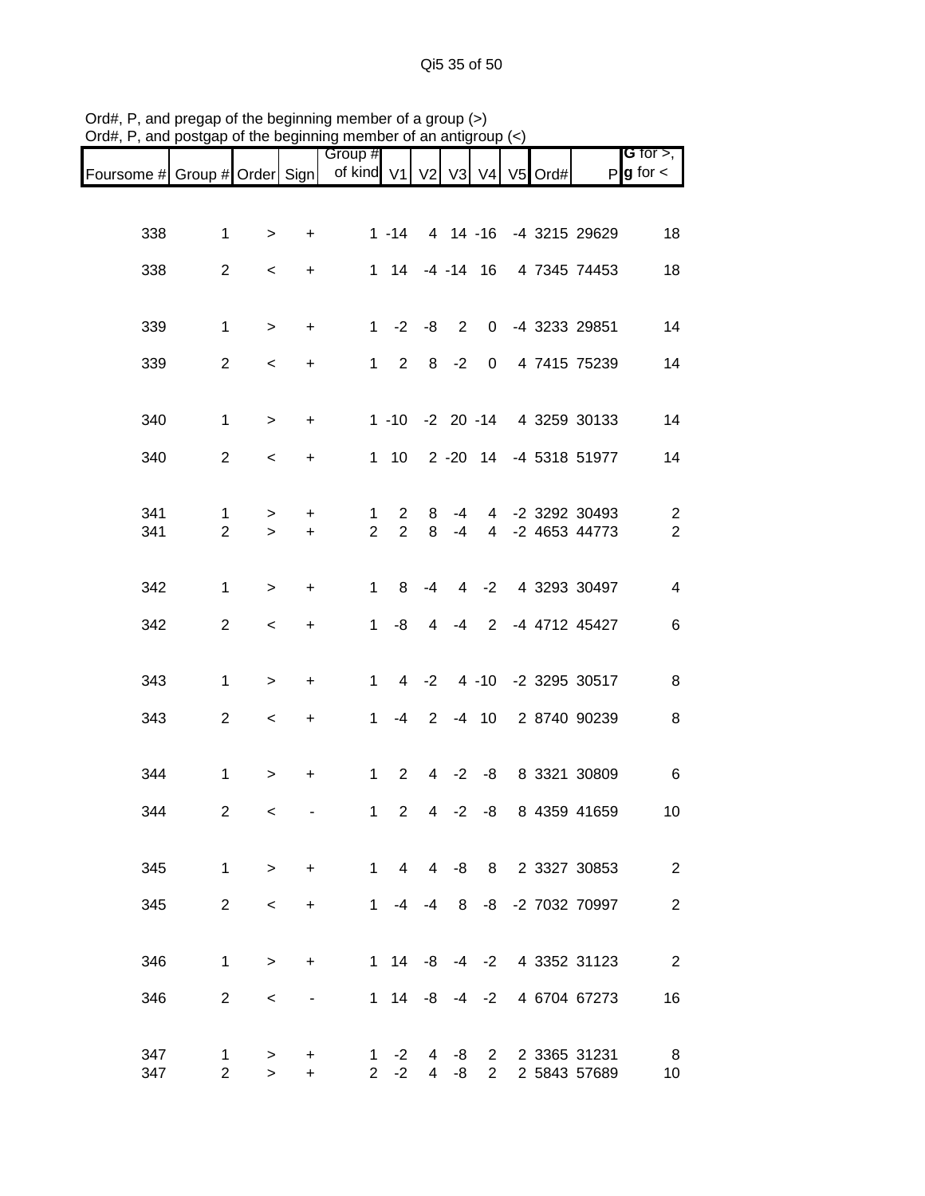Ord#, P, and pregap of the beginning member of a group (>)
Ord#, P, and postgap of the beginning member of an antigroup (<)

| Foursome # | Group # | Order | Sign | Group # of kind | V1 | V2 | V3 | V4 | V5 | Ord# | P | G for >, g for < |
|---|---|---|---|---|---|---|---|---|---|---|---|---|
| 338 | 1 | > | + | 1 | -14 | 4 | 14 | -16 | -4 | 3215 | 29629 | 18 |
| 338 | 2 | < | + | 1 | 14 | -4 | -14 | 16 | 4 | 7345 | 74453 | 18 |
| 339 | 1 | > | + | 1 | -2 | -8 | 2 | 0 | -4 | 3233 | 29851 | 14 |
| 339 | 2 | < | + | 1 | 2 | 8 | -2 | 0 | 4 | 7415 | 75239 | 14 |
| 340 | 1 | > | + | 1 | -10 | -2 | 20 | -14 | 4 | 3259 | 30133 | 14 |
| 340 | 2 | < | + | 1 | 10 | 2 | -20 | 14 | -4 | 5318 | 51977 | 14 |
| 341 | 1 | > | + | 1 | 2 | 8 | -4 | 4 | -2 | 3292 | 30493 | 2 |
| 341 | 2 | > | + | 2 | 2 | 8 | -4 | 4 | -2 | 4653 | 44773 | 2 |
| 342 | 1 | > | + | 1 | 8 | -4 | 4 | -2 | 4 | 3293 | 30497 | 4 |
| 342 | 2 | < | + | 1 | -8 | 4 | -4 | 2 | -4 | 4712 | 45427 | 6 |
| 343 | 1 | > | + | 1 | 4 | -2 | 4 | -10 | -2 | 3295 | 30517 | 8 |
| 343 | 2 | < | + | 1 | -4 | 2 | -4 | 10 | 2 | 8740 | 90239 | 8 |
| 344 | 1 | > | + | 1 | 2 | 4 | -2 | -8 | 8 | 3321 | 30809 | 6 |
| 344 | 2 | < | - | 1 | 2 | 4 | -2 | -8 | 8 | 4359 | 41659 | 10 |
| 345 | 1 | > | + | 1 | 4 | 4 | -8 | 8 | 2 | 3327 | 30853 | 2 |
| 345 | 2 | < | + | 1 | -4 | -4 | 8 | -8 | -2 | 7032 | 70997 | 2 |
| 346 | 1 | > | + | 1 | 14 | -8 | -4 | -2 | 4 | 3352 | 31123 | 2 |
| 346 | 2 | < | - | 1 | 14 | -8 | -4 | -2 | 4 | 6704 | 67273 | 16 |
| 347 | 1 | > | + | 1 | -2 | 4 | -8 | 2 | 2 | 3365 | 31231 | 8 |
| 347 | 2 | > | + | 2 | -2 | 4 | -8 | 2 | 2 | 5843 | 57689 | 10 |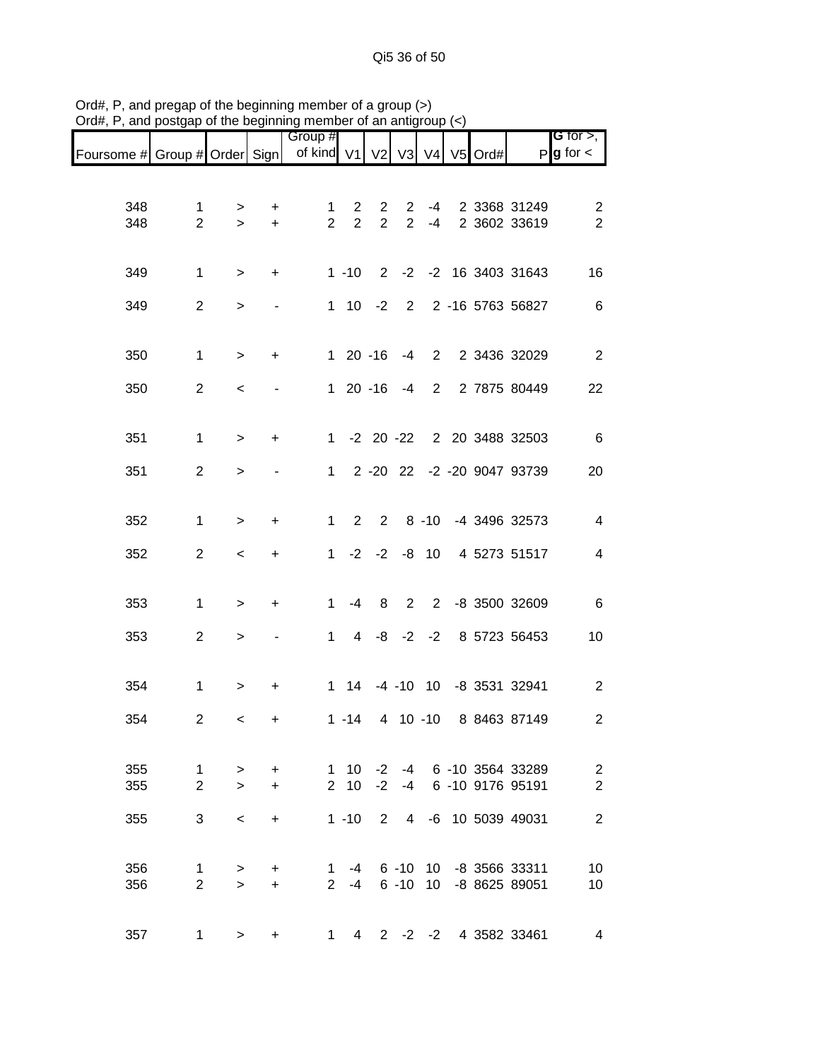Ord#, P, and pregap of the beginning member of a group (>)
Ord#, P, and postgap of the beginning member of an antigroup (<)

| Foursome # | Group # | Order | Sign | Group # of kind | V1 | V2 | V3 | V4 | V5 | Ord# | P | G for >, g for < |
|---|---|---|---|---|---|---|---|---|---|---|---|---|
| 348 | 1 | > | + | 1 | 2 | 2 | 2 | -4 | 2 | 3368 | 31249 | 2 |
| 348 | 2 | > | + | 2 | 2 | 2 | 2 | -4 | 2 | 3602 | 33619 | 2 |
| 349 | 1 | > | + | 1 | -10 | 2 | -2 | -2 | 16 | 3403 | 31643 | 16 |
| 349 | 2 | > | - | 1 | 10 | -2 | 2 | 2 | -16 | 5763 | 56827 | 6 |
| 350 | 1 | > | + | 1 | 20 | -16 | -4 | 2 | 2 | 3436 | 32029 | 2 |
| 350 | 2 | < | - | 1 | 20 | -16 | -4 | 2 | 2 | 7875 | 80449 | 22 |
| 351 | 1 | > | + | 1 | -2 | 20 | -22 | 2 | 20 | 3488 | 32503 | 6 |
| 351 | 2 | > | - | 1 | 2 | -20 | 22 | -2 | -20 | 9047 | 93739 | 20 |
| 352 | 1 | > | + | 1 | 2 | 2 | 8 | -10 | -4 | 3496 | 32573 | 4 |
| 352 | 2 | < | + | 1 | -2 | -2 | -8 | 10 | 4 | 5273 | 51517 | 4 |
| 353 | 1 | > | + | 1 | -4 | 8 | 2 | 2 | -8 | 3500 | 32609 | 6 |
| 353 | 2 | > | - | 1 | 4 | -8 | -2 | -2 | 8 | 5723 | 56453 | 10 |
| 354 | 1 | > | + | 1 | 14 | -4 | -10 | 10 | -8 | 3531 | 32941 | 2 |
| 354 | 2 | < | + | 1 | -14 | 4 | 10 | -10 | 8 | 8463 | 87149 | 2 |
| 355 | 1 | > | + | 1 | 10 | -2 | -4 | 6 | -10 | 3564 | 33289 | 2 |
| 355 | 2 | > | + | 2 | 10 | -2 | -4 | 6 | -10 | 9176 | 95191 | 2 |
| 355 | 3 | < | + | 1 | -10 | 2 | 4 | -6 | 10 | 5039 | 49031 | 2 |
| 356 | 1 | > | + | 1 | -4 | 6 | -10 | 10 | -8 | 3566 | 33311 | 10 |
| 356 | 2 | > | + | 2 | -4 | 6 | -10 | 10 | -8 | 8625 | 89051 | 10 |
| 357 | 1 | > | + | 1 | 4 | 2 | -2 | -2 | 4 | 3582 | 33461 | 4 |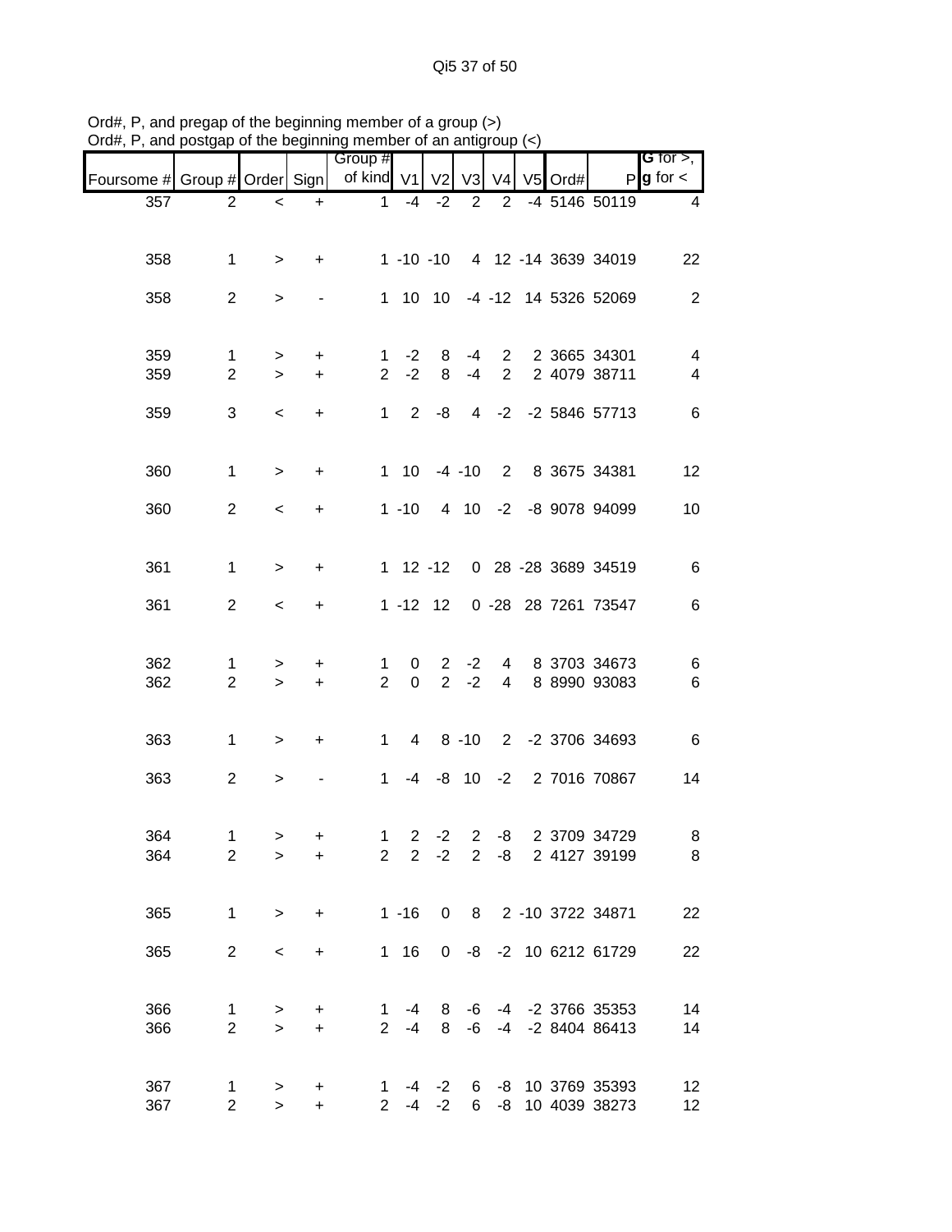Ord#, P, and pregap of the beginning member of a group (>)
Ord#, P, and postgap of the beginning member of an antigroup (<)

| Foursome # | Group # | Order | Sign | Group # of kind | V1 | V2 | V3 | V4 | V5 | Ord# | P | G for >, g for < |
|---|---|---|---|---|---|---|---|---|---|---|---|---|
| 357 | 2 | < | + | 1 | -4 | -2 | 2 | 2 | -4 | 5146 | 50119 | 4 |
| 358 | 1 | > | + | 1 | -10 | -10 | 4 | 12 | -14 | 3639 | 34019 | 22 |
| 358 | 2 | > | - | 1 | 10 | 10 | -4 | -12 | 14 | 5326 | 52069 | 2 |
| 359 | 1 | > | + | 1 | -2 | 8 | -4 | 2 | 2 | 3665 | 34301 | 4 |
| 359 | 2 | > | + | 2 | -2 | 8 | -4 | 2 | 2 | 4079 | 38711 | 4 |
| 359 | 3 | < | + | 1 | 2 | -8 | 4 | -2 | -2 | 5846 | 57713 | 6 |
| 360 | 1 | > | + | 1 | 10 | -4 | -10 | 2 | 8 | 3675 | 34381 | 12 |
| 360 | 2 | < | + | 1 | -10 | 4 | 10 | -2 | -8 | 9078 | 94099 | 10 |
| 361 | 1 | > | + | 1 | 12 | -12 | 0 | 28 | -28 | 3689 | 34519 | 6 |
| 361 | 2 | < | + | 1 | -12 | 12 | 0 | -28 | 28 | 7261 | 73547 | 6 |
| 362 | 1 | > | + | 1 | 0 | 2 | -2 | 4 | 8 | 3703 | 34673 | 6 |
| 362 | 2 | > | + | 2 | 0 | 2 | -2 | 4 | 8 | 8990 | 93083 | 6 |
| 363 | 1 | > | + | 1 | 4 | 8 | -10 | 2 | -2 | 3706 | 34693 | 6 |
| 363 | 2 | > | - | 1 | -4 | -8 | 10 | -2 | 2 | 7016 | 70867 | 14 |
| 364 | 1 | > | + | 1 | 2 | -2 | 2 | -8 | 2 | 3709 | 34729 | 8 |
| 364 | 2 | > | + | 2 | 2 | -2 | 2 | -8 | 2 | 4127 | 39199 | 8 |
| 365 | 1 | > | + | 1 | -16 | 0 | 8 | 2 | -10 | 3722 | 34871 | 22 |
| 365 | 2 | < | + | 1 | 16 | 0 | -8 | -2 | 10 | 6212 | 61729 | 22 |
| 366 | 1 | > | + | 1 | -4 | 8 | -6 | -4 | -2 | 3766 | 35353 | 14 |
| 366 | 2 | > | + | 2 | -4 | 8 | -6 | -4 | -2 | 8404 | 86413 | 14 |
| 367 | 1 | > | + | 1 | -4 | -2 | 6 | -8 | 10 | 3769 | 35393 | 12 |
| 367 | 2 | > | + | 2 | -4 | -2 | 6 | -8 | 10 | 4039 | 38273 | 12 |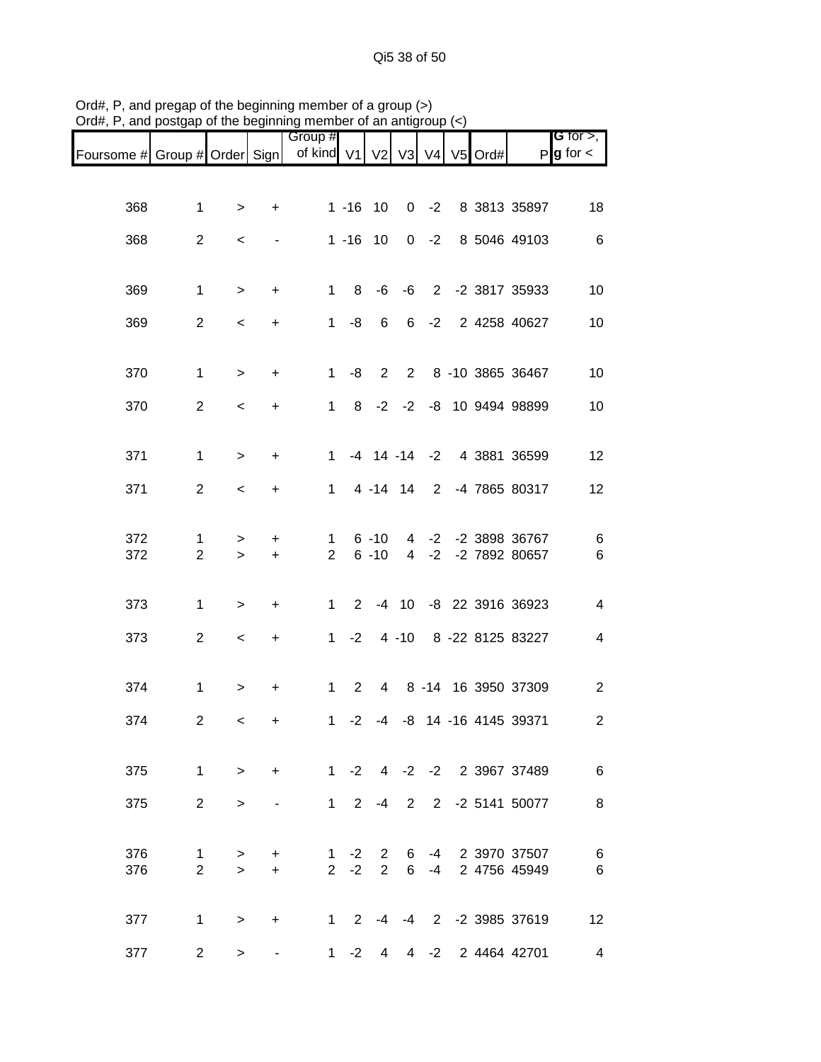Ord#, P, and pregap of the beginning member of a group (>)
Ord#, P, and postgap of the beginning member of an antigroup (<)

| Foursome # | Group # | Order | Sign | Group # of kind | V1 | V2 | V3 | V4 | V5 | Ord# | P | **G** for >, **g** for < |
|---|---|---|---|---|---|---|---|---|---|---|---|---|
| 368 | 1 | > | + | 1 | -16 | 10 | 0 | -2 | 8 | 3813 | 35897 | 18 |
| 368 | 2 | < | - | 1 | -16 | 10 | 0 | -2 | 8 | 5046 | 49103 | 6 |
| 369 | 1 | > | + | 1 | 8 | -6 | -6 | 2 | -2 | 3817 | 35933 | 10 |
| 369 | 2 | < | + | 1 | -8 | 6 | 6 | -2 | 2 | 4258 | 40627 | 10 |
| 370 | 1 | > | + | 1 | -8 | 2 | 2 | 8 | -10 | 3865 | 36467 | 10 |
| 370 | 2 | < | + | 1 | 8 | -2 | -2 | -8 | 10 | 9494 | 98899 | 10 |
| 371 | 1 | > | + | 1 | -4 | 14 | -14 | -2 | 4 | 3881 | 36599 | 12 |
| 371 | 2 | < | + | 1 | 4 | -14 | 14 | 2 | -4 | 7865 | 80317 | 12 |
| 372 | 1 | > | + | 1 | 6 | -10 | 4 | -2 | -2 | 3898 | 36767 | 6 |
| 372 | 2 | > | + | 2 | 6 | -10 | 4 | -2 | -2 | 7892 | 80657 | 6 |
| 373 | 1 | > | + | 1 | 2 | -4 | 10 | -8 | 22 | 3916 | 36923 | 4 |
| 373 | 2 | < | + | 1 | -2 | 4 | -10 | 8 | -22 | 8125 | 83227 | 4 |
| 374 | 1 | > | + | 1 | 2 | 4 | 8 | -14 | 16 | 3950 | 37309 | 2 |
| 374 | 2 | < | + | 1 | -2 | -4 | -8 | 14 | -16 | 4145 | 39371 | 2 |
| 375 | 1 | > | + | 1 | -2 | 4 | -2 | -2 | 2 | 3967 | 37489 | 6 |
| 375 | 2 | > | - | 1 | 2 | -4 | 2 | 2 | -2 | 5141 | 50077 | 8 |
| 376 | 1 | > | + | 1 | -2 | 2 | 6 | -4 | 2 | 3970 | 37507 | 6 |
| 376 | 2 | > | + | 2 | -2 | 2 | 6 | -4 | 2 | 4756 | 45949 | 6 |
| 377 | 1 | > | + | 1 | 2 | -4 | -4 | 2 | -2 | 3985 | 37619 | 12 |
| 377 | 2 | > | - | 1 | -2 | 4 | 4 | -2 | 2 | 4464 | 42701 | 4 |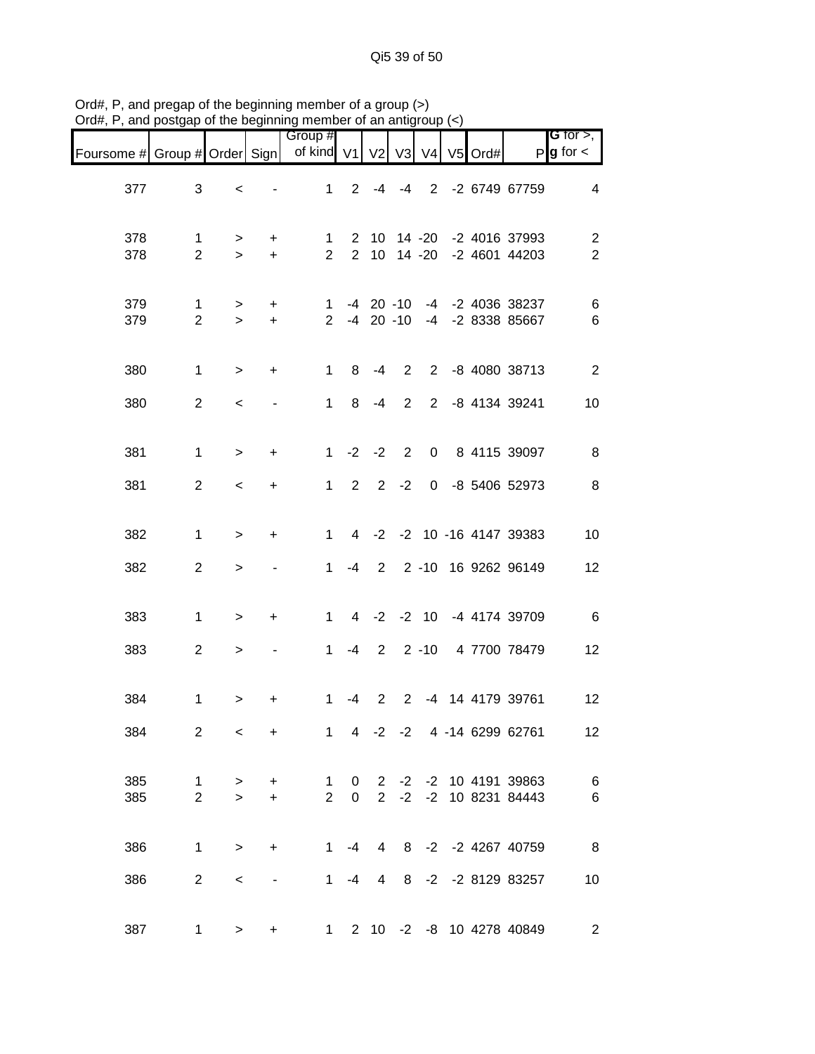Ord#, P, and pregap of the beginning member of a group (>)
Ord#, P, and postgap of the beginning member of an antigroup (<)

| Foursome # | Group # | Order | Sign | Group # of kind | V1 | V2 | V3 | V4 | V5 | Ord# | P | G for >, g for < |
|---|---|---|---|---|---|---|---|---|---|---|---|---|
| 377 | 3 | < | - | 1 | 2 | -4 | -4 | 2 | -2 | 6749 | 67759 | 4 |
| 378 | 1 | > | + | 1 | 2 | 10 | 14 | -20 | -2 | 4016 | 37993 | 2 |
| 378 | 2 | > | + | 2 | 2 | 10 | 14 | -20 | -2 | 4601 | 44203 | 2 |
| 379 | 1 | > | + | 1 | -4 | 20 | -10 | -4 | -2 | 4036 | 38237 | 6 |
| 379 | 2 | > | + | 2 | -4 | 20 | -10 | -4 | -2 | 8338 | 85667 | 6 |
| 380 | 1 | > | + | 1 | 8 | -4 | 2 | 2 | -8 | 4080 | 38713 | 2 |
| 380 | 2 | < | - | 1 | 8 | -4 | 2 | 2 | -8 | 4134 | 39241 | 10 |
| 381 | 1 | > | + | 1 | -2 | -2 | 2 | 0 | 8 | 4115 | 39097 | 8 |
| 381 | 2 | < | + | 1 | 2 | 2 | -2 | 0 | -8 | 5406 | 52973 | 8 |
| 382 | 1 | > | + | 1 | 4 | -2 | -2 | 10 | -16 | 4147 | 39383 | 10 |
| 382 | 2 | > | - | 1 | -4 | 2 | 2 | -10 | 16 | 9262 | 96149 | 12 |
| 383 | 1 | > | + | 1 | 4 | -2 | -2 | 10 | -4 | 4174 | 39709 | 6 |
| 383 | 2 | > | - | 1 | -4 | 2 | 2 | -10 | 4 | 7700 | 78479 | 12 |
| 384 | 1 | > | + | 1 | -4 | 2 | 2 | -4 | 14 | 4179 | 39761 | 12 |
| 384 | 2 | < | + | 1 | 4 | -2 | -2 | 4 | -14 | 6299 | 62761 | 12 |
| 385 | 1 | > | + | 1 | 0 | 2 | -2 | -2 | 10 | 4191 | 39863 | 6 |
| 385 | 2 | > | + | 2 | 0 | 2 | -2 | -2 | 10 | 8231 | 84443 | 6 |
| 386 | 1 | > | + | 1 | -4 | 4 | 8 | -2 | -2 | 4267 | 40759 | 8 |
| 386 | 2 | < | - | 1 | -4 | 4 | 8 | -2 | -2 | 8129 | 83257 | 10 |
| 387 | 1 | > | + | 1 | 2 | 10 | -2 | -8 | 10 | 4278 | 40849 | 2 |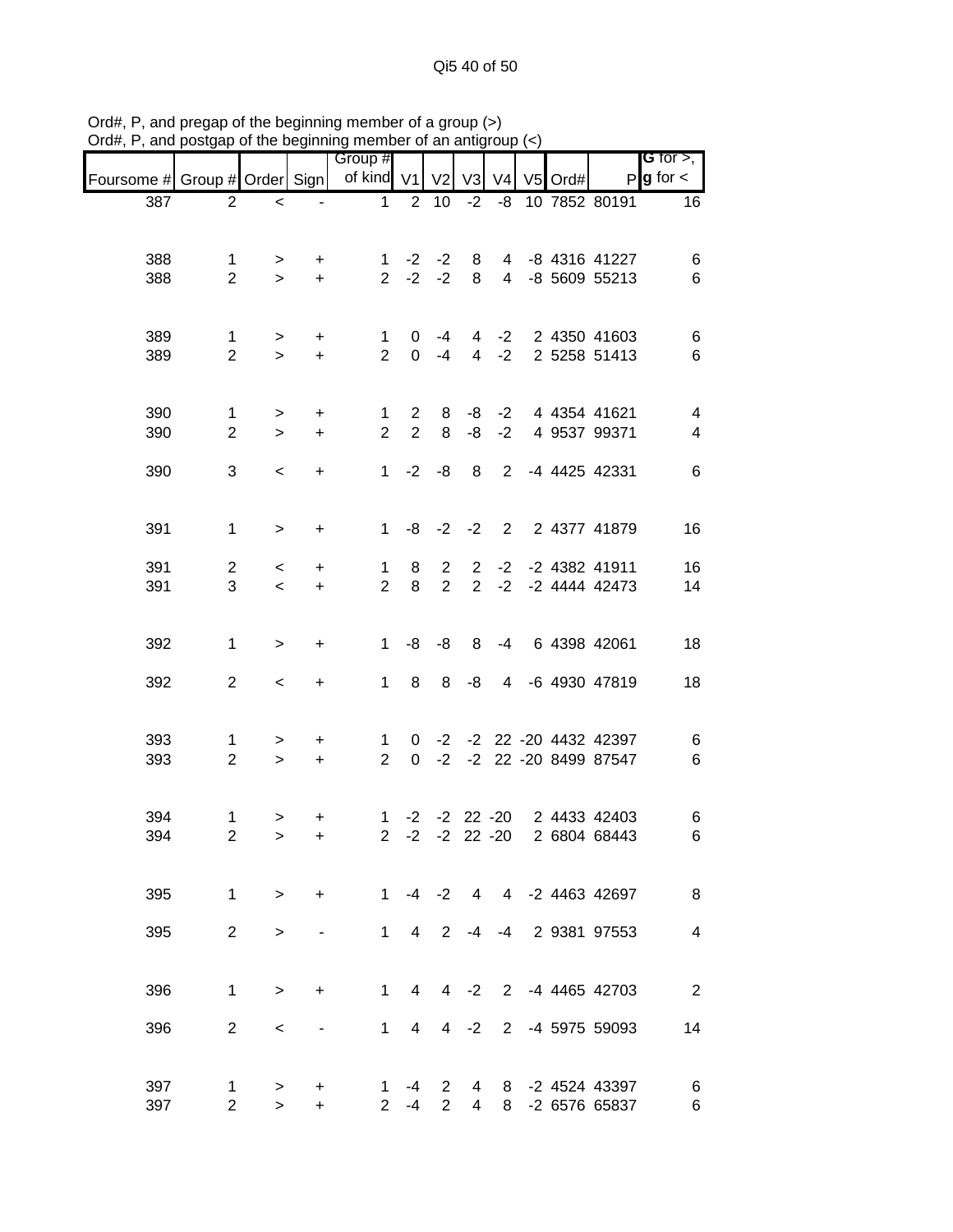Ord#, P, and pregap of the beginning member of a group (>)
Ord#, P, and postgap of the beginning member of an antigroup (<)

| Foursome # | Group # | Order | Sign | Group # of kind | V1 | V2 | V3 | V4 | V5 | Ord# | P | G for >, g for < |
|---|---|---|---|---|---|---|---|---|---|---|---|---|
| 387 | 2 | < | - | 1 | 2 | 10 | -2 | -8 | 10 | 7852 | 80191 | 16 |
| | | | | | | | | | | | | |
| 388 | 1 | > | + | 1 | -2 | -2 | 8 | 4 | -8 | 4316 | 41227 | 6 |
| 388 | 2 | > | + | 2 | -2 | -2 | 8 | 4 | -8 | 5609 | 55213 | 6 |
| | | | | | | | | | | | | |
| 389 | 1 | > | + | 1 | 0 | -4 | 4 | -2 | 2 | 4350 | 41603 | 6 |
| 389 | 2 | > | + | 2 | 0 | -4 | 4 | -2 | 2 | 5258 | 51413 | 6 |
| | | | | | | | | | | | | |
| 390 | 1 | > | + | 1 | 2 | 8 | -8 | -2 | 4 | 4354 | 41621 | 4 |
| 390 | 2 | > | + | 2 | 2 | 8 | -8 | -2 | 4 | 9537 | 99371 | 4 |
| | | | | | | | | | | | | |
| 390 | 3 | < | + | 1 | -2 | -8 | 8 | 2 | -4 | 4425 | 42331 | 6 |
| | | | | | | | | | | | | |
| 391 | 1 | > | + | 1 | -8 | -2 | -2 | 2 | 2 | 4377 | 41879 | 16 |
| | | | | | | | | | | | | |
| 391 | 2 | < | + | 1 | 8 | 2 | 2 | -2 | -2 | 4382 | 41911 | 16 |
| 391 | 3 | < | + | 2 | 8 | 2 | 2 | -2 | -2 | 4444 | 42473 | 14 |
| | | | | | | | | | | | | |
| 392 | 1 | > | + | 1 | -8 | -8 | 8 | -4 | 6 | 4398 | 42061 | 18 |
| | | | | | | | | | | | | |
| 392 | 2 | < | + | 1 | 8 | 8 | -8 | 4 | -6 | 4930 | 47819 | 18 |
| | | | | | | | | | | | | |
| 393 | 1 | > | + | 1 | 0 | -2 | -2 | 22 | -20 | 4432 | 42397 | 6 |
| 393 | 2 | > | + | 2 | 0 | -2 | -2 | 22 | -20 | 8499 | 87547 | 6 |
| | | | | | | | | | | | | |
| 394 | 1 | > | + | 1 | -2 | -2 | 22 | -20 | 2 | 4433 | 42403 | 6 |
| 394 | 2 | > | + | 2 | -2 | -2 | 22 | -20 | 2 | 6804 | 68443 | 6 |
| | | | | | | | | | | | | |
| 395 | 1 | > | + | 1 | -4 | -2 | 4 | 4 | -2 | 4463 | 42697 | 8 |
| | | | | | | | | | | | | |
| 395 | 2 | > | - | 1 | 4 | 2 | -4 | -4 | 2 | 9381 | 97553 | 4 |
| | | | | | | | | | | | | |
| 396 | 1 | > | + | 1 | 4 | 4 | -2 | 2 | -4 | 4465 | 42703 | 2 |
| | | | | | | | | | | | | |
| 396 | 2 | < | - | 1 | 4 | 4 | -2 | 2 | -4 | 5975 | 59093 | 14 |
| | | | | | | | | | | | | |
| 397 | 1 | > | + | 1 | -4 | 2 | 4 | 8 | -2 | 4524 | 43397 | 6 |
| 397 | 2 | > | + | 2 | -4 | 2 | 4 | 8 | -2 | 6576 | 65837 | 6 |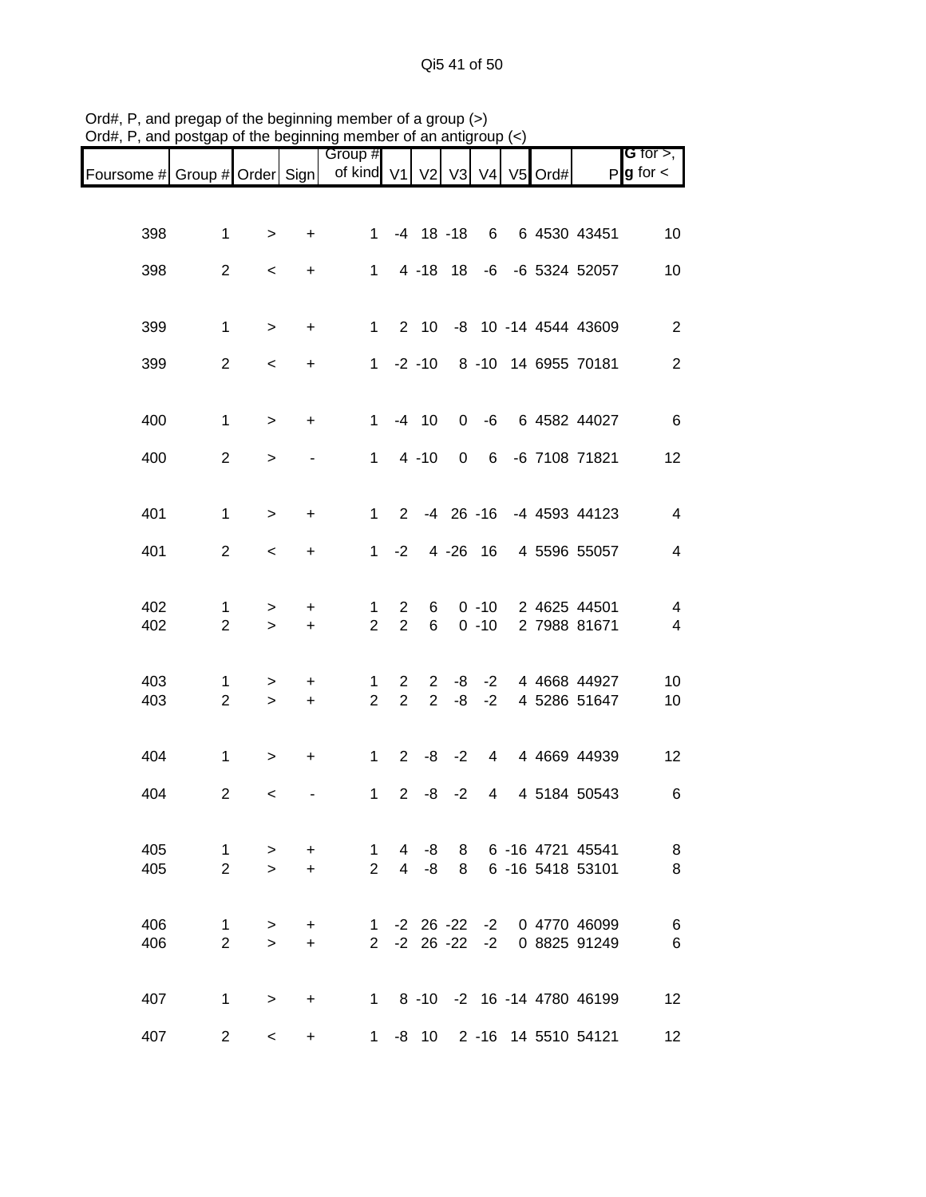Ord#, P, and pregap of the beginning member of a group (>)
Ord#, P, and postgap of the beginning member of an antigroup (<)

| Foursome # | Group # | Order | Sign | Group # of kind | V1 | V2 | V3 | V4 | V5 | Ord# | P | **G** for >, **g** for < |
|---|---|---|---|---|---|---|---|---|---|---|---|---|
| 398 | 1 | > | + | 1 | -4 | 18 | -18 | 6 | 6 | 4530 | 43451 | 10 |
| 398 | 2 | < | + | 1 | 4 | -18 | 18 | -6 | -6 | 5324 | 52057 | 10 |
| 399 | 1 | > | + | 1 | 2 | 10 | -8 | 10 | -14 | 4544 | 43609 | 2 |
| 399 | 2 | < | + | 1 | -2 | -10 | 8 | -10 | 14 | 6955 | 70181 | 2 |
| 400 | 1 | > | + | 1 | -4 | 10 | 0 | -6 | 6 | 4582 | 44027 | 6 |
| 400 | 2 | > | - | 1 | 4 | -10 | 0 | 6 | -6 | 7108 | 71821 | 12 |
| 401 | 1 | > | + | 1 | 2 | -4 | 26 | -16 | -4 | 4593 | 44123 | 4 |
| 401 | 2 | < | + | 1 | -2 | 4 | -26 | 16 | 4 | 5596 | 55057 | 4 |
| 402 | 1 | > | + | 1 | 2 | 6 | 0 | -10 | 2 | 4625 | 44501 | 4 |
| 402 | 2 | > | + | 2 | 2 | 6 | 0 | -10 | 2 | 7988 | 81671 | 4 |
| 403 | 1 | > | + | 1 | 2 | 2 | -8 | -2 | 4 | 4668 | 44927 | 10 |
| 403 | 2 | > | + | 2 | 2 | 2 | -8 | -2 | 4 | 5286 | 51647 | 10 |
| 404 | 1 | > | + | 1 | 2 | -8 | -2 | 4 | 4 | 4669 | 44939 | 12 |
| 404 | 2 | < | - | 1 | 2 | -8 | -2 | 4 | 4 | 5184 | 50543 | 6 |
| 405 | 1 | > | + | 1 | 4 | -8 | 8 | 6 | -16 | 4721 | 45541 | 8 |
| 405 | 2 | > | + | 2 | 4 | -8 | 8 | 6 | -16 | 5418 | 53101 | 8 |
| 406 | 1 | > | + | 1 | -2 | 26 | -22 | -2 | 0 | 4770 | 46099 | 6 |
| 406 | 2 | > | + | 2 | -2 | 26 | -22 | -2 | 0 | 8825 | 91249 | 6 |
| 407 | 1 | > | + | 1 | 8 | -10 | -2 | 16 | -14 | 4780 | 46199 | 12 |
| 407 | 2 | < | + | 1 | -8 | 10 | 2 | -16 | 14 | 5510 | 54121 | 12 |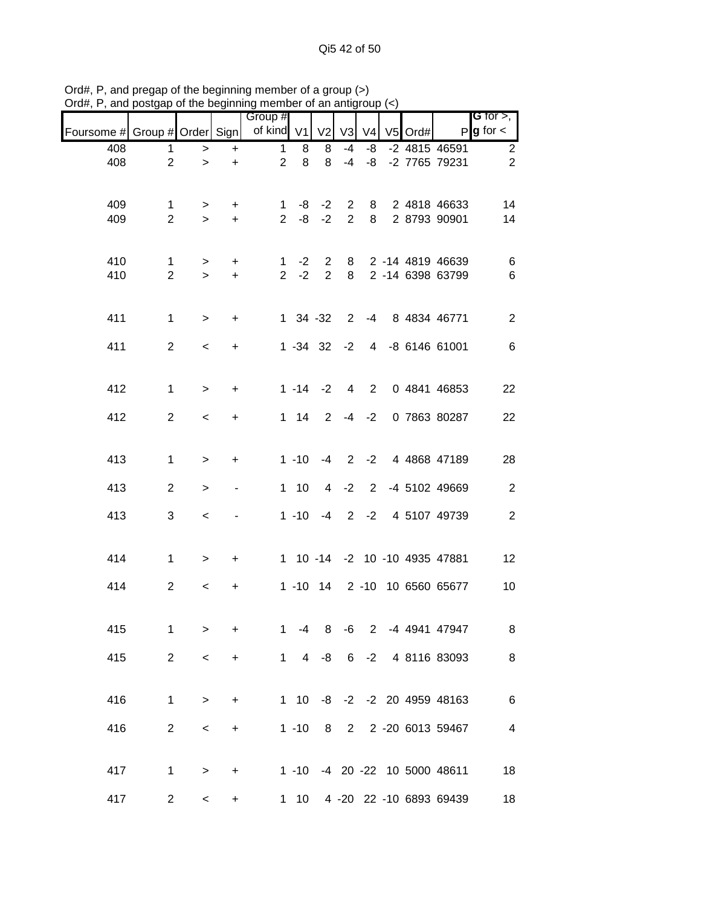Ord#, P, and pregap of the beginning member of a group (>)
Ord#, P, and postgap of the beginning member of an antigroup (<)

| Foursome # | Group # | Order | Sign | Group # of kind | V1 | V2 | V3 | V4 | V5 | Ord# | P | **G** for >, **g** for < |
|---|---|---|---|---|---|---|---|---|---|---|---|---|
| 408 | 1 | > | + | 1 | 8 | 8 | -4 | -8 | -2 | 4815 | 46591 | 2 |
| 408 | 2 | > | + | 2 | 8 | 8 | -4 | -8 | -2 | 7765 | 79231 | 2 |
| 409 | 1 | > | + | 1 | -8 | -2 | 2 | 8 | 2 | 4818 | 46633 | 14 |
| 409 | 2 | > | + | 2 | -8 | -2 | 2 | 8 | 2 | 8793 | 90901 | 14 |
| 410 | 1 | > | + | 1 | -2 | 2 | 8 | 2 | -14 | 4819 | 46639 | 6 |
| 410 | 2 | > | + | 2 | -2 | 2 | 8 | 2 | -14 | 6398 | 63799 | 6 |
| 411 | 1 | > | + | 1 | 34 | -32 | 2 | -4 | 8 | 4834 | 46771 | 2 |
| 411 | 2 | < | + | 1 | -34 | 32 | -2 | 4 | -8 | 6146 | 61001 | 6 |
| 412 | 1 | > | + | 1 | -14 | -2 | 4 | 2 | 0 | 4841 | 46853 | 22 |
| 412 | 2 | < | + | 1 | 14 | 2 | -4 | -2 | 0 | 7863 | 80287 | 22 |
| 413 | 1 | > | + | 1 | -10 | -4 | 2 | -2 | 4 | 4868 | 47189 | 28 |
| 413 | 2 | > | - | 1 | 10 | 4 | -2 | 2 | -4 | 5102 | 49669 | 2 |
| 413 | 3 | < | - | 1 | -10 | -4 | 2 | -2 | 4 | 5107 | 49739 | 2 |
| 414 | 1 | > | + | 1 | 10 | -14 | -2 | 10 | -10 | 4935 | 47881 | 12 |
| 414 | 2 | < | + | 1 | -10 | 14 | 2 | -10 | 10 | 6560 | 65677 | 10 |
| 415 | 1 | > | + | 1 | -4 | 8 | -6 | 2 | -4 | 4941 | 47947 | 8 |
| 415 | 2 | < | + | 1 | 4 | -8 | 6 | -2 | 4 | 8116 | 83093 | 8 |
| 416 | 1 | > | + | 1 | 10 | -8 | -2 | -2 | 20 | 4959 | 48163 | 6 |
| 416 | 2 | < | + | 1 | -10 | 8 | 2 | 2 | -20 | 6013 | 59467 | 4 |
| 417 | 1 | > | + | 1 | -10 | -4 | 20 | -22 | 10 | 5000 | 48611 | 18 |
| 417 | 2 | < | + | 1 | 10 | 4 | -20 | 22 | -10 | 6893 | 69439 | 18 |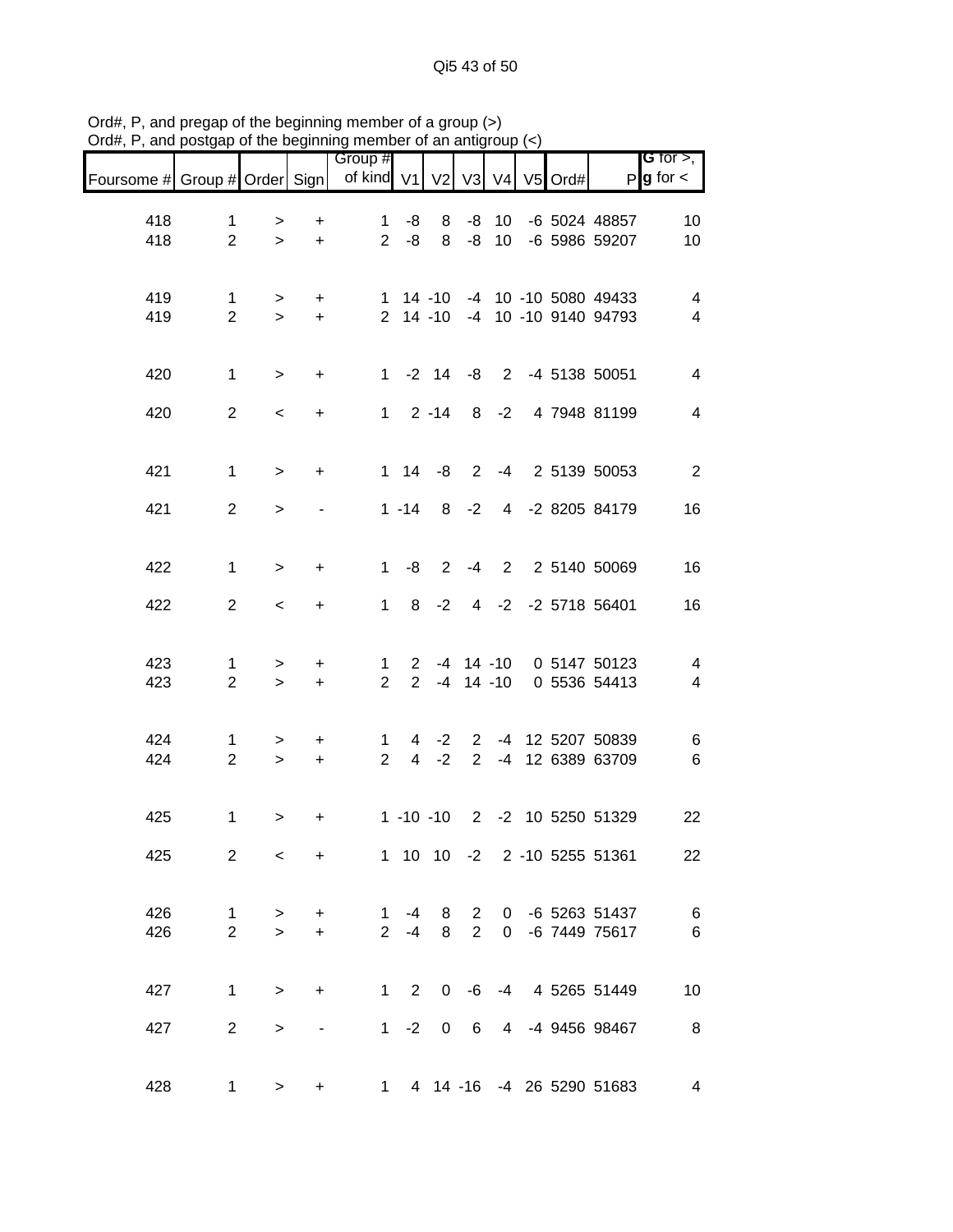Ord#, P, and pregap of the beginning member of a group (>)
Ord#, P, and postgap of the beginning member of an antigroup (<)

| Foursome # | Group # | Order | Sign | Group # of kind | V1 | V2 | V3 | V4 | V5 | Ord# | P | **G** for >, **g** for < |
|---|---|---|---|---|---|---|---|---|---|---|---|---|
| 418 | 1 | > | + | 1 | -8 | 8 | -8 | 10 | -6 | 5024 | 48857 | 10 |
| 418 | 2 | > | + | 2 | -8 | 8 | -8 | 10 | -6 | 5986 | 59207 | 10 |
| 419 | 1 | > | + | 1 | 14 | -10 | -4 | 10 | -10 | 5080 | 49433 | 4 |
| 419 | 2 | > | + | 2 | 14 | -10 | -4 | 10 | -10 | 9140 | 94793 | 4 |
| 420 | 1 | > | + | 1 | -2 | 14 | -8 | 2 | -4 | 5138 | 50051 | 4 |
| 420 | 2 | < | + | 1 | 2 | -14 | 8 | -2 | 4 | 7948 | 81199 | 4 |
| 421 | 1 | > | + | 1 | 14 | -8 | 2 | -4 | 2 | 5139 | 50053 | 2 |
| 421 | 2 | > | - | 1 | -14 | 8 | -2 | 4 | -2 | 8205 | 84179 | 16 |
| 422 | 1 | > | + | 1 | -8 | 2 | -4 | 2 | 2 | 5140 | 50069 | 16 |
| 422 | 2 | < | + | 1 | 8 | -2 | 4 | -2 | -2 | 5718 | 56401 | 16 |
| 423 | 1 | > | + | 1 | 2 | -4 | 14 | -10 | 0 | 5147 | 50123 | 4 |
| 423 | 2 | > | + | 2 | 2 | -4 | 14 | -10 | 0 | 5536 | 54413 | 4 |
| 424 | 1 | > | + | 1 | 4 | -2 | 2 | -4 | 12 | 5207 | 50839 | 6 |
| 424 | 2 | > | + | 2 | 4 | -2 | 2 | -4 | 12 | 6389 | 63709 | 6 |
| 425 | 1 | > | + | 1 | -10 | -10 | 2 | -2 | 10 | 5250 | 51329 | 22 |
| 425 | 2 | < | + | 1 | 10 | 10 | -2 | 2 | -10 | 5255 | 51361 | 22 |
| 426 | 1 | > | + | 1 | -4 | 8 | 2 | 0 | -6 | 5263 | 51437 | 6 |
| 426 | 2 | > | + | 2 | -4 | 8 | 2 | 0 | -6 | 7449 | 75617 | 6 |
| 427 | 1 | > | + | 1 | 2 | 0 | -6 | -4 | 4 | 5265 | 51449 | 10 |
| 427 | 2 | > | - | 1 | -2 | 0 | 6 | 4 | -4 | 9456 | 98467 | 8 |
| 428 | 1 | > | + | 1 | 4 | 14 | -16 | -4 | 26 | 5290 | 51683 | 4 |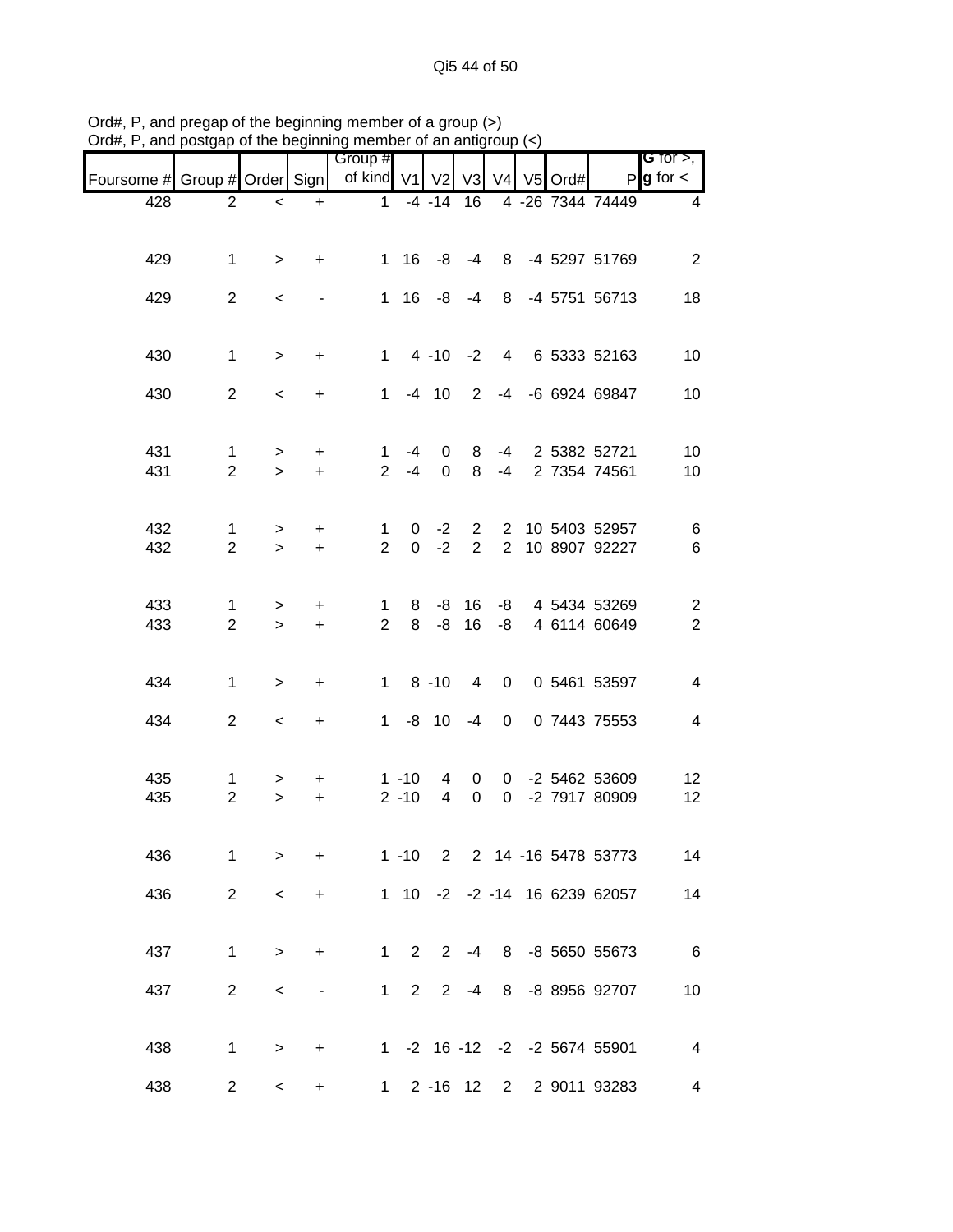Ord#, P, and pregap of the beginning member of a group (>)
Ord#, P, and postgap of the beginning member of an antigroup (<)

| Foursome # | Group # | Order | Sign | Group # of kind | V1 | V2 | V3 | V4 | V5 | Ord# | P | G for >, g for < |
|---|---|---|---|---|---|---|---|---|---|---|---|---|
| 428 | 2 | < | + | 1 | -4 | -14 | 16 | 4 | -26 | 7344 | 74449 | 4 |
| 429 | 1 | > | + | 1 | 16 | -8 | -4 | 8 | -4 | 5297 | 51769 | 2 |
| 429 | 2 | < | - | 1 | 16 | -8 | -4 | 8 | -4 | 5751 | 56713 | 18 |
| 430 | 1 | > | + | 1 | 4 | -10 | -2 | 4 | 6 | 5333 | 52163 | 10 |
| 430 | 2 | < | + | 1 | -4 | 10 | 2 | -4 | -6 | 6924 | 69847 | 10 |
| 431 | 1 | > | + | 1 | -4 | 0 | 8 | -4 | 2 | 5382 | 52721 | 10 |
| 431 | 2 | > | + | 2 | -4 | 0 | 8 | -4 | 2 | 7354 | 74561 | 10 |
| 432 | 1 | > | + | 1 | 0 | -2 | 2 | 2 | 10 | 5403 | 52957 | 6 |
| 432 | 2 | > | + | 2 | 0 | -2 | 2 | 2 | 10 | 8907 | 92227 | 6 |
| 433 | 1 | > | + | 1 | 8 | -8 | 16 | -8 | 4 | 5434 | 53269 | 2 |
| 433 | 2 | > | + | 2 | 8 | -8 | 16 | -8 | 4 | 6114 | 60649 | 2 |
| 434 | 1 | > | + | 1 | 8 | -10 | 4 | 0 | 0 | 5461 | 53597 | 4 |
| 434 | 2 | < | + | 1 | -8 | 10 | -4 | 0 | 0 | 7443 | 75553 | 4 |
| 435 | 1 | > | + | 1 | -10 | 4 | 0 | 0 | -2 | 5462 | 53609 | 12 |
| 435 | 2 | > | + | 2 | -10 | 4 | 0 | 0 | -2 | 7917 | 80909 | 12 |
| 436 | 1 | > | + | 1 | -10 | 2 | 2 | 14 | -16 | 5478 | 53773 | 14 |
| 436 | 2 | < | + | 1 | 10 | -2 | -2 | -14 | 16 | 6239 | 62057 | 14 |
| 437 | 1 | > | + | 1 | 2 | 2 | -4 | 8 | -8 | 5650 | 55673 | 6 |
| 437 | 2 | < | - | 1 | 2 | 2 | -4 | 8 | -8 | 8956 | 92707 | 10 |
| 438 | 1 | > | + | 1 | -2 | 16 | -12 | -2 | -2 | 5674 | 55901 | 4 |
| 438 | 2 | < | + | 1 | 2 | -16 | 12 | 2 | 2 | 9011 | 93283 | 4 |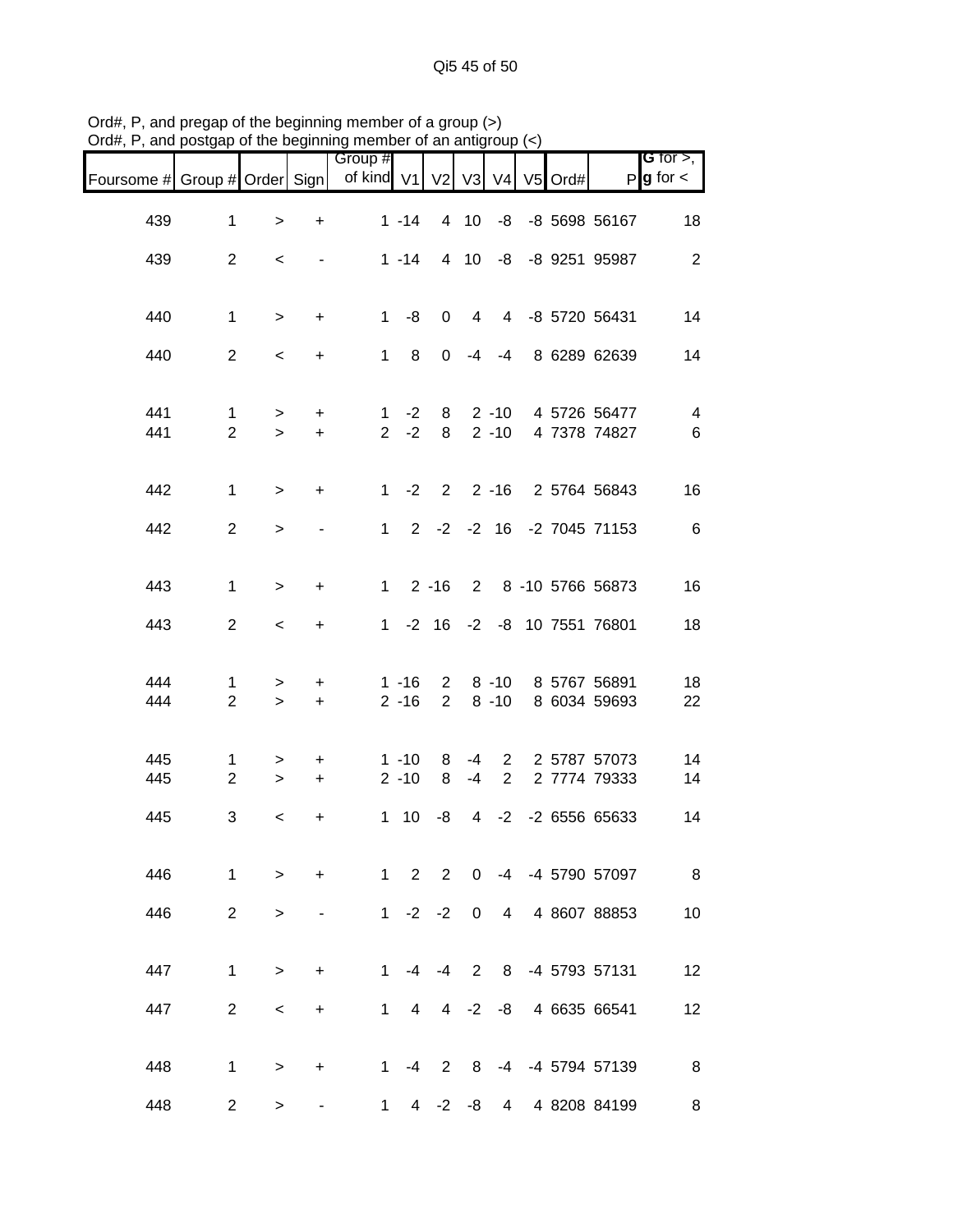Ord#, P, and pregap of the beginning member of a group (>)
Ord#, P, and postgap of the beginning member of an antigroup (<)

| Foursome # | Group # | Order | Sign | Group # of kind | V1 | V2 | V3 | V4 | V5 | Ord# | P | G for >, g for < |
|---|---|---|---|---|---|---|---|---|---|---|---|---|
| 439 | 1 | > | + | 1 | -14 | 4 | 10 | -8 | -8 | 5698 | 56167 | 18 |
| 439 | 2 | < | - | 1 | -14 | 4 | 10 | -8 | -8 | 9251 | 95987 | 2 |
| 440 | 1 | > | + | 1 | -8 | 0 | 4 | 4 | -8 | 5720 | 56431 | 14 |
| 440 | 2 | < | + | 1 | 8 | 0 | -4 | -4 | 8 | 6289 | 62639 | 14 |
| 441 | 1 | > | + | 1 | -2 | 8 | 2 | -10 | 4 | 5726 | 56477 | 4 |
| 441 | 2 | > | + | 2 | -2 | 8 | 2 | -10 | 4 | 7378 | 74827 | 6 |
| 442 | 1 | > | + | 1 | -2 | 2 | 2 | -16 | 2 | 5764 | 56843 | 16 |
| 442 | 2 | > | - | 1 | 2 | -2 | -2 | 16 | -2 | 7045 | 71153 | 6 |
| 443 | 1 | > | + | 1 | 2 | -16 | 2 | 8 | -10 | 5766 | 56873 | 16 |
| 443 | 2 | < | + | 1 | -2 | 16 | -2 | -8 | 10 | 7551 | 76801 | 18 |
| 444 | 1 | > | + | 1 | -16 | 2 | 8 | -10 | 8 | 5767 | 56891 | 18 |
| 444 | 2 | > | + | 2 | -16 | 2 | 8 | -10 | 8 | 6034 | 59693 | 22 |
| 445 | 1 | > | + | 1 | -10 | 8 | -4 | 2 | 2 | 5787 | 57073 | 14 |
| 445 | 2 | > | + | 2 | -10 | 8 | -4 | 2 | 2 | 7774 | 79333 | 14 |
| 445 | 3 | < | + | 1 | 10 | -8 | 4 | -2 | -2 | 6556 | 65633 | 14 |
| 446 | 1 | > | + | 1 | 2 | 2 | 0 | -4 | -4 | 5790 | 57097 | 8 |
| 446 | 2 | > | - | 1 | -2 | -2 | 0 | 4 | 4 | 8607 | 88853 | 10 |
| 447 | 1 | > | + | 1 | -4 | -4 | 2 | 8 | -4 | 5793 | 57131 | 12 |
| 447 | 2 | < | + | 1 | 4 | 4 | -2 | -8 | 4 | 6635 | 66541 | 12 |
| 448 | 1 | > | + | 1 | -4 | 2 | 8 | -4 | -4 | 5794 | 57139 | 8 |
| 448 | 2 | > | - | 1 | 4 | -2 | -8 | 4 | 4 | 8208 | 84199 | 8 |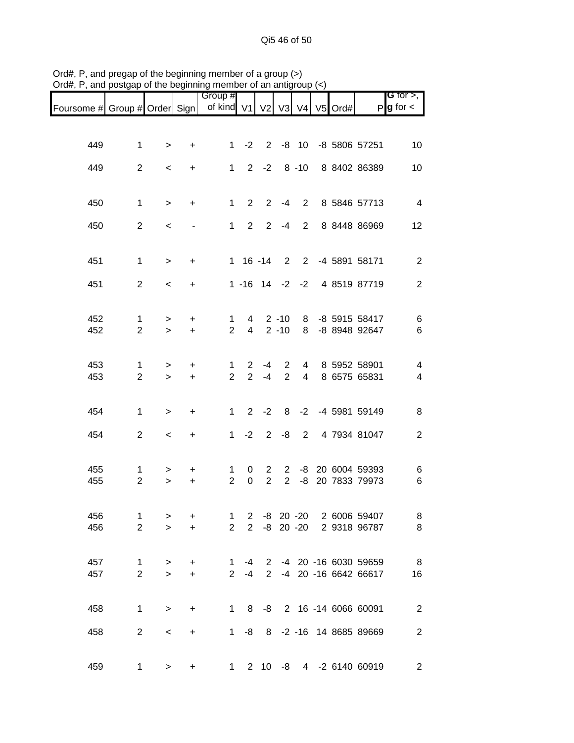Ord#, P, and pregap of the beginning member of a group (>)
Ord#, P, and postgap of the beginning member of an antigroup (<)

| Foursome # | Group # | Order | Sign | Group # of kind | V1 | V2 | V3 | V4 | V5 | Ord# | P | G for >, g for < |
|---|---|---|---|---|---|---|---|---|---|---|---|---|
| 449 | 1 | > | + | 1 | -2 | 2 | -8 | 10 | -8 | 5806 | 57251 | 10 |
| 449 | 2 | < | + | 1 | 2 | -2 | 8 | -10 | 8 | 8402 | 86389 | 10 |
| 450 | 1 | > | + | 1 | 2 | 2 | -4 | 2 | 8 | 5846 | 57713 | 4 |
| 450 | 2 | < | - | 1 | 2 | 2 | -4 | 2 | 8 | 8448 | 86969 | 12 |
| 451 | 1 | > | + | 1 | 16 | -14 | 2 | 2 | -4 | 5891 | 58171 | 2 |
| 451 | 2 | < | + | 1 | -16 | 14 | -2 | -2 | 4 | 8519 | 87719 | 2 |
| 452 | 1 | > | + | 1 | 4 | 2 | -10 | 8 | -8 | 5915 | 58417 | 6 |
| 452 | 2 | > | + | 2 | 4 | 2 | -10 | 8 | -8 | 8948 | 92647 | 6 |
| 453 | 1 | > | + | 1 | 2 | -4 | 2 | 4 | 8 | 5952 | 58901 | 4 |
| 453 | 2 | > | + | 2 | 2 | -4 | 2 | 4 | 8 | 6575 | 65831 | 4 |
| 454 | 1 | > | + | 1 | 2 | -2 | 8 | -2 | -4 | 5981 | 59149 | 8 |
| 454 | 2 | < | + | 1 | -2 | 2 | -8 | 2 | 4 | 7934 | 81047 | 2 |
| 455 | 1 | > | + | 1 | 0 | 2 | 2 | -8 | 20 | 6004 | 59393 | 6 |
| 455 | 2 | > | + | 2 | 0 | 2 | 2 | -8 | 20 | 7833 | 79973 | 6 |
| 456 | 1 | > | + | 1 | 2 | -8 | 20 | -20 | 2 | 6006 | 59407 | 8 |
| 456 | 2 | > | + | 2 | 2 | -8 | 20 | -20 | 2 | 9318 | 96787 | 8 |
| 457 | 1 | > | + | 1 | -4 | 2 | -4 | 20 | -16 | 6030 | 59659 | 8 |
| 457 | 2 | > | + | 2 | -4 | 2 | -4 | 20 | -16 | 6642 | 66617 | 16 |
| 458 | 1 | > | + | 1 | 8 | -8 | 2 | 16 | -14 | 6066 | 60091 | 2 |
| 458 | 2 | < | + | 1 | -8 | 8 | -2 | -16 | 14 | 8685 | 89669 | 2 |
| 459 | 1 | > | + | 1 | 2 | 10 | -8 | 4 | -2 | 6140 | 60919 | 2 |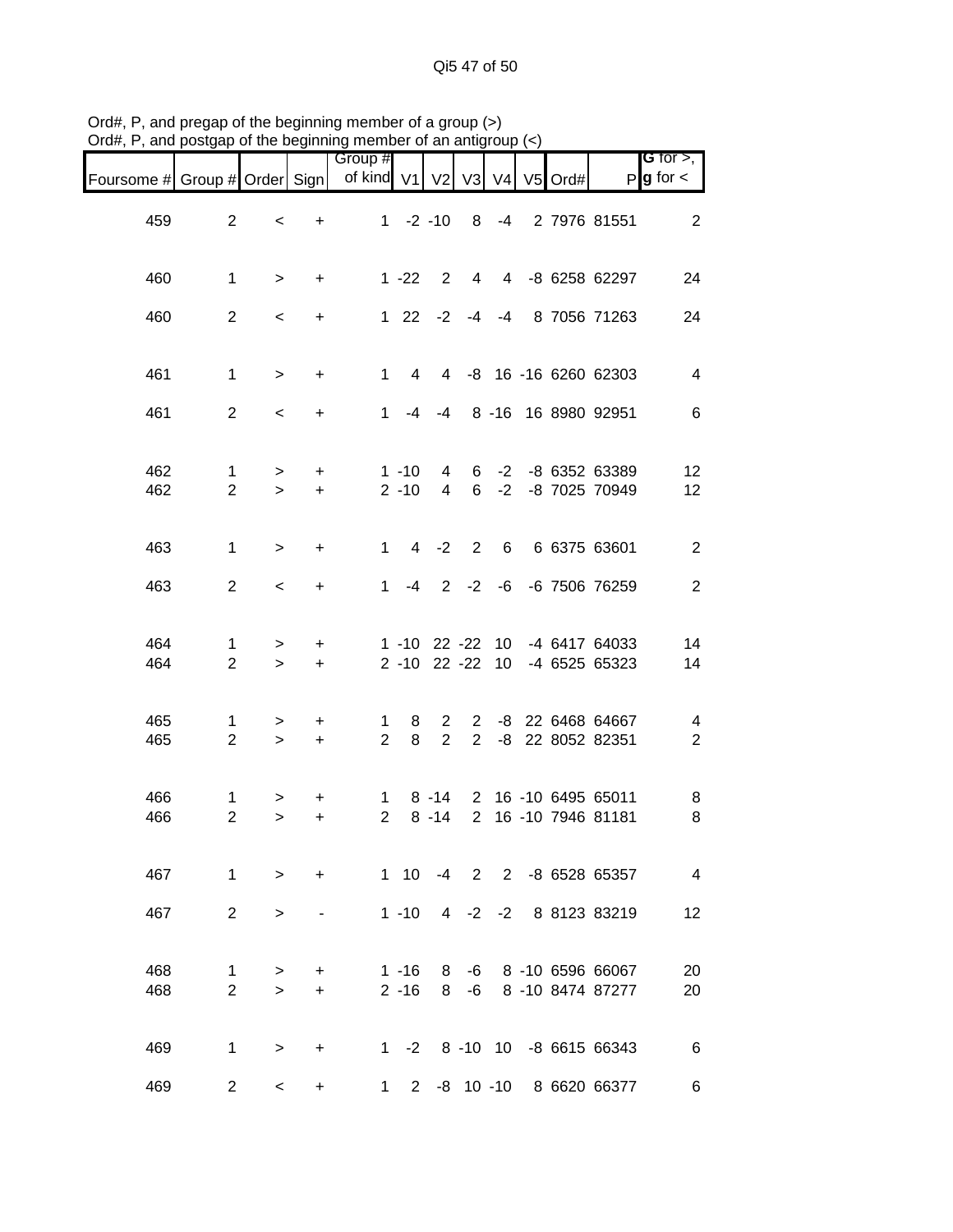Ord#, P, and pregap of the beginning member of a group (>)
Ord#, P, and postgap of the beginning member of an antigroup (<)

| Foursome # | Group # | Order | Sign | Group # of kind | V1 | V2 | V3 | V4 | V5 | Ord# | P | G for >, g for < |
|---|---|---|---|---|---|---|---|---|---|---|---|---|
| 459 | 2 | < | + | 1 | -2 | -10 | 8 | -4 | 2 | 7976 | 81551 | 2 |
| 460 | 1 | > | + | 1 | -22 | 2 | 4 | 4 | -8 | 6258 | 62297 | 24 |
| 460 | 2 | < | + | 1 | 22 | -2 | -4 | -4 | 8 | 7056 | 71263 | 24 |
| 461 | 1 | > | + | 1 | 4 | 4 | -8 | 16 | -16 | 6260 | 62303 | 4 |
| 461 | 2 | < | + | 1 | -4 | -4 | 8 | -16 | 16 | 8980 | 92951 | 6 |
| 462 | 1 | > | + | 1 | -10 | 4 | 6 | -2 | -8 | 6352 | 63389 | 12 |
| 462 | 2 | > | + | 2 | -10 | 4 | 6 | -2 | -8 | 7025 | 70949 | 12 |
| 463 | 1 | > | + | 1 | 4 | -2 | 2 | 6 | 6 | 6375 | 63601 | 2 |
| 463 | 2 | < | + | 1 | -4 | 2 | -2 | -6 | -6 | 7506 | 76259 | 2 |
| 464 | 1 | > | + | 1 | -10 | 22 | -22 | 10 | -4 | 6417 | 64033 | 14 |
| 464 | 2 | > | + | 2 | -10 | 22 | -22 | 10 | -4 | 6525 | 65323 | 14 |
| 465 | 1 | > | + | 1 | 8 | 2 | 2 | -8 | 22 | 6468 | 64667 | 4 |
| 465 | 2 | > | + | 2 | 8 | 2 | 2 | -8 | 22 | 8052 | 82351 | 2 |
| 466 | 1 | > | + | 1 | 8 | -14 | 2 | 16 | -10 | 6495 | 65011 | 8 |
| 466 | 2 | > | + | 2 | 8 | -14 | 2 | 16 | -10 | 7946 | 81181 | 8 |
| 467 | 1 | > | + | 1 | 10 | -4 | 2 | 2 | -8 | 6528 | 65357 | 4 |
| 467 | 2 | > | - | 1 | -10 | 4 | -2 | -2 | 8 | 8123 | 83219 | 12 |
| 468 | 1 | > | + | 1 | -16 | 8 | -6 | 8 | -10 | 6596 | 66067 | 20 |
| 468 | 2 | > | + | 2 | -16 | 8 | -6 | 8 | -10 | 8474 | 87277 | 20 |
| 469 | 1 | > | + | 1 | -2 | 8 | -10 | 10 | -8 | 6615 | 66343 | 6 |
| 469 | 2 | < | + | 1 | 2 | -8 | 10 | -10 | 8 | 6620 | 66377 | 6 |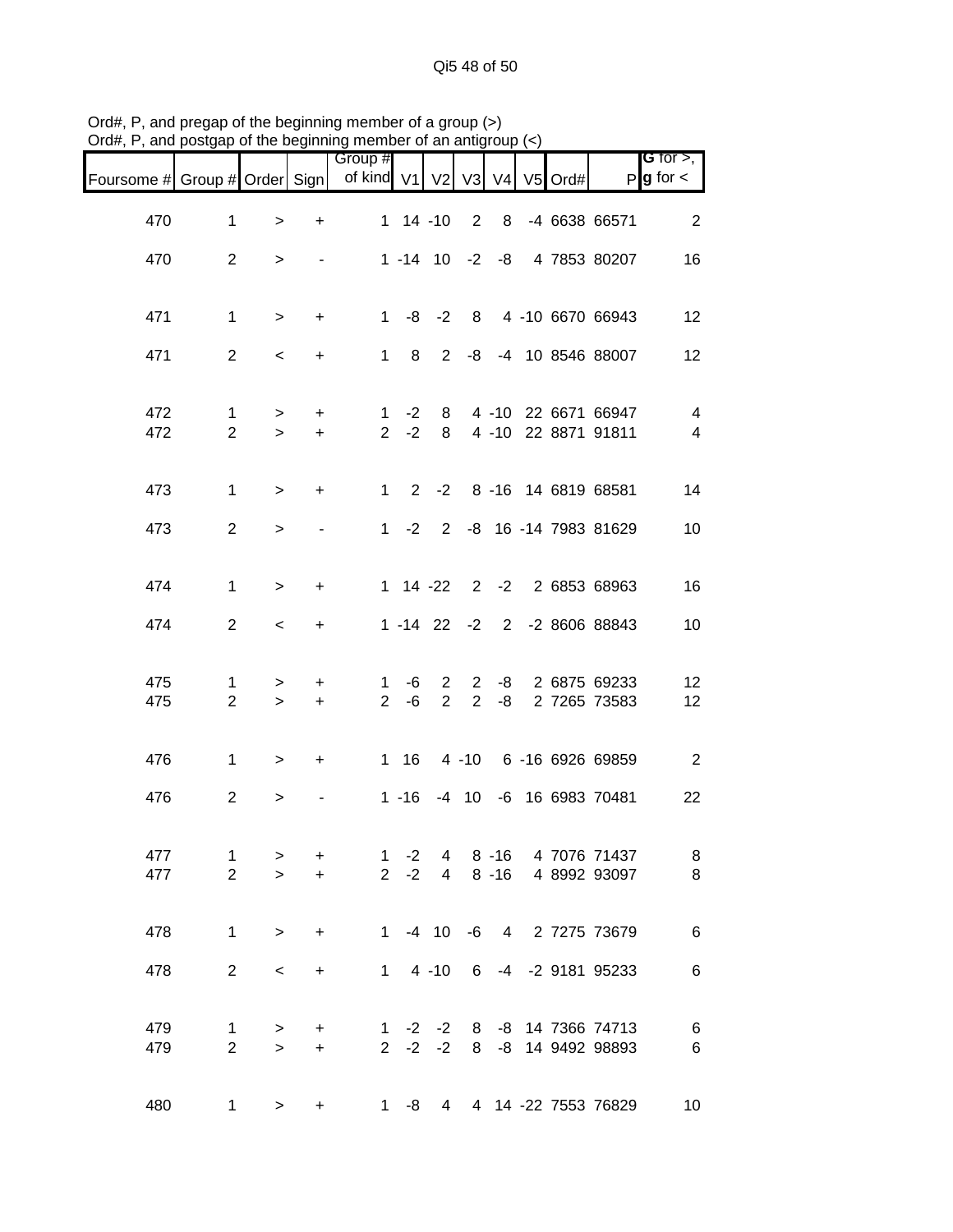Ord#, P, and pregap of the beginning member of a group (>)
Ord#, P, and postgap of the beginning member of an antigroup (<)

| Foursome # | Group # | Order | Sign | Group # of kind | V1 | V2 | V3 | V4 | V5 | Ord# | P | G for >, g for < |
|---|---|---|---|---|---|---|---|---|---|---|---|---|
| 470 | 1 | > | + | 1 | 14 | -10 | 2 | 8 | -4 | 6638 | 66571 | 2 |
| 470 | 2 | > | - | 1 | -14 | 10 | -2 | -8 | 4 | 7853 | 80207 | 16 |
| 471 | 1 | > | + | 1 | -8 | -2 | 8 | 4 | -10 | 6670 | 66943 | 12 |
| 471 | 2 | < | + | 1 | 8 | 2 | -8 | -4 | 10 | 8546 | 88007 | 12 |
| 472 | 1 | > | + | 1 | -2 | 8 | 4 | -10 | 22 | 6671 | 66947 | 4 |
| 472 | 2 | > | + | 2 | -2 | 8 | 4 | -10 | 22 | 8871 | 91811 | 4 |
| 473 | 1 | > | + | 1 | 2 | -2 | 8 | -16 | 14 | 6819 | 68581 | 14 |
| 473 | 2 | > | - | 1 | -2 | 2 | -8 | 16 | -14 | 7983 | 81629 | 10 |
| 474 | 1 | > | + | 1 | 14 | -22 | 2 | -2 | 2 | 6853 | 68963 | 16 |
| 474 | 2 | < | + | 1 | -14 | 22 | -2 | 2 | -2 | 8606 | 88843 | 10 |
| 475 | 1 | > | + | 1 | -6 | 2 | 2 | -8 | 2 | 6875 | 69233 | 12 |
| 475 | 2 | > | + | 2 | -6 | 2 | 2 | -8 | 2 | 7265 | 73583 | 12 |
| 476 | 1 | > | + | 1 | 16 | 4 | -10 | 6 | -16 | 6926 | 69859 | 2 |
| 476 | 2 | > | - | 1 | -16 | -4 | 10 | -6 | 16 | 6983 | 70481 | 22 |
| 477 | 1 | > | + | 1 | -2 | 4 | 8 | -16 | 4 | 7076 | 71437 | 8 |
| 477 | 2 | > | + | 2 | -2 | 4 | 8 | -16 | 4 | 8992 | 93097 | 8 |
| 478 | 1 | > | + | 1 | -4 | 10 | -6 | 4 | 2 | 7275 | 73679 | 6 |
| 478 | 2 | < | + | 1 | 4 | -10 | 6 | -4 | -2 | 9181 | 95233 | 6 |
| 479 | 1 | > | + | 1 | -2 | -2 | 8 | -8 | 14 | 7366 | 74713 | 6 |
| 479 | 2 | > | + | 2 | -2 | -2 | 8 | -8 | 14 | 9492 | 98893 | 6 |
| 480 | 1 | > | + | 1 | -8 | 4 | 4 | 14 | -22 | 7553 | 76829 | 10 |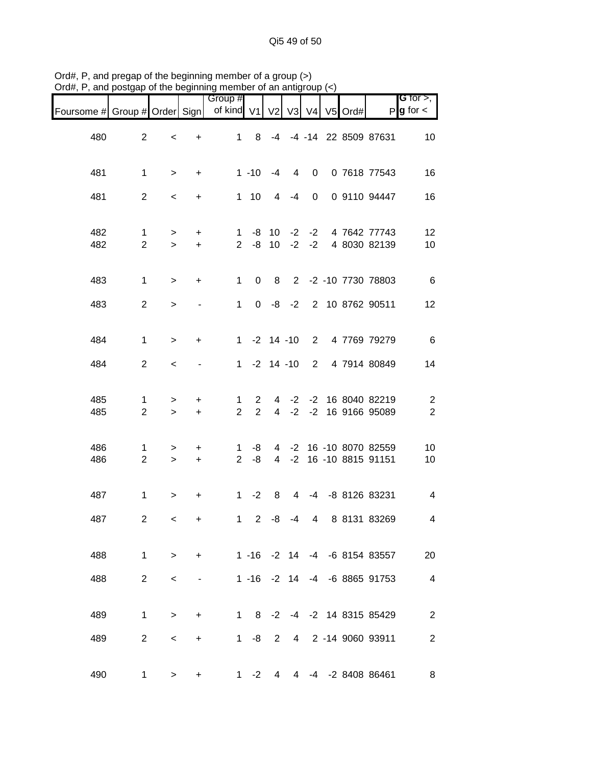Ord#, P, and pregap of the beginning member of a group (>)
Ord#, P, and postgap of the beginning member of an antigroup (<)

| Foursome # | Group # | Order | Sign | Group # of kind | V1 | V2 | V3 | V4 | V5 | Ord# | P | **G** for >, **g** for < |
|---|---|---|---|---|---|---|---|---|---|---|---|---|
| 480 | 2 | < | + | 1 | 8 | -4 | -4 | -14 | 22 | 8509 | 87631 | 10 |
| 481 | 1 | > | + | 1 | -10 | -4 | 4 | 0 | 0 | 7618 | 77543 | 16 |
| 481 | 2 | < | + | 1 | 10 | 4 | -4 | 0 | 0 | 9110 | 94447 | 16 |
| 482 | 1 | > | + | 1 | -8 | 10 | -2 | -2 | 4 | 7642 | 77743 | 12 |
| 482 | 2 | > | + | 2 | -8 | 10 | -2 | -2 | 4 | 8030 | 82139 | 10 |
| 483 | 1 | > | + | 1 | 0 | 8 | 2 | -2 | -10 | 7730 | 78803 | 6 |
| 483 | 2 | > | - | 1 | 0 | -8 | -2 | 2 | 10 | 8762 | 90511 | 12 |
| 484 | 1 | > | + | 1 | -2 | 14 | -10 | 2 | 4 | 7769 | 79279 | 6 |
| 484 | 2 | < | - | 1 | -2 | 14 | -10 | 2 | 4 | 7914 | 80849 | 14 |
| 485 | 1 | > | + | 1 | 2 | 4 | -2 | -2 | 16 | 8040 | 82219 | 2 |
| 485 | 2 | > | + | 2 | 2 | 4 | -2 | -2 | 16 | 9166 | 95089 | 2 |
| 486 | 1 | > | + | 1 | -8 | 4 | -2 | 16 | -10 | 8070 | 82559 | 10 |
| 486 | 2 | > | + | 2 | -8 | 4 | -2 | 16 | -10 | 8815 | 91151 | 10 |
| 487 | 1 | > | + | 1 | -2 | 8 | 4 | -4 | -8 | 8126 | 83231 | 4 |
| 487 | 2 | < | + | 1 | 2 | -8 | -4 | 4 | 8 | 8131 | 83269 | 4 |
| 488 | 1 | > | + | 1 | -16 | -2 | 14 | -4 | -6 | 8154 | 83557 | 20 |
| 488 | 2 | < | - | 1 | -16 | -2 | 14 | -4 | -6 | 8865 | 91753 | 4 |
| 489 | 1 | > | + | 1 | 8 | -2 | -4 | -2 | 14 | 8315 | 85429 | 2 |
| 489 | 2 | < | + | 1 | -8 | 2 | 4 | 2 | -14 | 9060 | 93911 | 2 |
| 490 | 1 | > | + | 1 | -2 | 4 | 4 | -4 | -2 | 8408 | 86461 | 8 |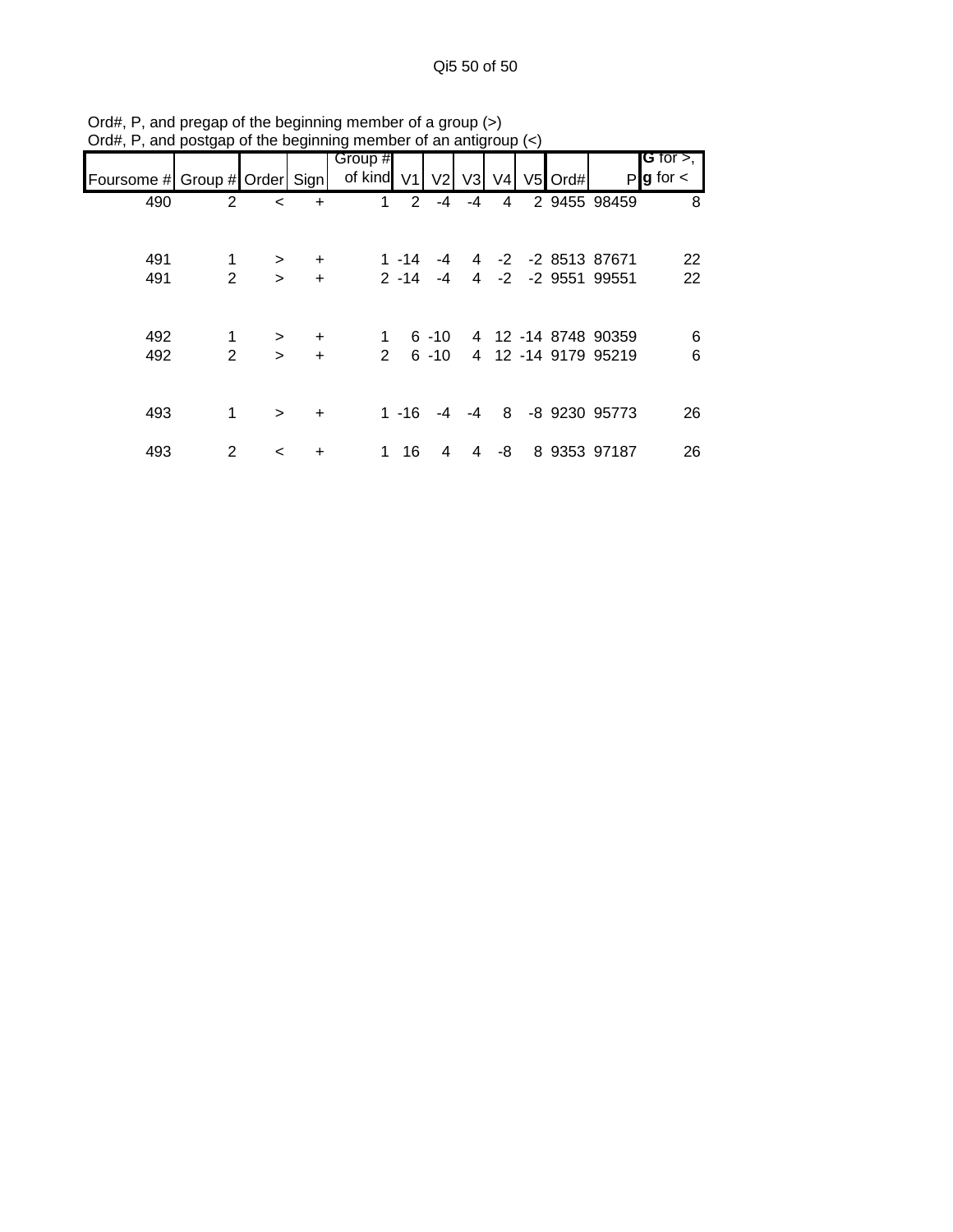Ord#, P, and pregap of the beginning member of a group (>)
Ord#, P, and postgap of the beginning member of an antigroup (<)

| Foursome # | Group # | Order | Sign | Group # of kind | V1 | V2 | V3 | V4 | V5 | Ord# | P | **G** for >, **g** for < |
|---|---|---|---|---|---|---|---|---|---|---|---|---|
| 490 | 2 | < | + | 1 | 2 | -4 | -4 | 4 | 2 | 9455 | 98459 | 8 |
| 491 | 1 | > | + | 1 | -14 | -4 | 4 | -2 | -2 | 8513 | 87671 | 22 |
| 491 | 2 | > | + | 2 | -14 | -4 | 4 | -2 | -2 | 9551 | 99551 | 22 |
| 492 | 1 | > | + | 1 | 6 | -10 | 4 | 12 | -14 | 8748 | 90359 | 6 |
| 492 | 2 | > | + | 2 | 6 | -10 | 4 | 12 | -14 | 9179 | 95219 | 6 |
| 493 | 1 | > | + | 1 | -16 | -4 | -4 | 8 | -8 | 9230 | 95773 | 26 |
| 493 | 2 | < | + | 1 | 16 | 4 | 4 | -8 | 8 | 9353 | 97187 | 26 |